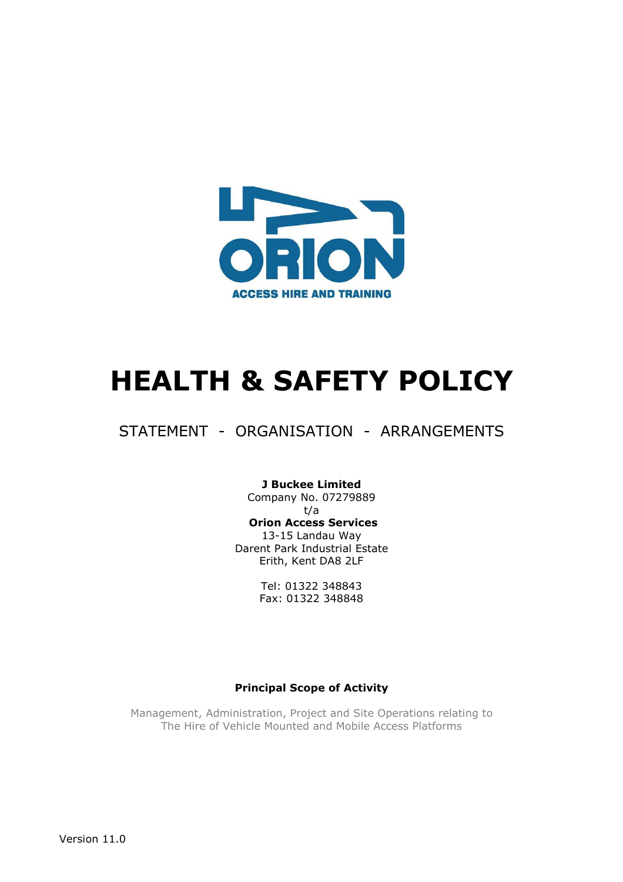ORION

ACCESS HIRE AND TRAINING

# HEALTH & SAFETY POLICY

STATEMENT - ORGANISATION - ARRANGEMENTS

**J Buckee Limited**
Company No. 07279889
t/a
**Orion Access Services**
13-15 Landau Way
Darent Park Industrial Estate
Erith, Kent DA8 2LF

Tel: 01322 348843
Fax: 01322 348848

**Principal Scope of Activity**

Management, Administration, Project and Site Operations relating to
The Hire of Vehicle Mounted and Mobile Access Platforms

Version 11.0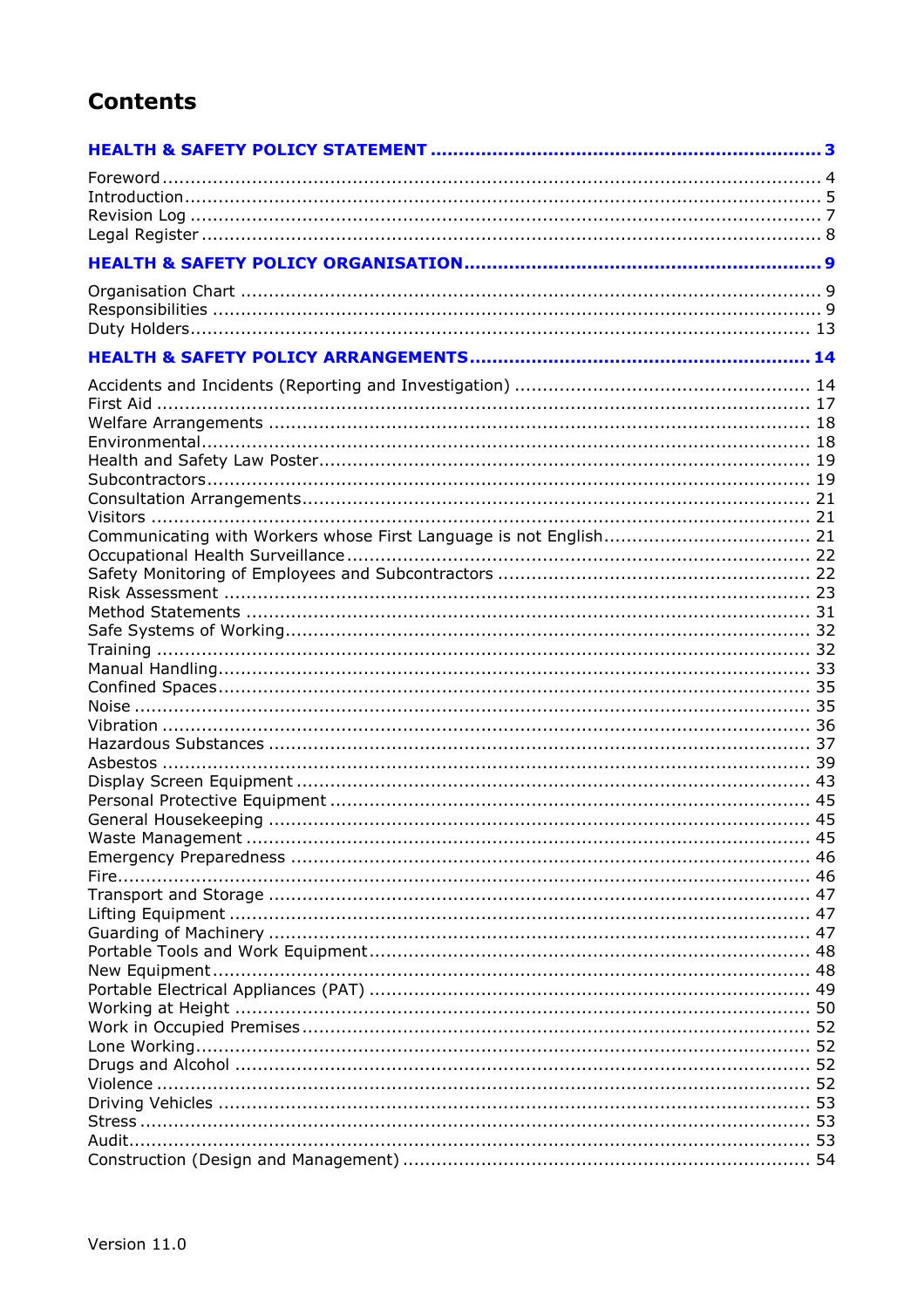# Contents

**HEALTH & SAFETY POLICY STATEMENT ........................................................................ 3**

Foreword ........................................................................................................ 4
Introduction .................................................................................................... 5
Revision Log ................................................................................................... 7
Legal Register ................................................................................................. 8

**HEALTH & SAFETY POLICY ORGANISATION ................................................................ 9**

Organisation Chart ........................................................................................... 9
Responsibilities ................................................................................................ 9
Duty Holders .................................................................................................. 13

**HEALTH & SAFETY POLICY ARRANGEMENTS ............................................................. 14**

Accidents and Incidents (Reporting and Investigation) ........................................ 14
First Aid ........................................................................................................ 17
Welfare Arrangements ..................................................................................... 18
Environmental ................................................................................................ 18
Health and Safety Law Poster ........................................................................... 19
Subcontractors ................................................................................................ 19
Consultation Arrangements ............................................................................... 21
Visitors .......................................................................................................... 21
Communicating with Workers whose First Language is not English ......................... 21
Occupational Health Surveillance ...................................................................... 22
Safety Monitoring of Employees and Subcontractors ............................................ 22
Risk Assessment ............................................................................................. 23
Method Statements .......................................................................................... 31
Safe Systems of Working .................................................................................. 32
Training ......................................................................................................... 32
Manual Handling .............................................................................................. 33
Confined Spaces .............................................................................................. 35
Noise ............................................................................................................. 35
Vibration ........................................................................................................ 36
Hazardous Substances ..................................................................................... 37
Asbestos ........................................................................................................ 39
Display Screen Equipment ................................................................................ 43
Personal Protective Equipment .......................................................................... 45
General Housekeeping ..................................................................................... 45
Waste Management ......................................................................................... 45
Emergency Preparedness .................................................................................. 46
Fire ............................................................................................................... 46
Transport and Storage ...................................................................................... 47
Lifting Equipment ............................................................................................ 47
Guarding of Machinery ..................................................................................... 47
Portable Tools and Work Equipment .................................................................. 48
New Equipment ............................................................................................... 48
Portable Electrical Appliances (PAT) ................................................................... 49
Working at Height ............................................................................................ 50
Work in Occupied Premises ............................................................................... 52
Lone Working .................................................................................................. 52
Drugs and Alcohol ........................................................................................... 52
Violence ......................................................................................................... 52
Driving Vehicles .............................................................................................. 53
Stress ............................................................................................................ 53
Audit .............................................................................................................. 53
Construction (Design and Management) ............................................................. 54

Version 11.0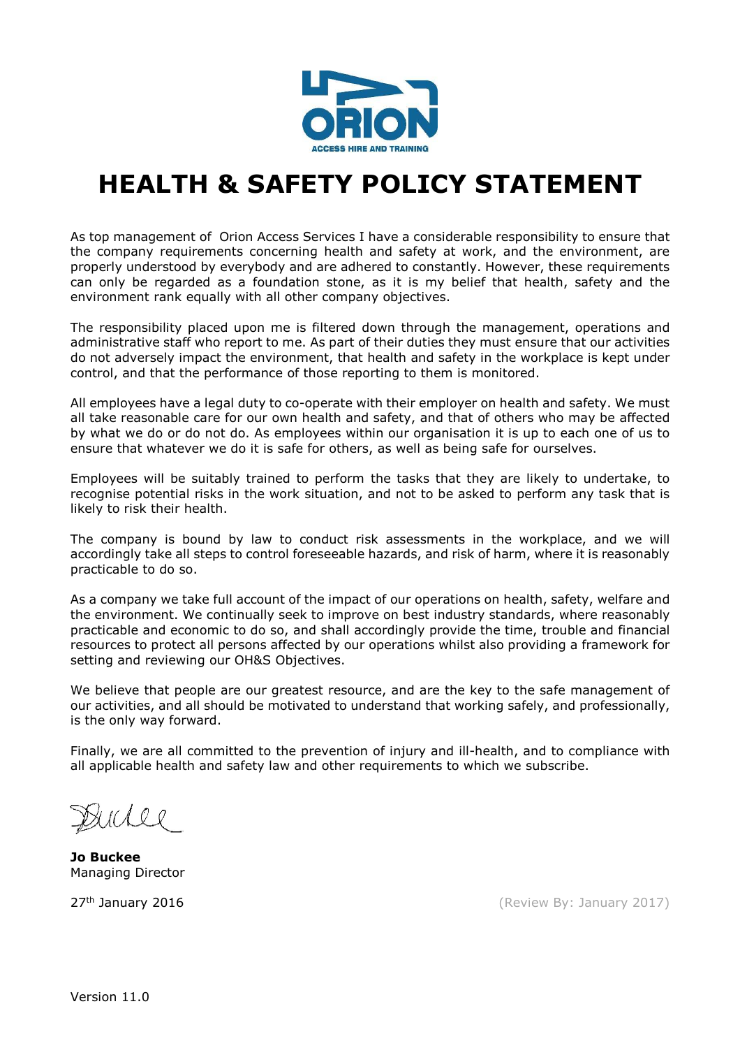ORION

ACCESS HIRE AND TRAINING

# HEALTH & SAFETY POLICY STATEMENT

As top management of Orion Access Services I have a considerable responsibility to ensure that the company requirements concerning health and safety at work, and the environment, are properly understood by everybody and are adhered to constantly. However, these requirements can only be regarded as a foundation stone, as it is my belief that health, safety and the environment rank equally with all other company objectives.

The responsibility placed upon me is filtered down through the management, operations and administrative staff who report to me. As part of their duties they must ensure that our activities do not adversely impact the environment, that health and safety in the workplace is kept under control, and that the performance of those reporting to them is monitored.

All employees have a legal duty to co-operate with their employer on health and safety. We must all take reasonable care for our own health and safety, and that of others who may be affected by what we do or do not do. As employees within our organisation it is up to each one of us to ensure that whatever we do it is safe for others, as well as being safe for ourselves.

Employees will be suitably trained to perform the tasks that they are likely to undertake, to recognise potential risks in the work situation, and not to be asked to perform any task that is likely to risk their health.

The company is bound by law to conduct risk assessments in the workplace, and we will accordingly take all steps to control foreseeable hazards, and risk of harm, where it is reasonably practicable to do so.

As a company we take full account of the impact of our operations on health, safety, welfare and the environment. We continually seek to improve on best industry standards, where reasonably practicable and economic to do so, and shall accordingly provide the time, trouble and financial resources to protect all persons affected by our operations whilst also providing a framework for setting and reviewing our OH&S Objectives.

We believe that people are our greatest resource, and are the key to the safe management of our activities, and all should be motivated to understand that working safely, and professionally, is the only way forward.

Finally, we are all committed to the prevention of injury and ill-health, and to compliance with all applicable health and safety law and other requirements to which we subscribe.

**Jo Buckee**
Managing Director

27th January 2016

(Review By: January 2017)

Version 11.0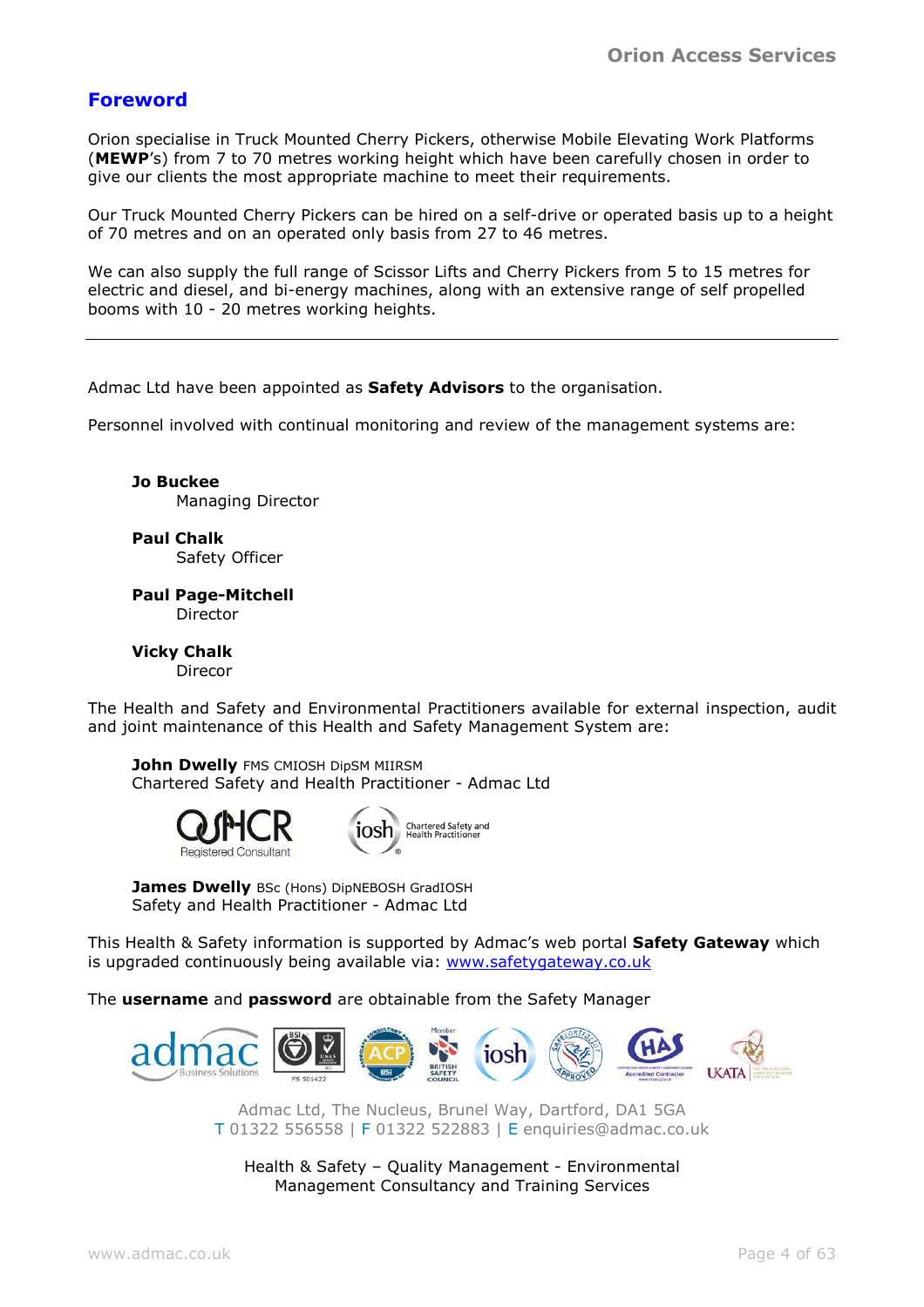## Foreword

Orion specialise in Truck Mounted Cherry Pickers, otherwise Mobile Elevating Work Platforms (**MEWP**'s) from 7 to 70 metres working height which have been carefully chosen in order to give our clients the most appropriate machine to meet their requirements.

Our Truck Mounted Cherry Pickers can be hired on a self-drive or operated basis up to a height of 70 metres and on an operated only basis from 27 to 46 metres.

We can also supply the full range of Scissor Lifts and Cherry Pickers from 5 to 15 metres for electric and diesel, and bi-energy machines, along with an extensive range of self propelled booms with 10 - 20 metres working heights.

---

Admac Ltd have been appointed as **Safety Advisors** to the organisation.

Personnel involved with continual monitoring and review of the management systems are:

**Jo Buckee**
Managing Director

**Paul Chalk**
Safety Officer

**Paul Page-Mitchell**
Director

**Vicky Chalk**
Direcor

The Health and Safety and Environmental Practitioners available for external inspection, audit and joint maintenance of this Health and Safety Management System are:

**John Dwelly** FMS CMIOSH DipSM MIIRSM
Chartered Safety and Health Practitioner - Admac Ltd

OSHCR Registered Consultant | iosh Chartered Safety and Health Practitioner

**James Dwelly** BSc (Hons) DipNEBOSH GradIOSH
Safety and Health Practitioner - Admac Ltd

This Health & Safety information is supported by Admac's web portal **Safety Gateway** which is upgraded continuously being available via: www.safetygateway.co.uk

The **username** and **password** are obtainable from the Safety Manager

Admac Ltd, The Nucleus, Brunel Way, Dartford, DA1 5GA
T 01322 556558 | F 01322 522883 | E enquiries@admac.co.uk

Health & Safety – Quality Management - Environmental Management Consultancy and Training Services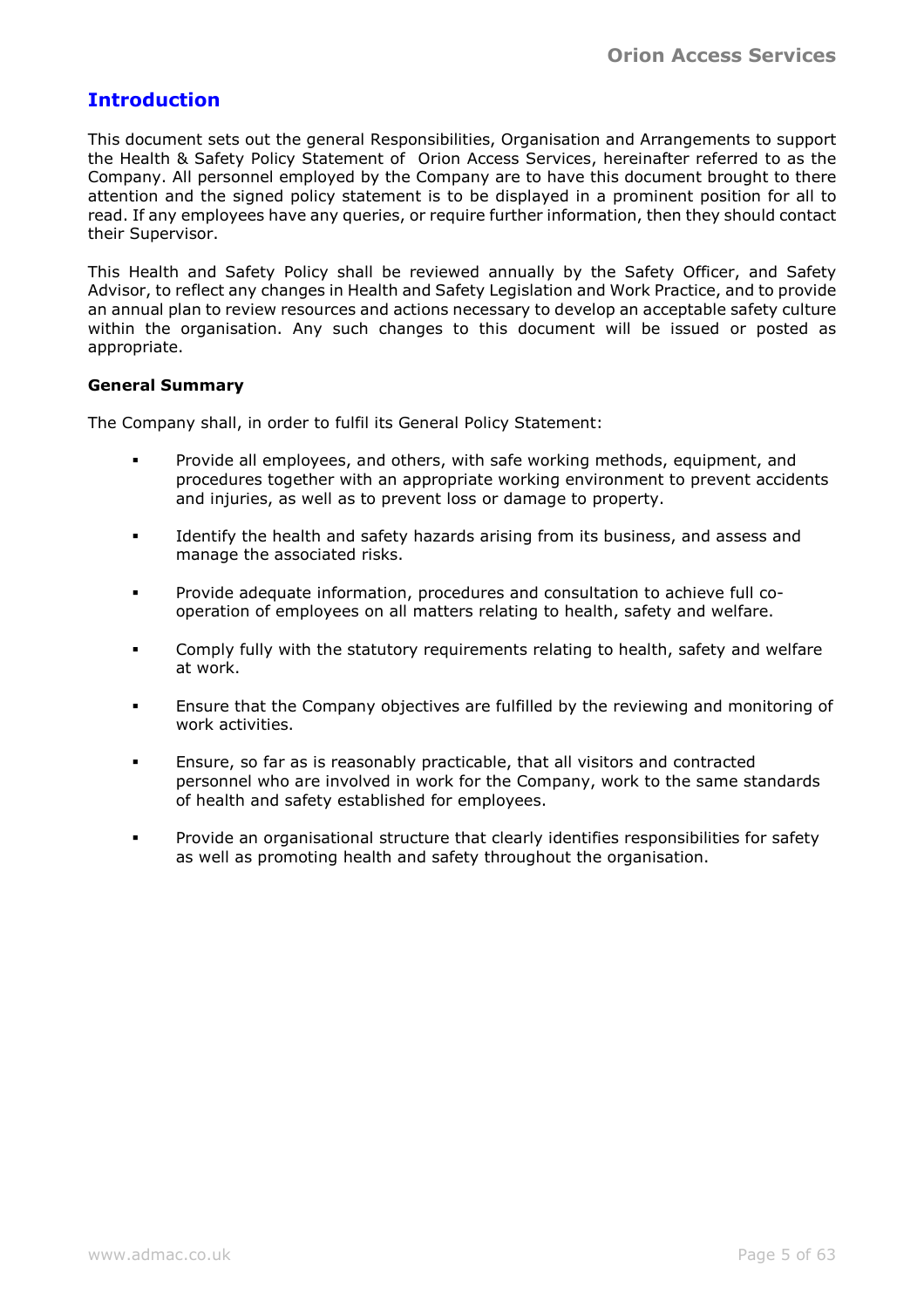## Introduction

This document sets out the general Responsibilities, Organisation and Arrangements to support the Health & Safety Policy Statement of  Orion Access Services, hereinafter referred to as the Company. All personnel employed by the Company are to have this document brought to there attention and the signed policy statement is to be displayed in a prominent position for all to read. If any employees have any queries, or require further information, then they should contact their Supervisor.

This Health and Safety Policy shall be reviewed annually by the Safety Officer, and Safety Advisor, to reflect any changes in Health and Safety Legislation and Work Practice, and to provide an annual plan to review resources and actions necessary to develop an acceptable safety culture within the organisation. Any such changes to this document will be issued or posted as appropriate.

**General Summary**

The Company shall, in order to fulfil its General Policy Statement:

- Provide all employees, and others, with safe working methods, equipment, and procedures together with an appropriate working environment to prevent accidents and injuries, as well as to prevent loss or damage to property.
- Identify the health and safety hazards arising from its business, and assess and manage the associated risks.
- Provide adequate information, procedures and consultation to achieve full co-operation of employees on all matters relating to health, safety and welfare.
- Comply fully with the statutory requirements relating to health, safety and welfare at work.
- Ensure that the Company objectives are fulfilled by the reviewing and monitoring of work activities.
- Ensure, so far as is reasonably practicable, that all visitors and contracted personnel who are involved in work for the Company, work to the same standards of health and safety established for employees.
- Provide an organisational structure that clearly identifies responsibilities for safety as well as promoting health and safety throughout the organisation.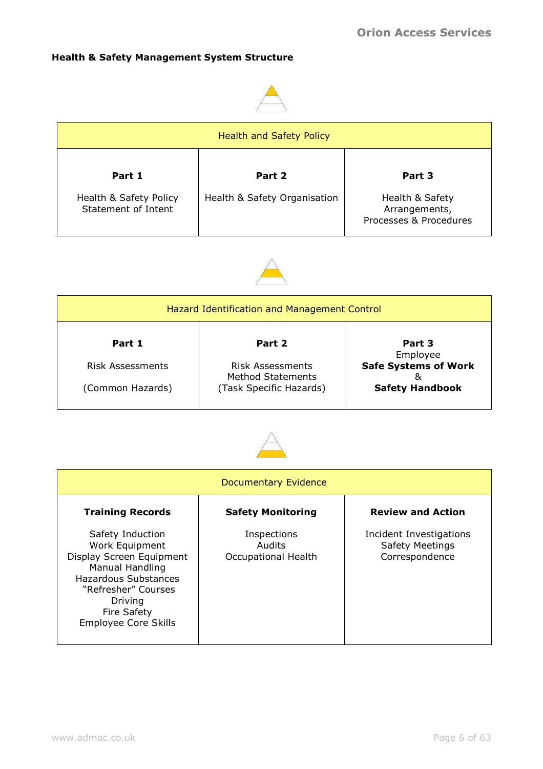**Health & Safety Management System Structure**

| Health and Safety Policy | | |
|---|---|---|
| **Part 1**<br><br>Health & Safety Policy Statement of Intent | **Part 2**<br><br>Health & Safety Organisation | **Part 3**<br><br>Health & Safety Arrangements, Processes & Procedures |

| Hazard Identification and Management Control | | |
|---|---|---|
| **Part 1**<br><br>Risk Assessments<br><br>(Common Hazards) | **Part 2**<br><br>Risk Assessments<br>Method Statements<br>(Task Specific Hazards) | **Part 3**<br>Employee<br>**Safe Systems of Work**<br>&<br>**Safety Handbook** |

| Documentary Evidence | | |
|---|---|---|
| **Training Records**<br><br>Safety Induction<br>Work Equipment<br>Display Screen Equipment<br>Manual Handling<br>Hazardous Substances<br>"Refresher" Courses<br>Driving<br>Fire Safety<br>Employee Core Skills | **Safety Monitoring**<br><br>Inspections<br>Audits<br>Occupational Health | **Review and Action**<br><br>Incident Investigations<br>Safety Meetings<br>Correspondence |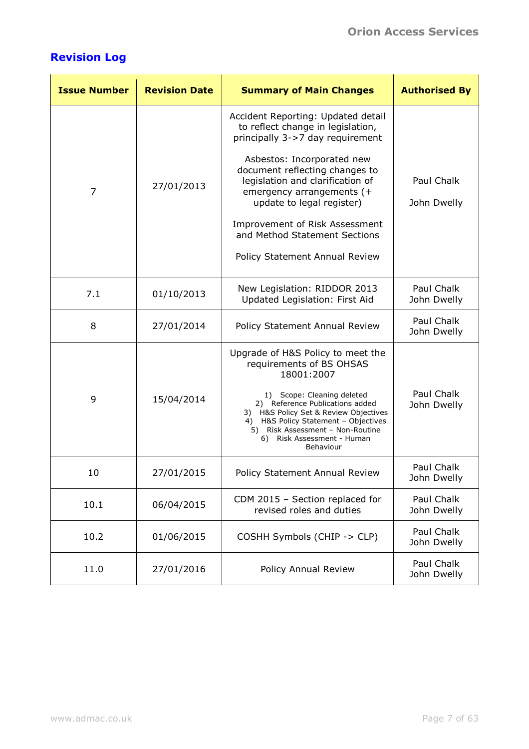## Revision Log

| Issue Number | Revision Date | Summary of Main Changes | Authorised By |
|---|---|---|---|
| 7 | 27/01/2013 | Accident Reporting: Updated detail to reflect change in legislation, principally 3->7 day requirement<br><br>Asbestos: Incorporated new document reflecting changes to legislation and clarification of emergency arrangements (+ update to legal register)<br><br>Improvement of Risk Assessment and Method Statement Sections<br><br>Policy Statement Annual Review | Paul Chalk<br><br>John Dwelly |
| 7.1 | 01/10/2013 | New Legislation: RIDDOR 2013<br>Updated Legislation: First Aid | Paul Chalk<br>John Dwelly |
| 8 | 27/01/2014 | Policy Statement Annual Review | Paul Chalk<br>John Dwelly |
| 9 | 15/04/2014 | Upgrade of H&S Policy to meet the requirements of BS OHSAS 18001:2007<br><br>1) Scope: Cleaning deleted<br>2) Reference Publications added<br>3) H&S Policy Set & Review Objectives<br>4) H&S Policy Statement – Objectives<br>5) Risk Assessment – Non-Routine<br>6) Risk Assessment - Human Behaviour | Paul Chalk<br>John Dwelly |
| 10 | 27/01/2015 | Policy Statement Annual Review | Paul Chalk<br>John Dwelly |
| 10.1 | 06/04/2015 | CDM 2015 – Section replaced for revised roles and duties | Paul Chalk<br>John Dwelly |
| 10.2 | 01/06/2015 | COSHH Symbols (CHIP -> CLP) | Paul Chalk<br>John Dwelly |
| 11.0 | 27/01/2016 | Policy Annual Review | Paul Chalk<br>John Dwelly |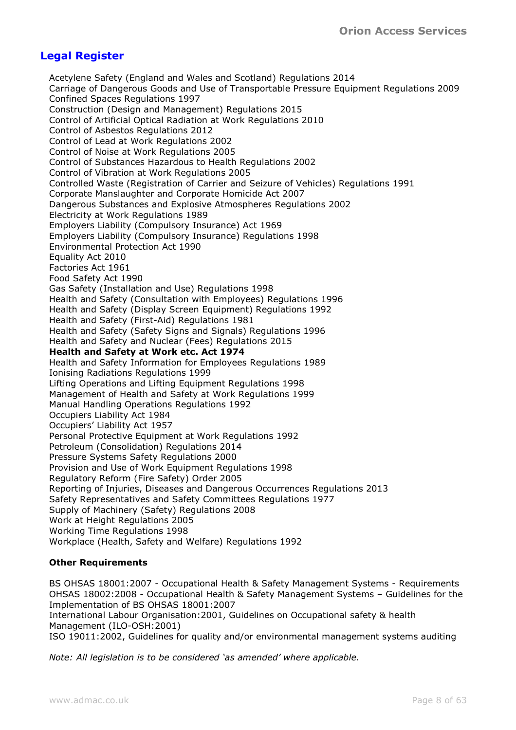## Legal Register

Acetylene Safety (England and Wales and Scotland) Regulations 2014
Carriage of Dangerous Goods and Use of Transportable Pressure Equipment Regulations 2009
Confined Spaces Regulations 1997
Construction (Design and Management) Regulations 2015
Control of Artificial Optical Radiation at Work Regulations 2010
Control of Asbestos Regulations 2012
Control of Lead at Work Regulations 2002
Control of Noise at Work Regulations 2005
Control of Substances Hazardous to Health Regulations 2002
Control of Vibration at Work Regulations 2005
Controlled Waste (Registration of Carrier and Seizure of Vehicles) Regulations 1991
Corporate Manslaughter and Corporate Homicide Act 2007
Dangerous Substances and Explosive Atmospheres Regulations 2002
Electricity at Work Regulations 1989
Employers Liability (Compulsory Insurance) Act 1969
Employers Liability (Compulsory Insurance) Regulations 1998
Environmental Protection Act 1990
Equality Act 2010
Factories Act 1961
Food Safety Act 1990
Gas Safety (Installation and Use) Regulations 1998
Health and Safety (Consultation with Employees) Regulations 1996
Health and Safety (Display Screen Equipment) Regulations 1992
Health and Safety (First-Aid) Regulations 1981
Health and Safety (Safety Signs and Signals) Regulations 1996
Health and Safety and Nuclear (Fees) Regulations 2015
**Health and Safety at Work etc. Act 1974**
Health and Safety Information for Employees Regulations 1989
Ionising Radiations Regulations 1999
Lifting Operations and Lifting Equipment Regulations 1998
Management of Health and Safety at Work Regulations 1999
Manual Handling Operations Regulations 1992
Occupiers Liability Act 1984
Occupiers' Liability Act 1957
Personal Protective Equipment at Work Regulations 1992
Petroleum (Consolidation) Regulations 2014
Pressure Systems Safety Regulations 2000
Provision and Use of Work Equipment Regulations 1998
Regulatory Reform (Fire Safety) Order 2005
Reporting of Injuries, Diseases and Dangerous Occurrences Regulations 2013
Safety Representatives and Safety Committees Regulations 1977
Supply of Machinery (Safety) Regulations 2008
Work at Height Regulations 2005
Working Time Regulations 1998
Workplace (Health, Safety and Welfare) Regulations 1992

**Other Requirements**

BS OHSAS 18001:2007 - Occupational Health & Safety Management Systems - Requirements
OHSAS 18002:2008 - Occupational Health & Safety Management Systems – Guidelines for the Implementation of BS OHSAS 18001:2007
International Labour Organisation:2001, Guidelines on Occupational safety & health Management (ILO-OSH:2001)
ISO 19011:2002, Guidelines for quality and/or environmental management systems auditing

*Note: All legislation is to be considered 'as amended' where applicable.*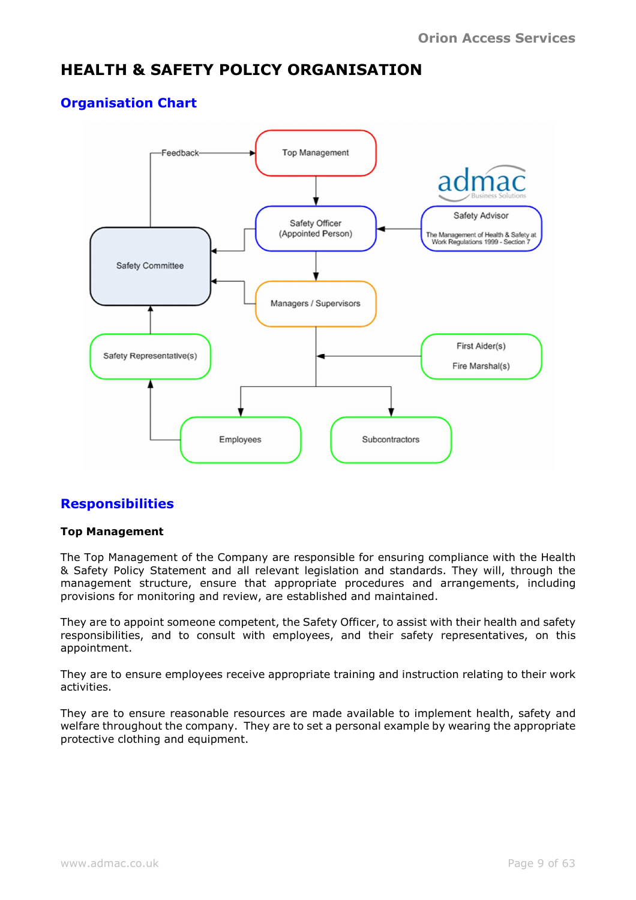# HEALTH & SAFETY POLICY ORGANISATION

## Organisation Chart

Feedback

Top Management

Safety Officer
(Appointed Person)

Safety Advisor

The Management of Health & Safety at Work Regulations 1999 - Section 7

Safety Committee

Managers / Supervisors

First Aider(s)

Fire Marshal(s)

Safety Representative(s)

Employees

Subcontractors

## Responsibilities

**Top Management**

The Top Management of the Company are responsible for ensuring compliance with the Health & Safety Policy Statement and all relevant legislation and standards. They will, through the management structure, ensure that appropriate procedures and arrangements, including provisions for monitoring and review, are established and maintained.

They are to appoint someone competent, the Safety Officer, to assist with their health and safety responsibilities, and to consult with employees, and their safety representatives, on this appointment.

They are to ensure employees receive appropriate training and instruction relating to their work activities.

They are to ensure reasonable resources are made available to implement health, safety and welfare throughout the company. They are to set a personal example by wearing the appropriate protective clothing and equipment.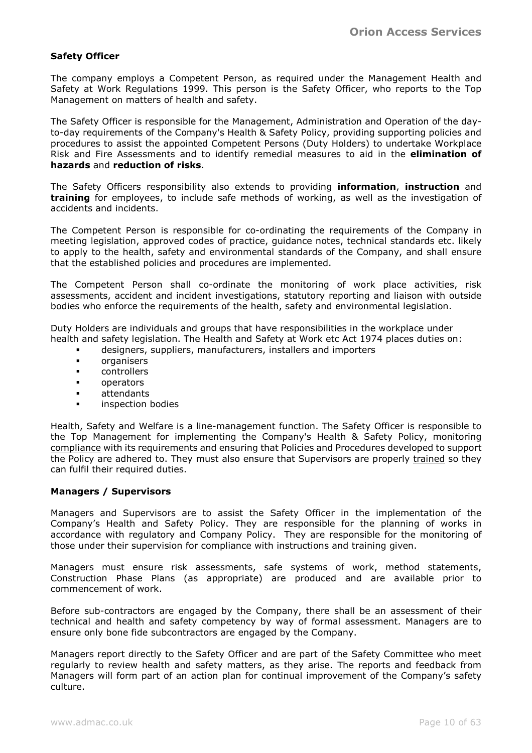**Safety Officer**

The company employs a Competent Person, as required under the Management Health and Safety at Work Regulations 1999. This person is the Safety Officer, who reports to the Top Management on matters of health and safety.

The Safety Officer is responsible for the Management, Administration and Operation of the day-to-day requirements of the Company's Health & Safety Policy, providing supporting policies and procedures to assist the appointed Competent Persons (Duty Holders) to undertake Workplace Risk and Fire Assessments and to identify remedial measures to aid in the **elimination of hazards** and **reduction of risks**.

The Safety Officers responsibility also extends to providing **information**, **instruction** and **training** for employees, to include safe methods of working, as well as the investigation of accidents and incidents.

The Competent Person is responsible for co-ordinating the requirements of the Company in meeting legislation, approved codes of practice, guidance notes, technical standards etc. likely to apply to the health, safety and environmental standards of the Company, and shall ensure that the established policies and procedures are implemented.

The Competent Person shall co-ordinate the monitoring of work place activities, risk assessments, accident and incident investigations, statutory reporting and liaison with outside bodies who enforce the requirements of the health, safety and environmental legislation.

Duty Holders are individuals and groups that have responsibilities in the workplace under health and safety legislation. The Health and Safety at Work etc Act 1974 places duties on:

- designers, suppliers, manufacturers, installers and importers
- organisers
- controllers
- operators
- attendants
- inspection bodies

Health, Safety and Welfare is a line-management function. The Safety Officer is responsible to the Top Management for implementing the Company's Health & Safety Policy, monitoring compliance with its requirements and ensuring that Policies and Procedures developed to support the Policy are adhered to. They must also ensure that Supervisors are properly trained so they can fulfil their required duties.

**Managers / Supervisors**

Managers and Supervisors are to assist the Safety Officer in the implementation of the Company's Health and Safety Policy. They are responsible for the planning of works in accordance with regulatory and Company Policy. They are responsible for the monitoring of those under their supervision for compliance with instructions and training given.

Managers must ensure risk assessments, safe systems of work, method statements, Construction Phase Plans (as appropriate) are produced and are available prior to commencement of work.

Before sub-contractors are engaged by the Company, there shall be an assessment of their technical and health and safety competency by way of formal assessment. Managers are to ensure only bone fide subcontractors are engaged by the Company.

Managers report directly to the Safety Officer and are part of the Safety Committee who meet regularly to review health and safety matters, as they arise. The reports and feedback from Managers will form part of an action plan for continual improvement of the Company's safety culture.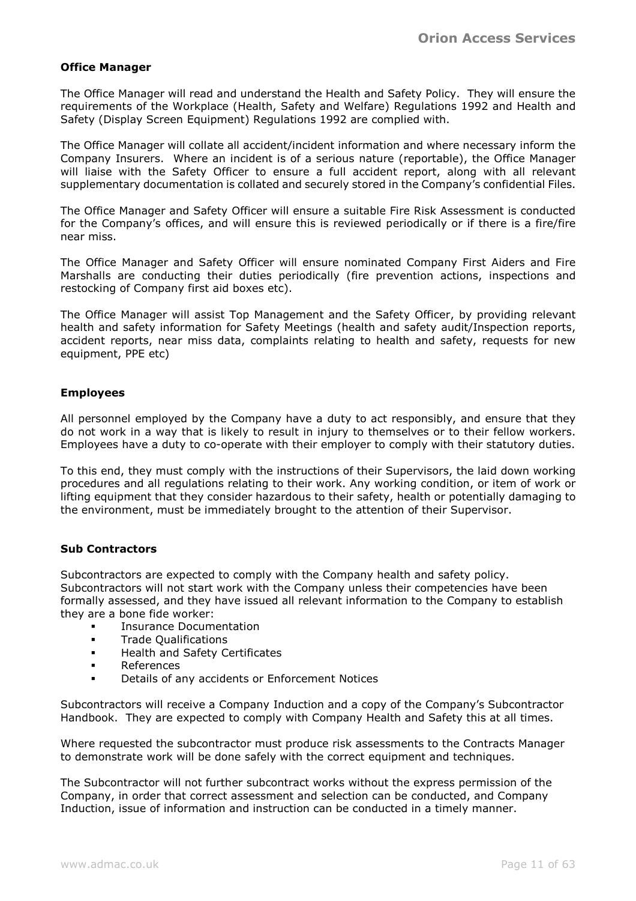**Office Manager**

The Office Manager will read and understand the Health and Safety Policy. They will ensure the requirements of the Workplace (Health, Safety and Welfare) Regulations 1992 and Health and Safety (Display Screen Equipment) Regulations 1992 are complied with.

The Office Manager will collate all accident/incident information and where necessary inform the Company Insurers. Where an incident is of a serious nature (reportable), the Office Manager will liaise with the Safety Officer to ensure a full accident report, along with all relevant supplementary documentation is collated and securely stored in the Company's confidential Files.

The Office Manager and Safety Officer will ensure a suitable Fire Risk Assessment is conducted for the Company's offices, and will ensure this is reviewed periodically or if there is a fire/fire near miss.

The Office Manager and Safety Officer will ensure nominated Company First Aiders and Fire Marshalls are conducting their duties periodically (fire prevention actions, inspections and restocking of Company first aid boxes etc).

The Office Manager will assist Top Management and the Safety Officer, by providing relevant health and safety information for Safety Meetings (health and safety audit/Inspection reports, accident reports, near miss data, complaints relating to health and safety, requests for new equipment, PPE etc)

**Employees**

All personnel employed by the Company have a duty to act responsibly, and ensure that they do not work in a way that is likely to result in injury to themselves or to their fellow workers. Employees have a duty to co-operate with their employer to comply with their statutory duties.

To this end, they must comply with the instructions of their Supervisors, the laid down working procedures and all regulations relating to their work. Any working condition, or item of work or lifting equipment that they consider hazardous to their safety, health or potentially damaging to the environment, must be immediately brought to the attention of their Supervisor.

**Sub Contractors**

Subcontractors are expected to comply with the Company health and safety policy. Subcontractors will not start work with the Company unless their competencies have been formally assessed, and they have issued all relevant information to the Company to establish they are a bone fide worker:

- Insurance Documentation
- Trade Qualifications
- Health and Safety Certificates
- References
- Details of any accidents or Enforcement Notices

Subcontractors will receive a Company Induction and a copy of the Company's Subcontractor Handbook. They are expected to comply with Company Health and Safety this at all times.

Where requested the subcontractor must produce risk assessments to the Contracts Manager to demonstrate work will be done safely with the correct equipment and techniques.

The Subcontractor will not further subcontract works without the express permission of the Company, in order that correct assessment and selection can be conducted, and Company Induction, issue of information and instruction can be conducted in a timely manner.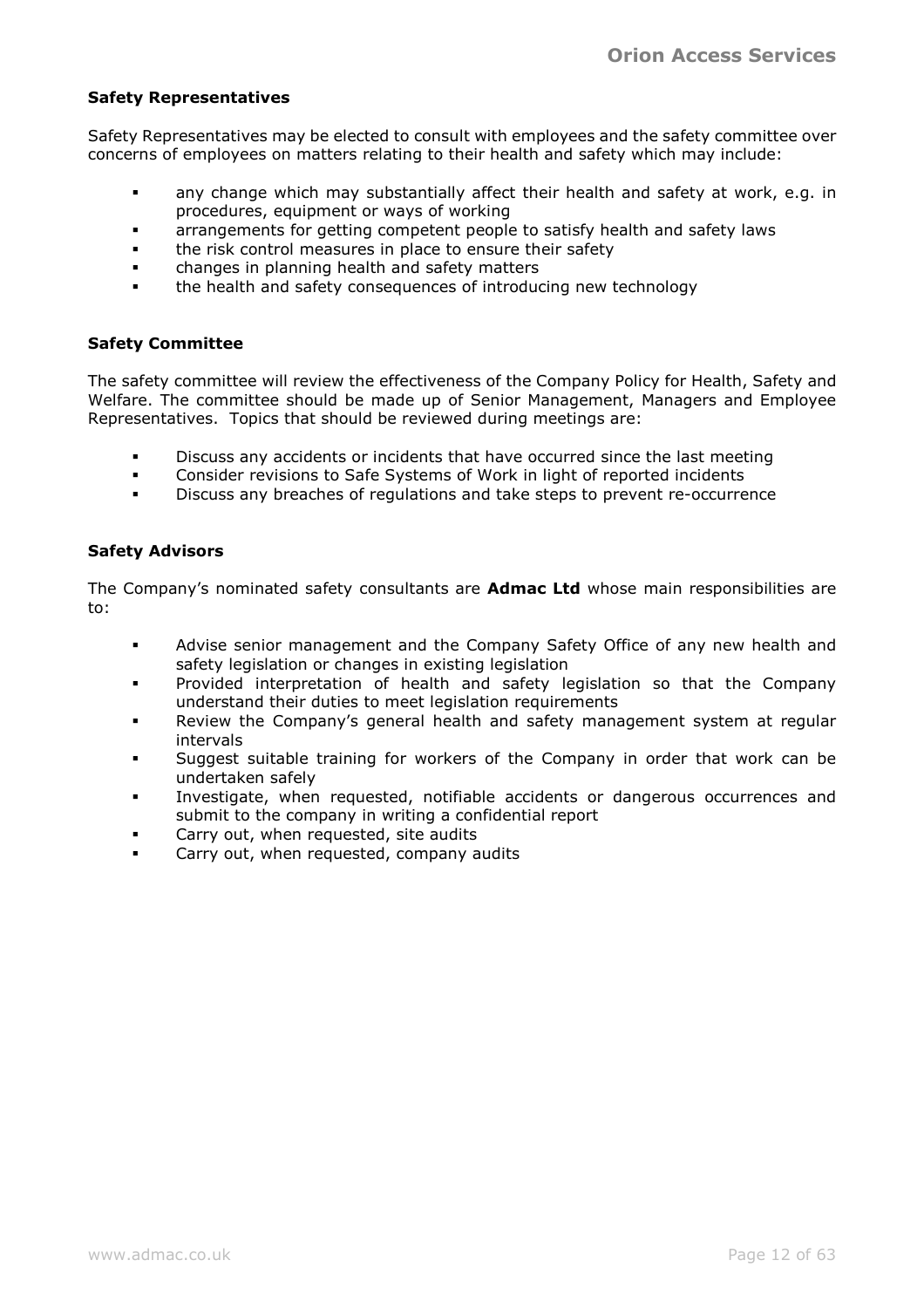### Safety Representatives

Safety Representatives may be elected to consult with employees and the safety committee over concerns of employees on matters relating to their health and safety which may include:

- any change which may substantially affect their health and safety at work, e.g. in procedures, equipment or ways of working
- arrangements for getting competent people to satisfy health and safety laws
- the risk control measures in place to ensure their safety
- changes in planning health and safety matters
- the health and safety consequences of introducing new technology

### Safety Committee

The safety committee will review the effectiveness of the Company Policy for Health, Safety and Welfare. The committee should be made up of Senior Management, Managers and Employee Representatives. Topics that should be reviewed during meetings are:

- Discuss any accidents or incidents that have occurred since the last meeting
- Consider revisions to Safe Systems of Work in light of reported incidents
- Discuss any breaches of regulations and take steps to prevent re-occurrence

### Safety Advisors

The Company's nominated safety consultants are **Admac Ltd** whose main responsibilities are to:

- Advise senior management and the Company Safety Office of any new health and safety legislation or changes in existing legislation
- Provided interpretation of health and safety legislation so that the Company understand their duties to meet legislation requirements
- Review the Company's general health and safety management system at regular intervals
- Suggest suitable training for workers of the Company in order that work can be undertaken safely
- Investigate, when requested, notifiable accidents or dangerous occurrences and submit to the company in writing a confidential report
- Carry out, when requested, site audits
- Carry out, when requested, company audits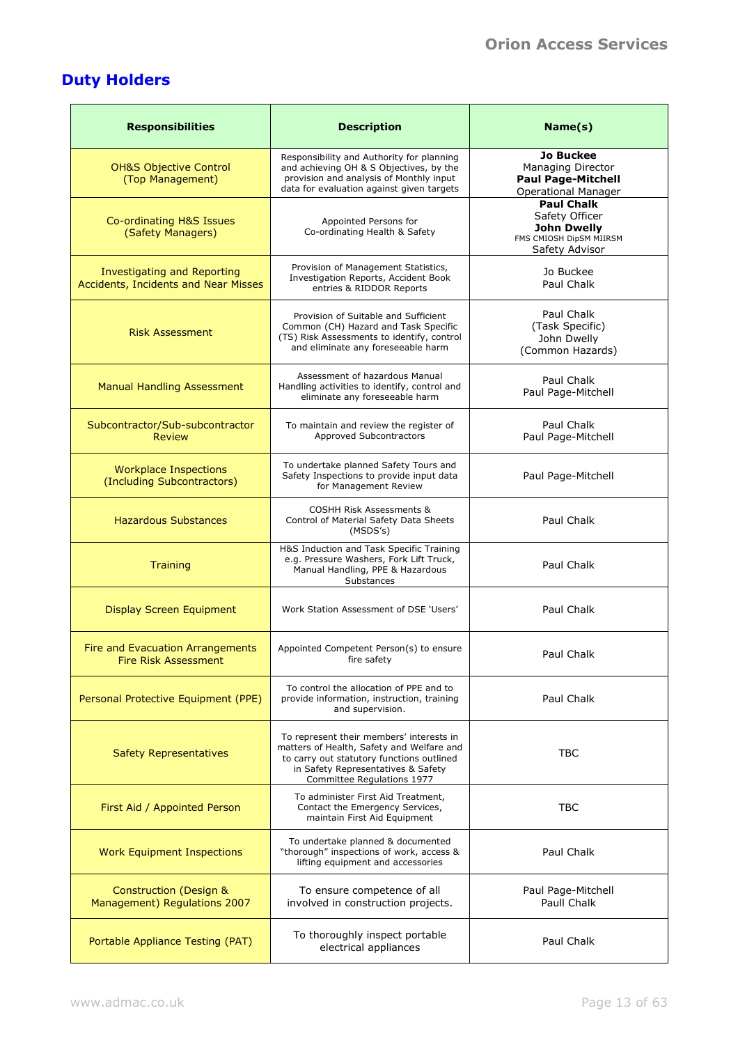## Duty Holders

| Responsibilities | Description | Name(s) |
|---|---|---|
| OH&S Objective Control (Top Management) | Responsibility and Authority for planning and achieving OH & S Objectives, by the provision and analysis of Monthly input data for evaluation against given targets | **Jo Buckee** Managing Director **Paul Page-Mitchell** Operational Manager |
| Co-ordinating H&S Issues (Safety Managers) | Appointed Persons for Co-ordinating Health & Safety | **Paul Chalk** Safety Officer **John Dwelly** FMS CMIOSH DipSM MIIRSM Safety Advisor |
| Investigating and Reporting Accidents, Incidents and Near Misses | Provision of Management Statistics, Investigation Reports, Accident Book entries & RIDDOR Reports | Jo Buckee Paul Chalk |
| Risk Assessment | Provision of Suitable and Sufficient Common (CH) Hazard and Task Specific (TS) Risk Assessments to identify, control and eliminate any foreseeable harm | Paul Chalk (Task Specific) John Dwelly (Common Hazards) |
| Manual Handling Assessment | Assessment of hazardous Manual Handling activities to identify, control and eliminate any foreseeable harm | Paul Chalk Paul Page-Mitchell |
| Subcontractor/Sub-subcontractor Review | To maintain and review the register of Approved Subcontractors | Paul Chalk Paul Page-Mitchell |
| Workplace Inspections (Including Subcontractors) | To undertake planned Safety Tours and Safety Inspections to provide input data for Management Review | Paul Page-Mitchell |
| Hazardous Substances | COSHH Risk Assessments & Control of Material Safety Data Sheets (MSDS's) | Paul Chalk |
| Training | H&S Induction and Task Specific Training e.g. Pressure Washers, Fork Lift Truck, Manual Handling, PPE & Hazardous Substances | Paul Chalk |
| Display Screen Equipment | Work Station Assessment of DSE 'Users' | Paul Chalk |
| Fire and Evacuation Arrangements Fire Risk Assessment | Appointed Competent Person(s) to ensure fire safety | Paul Chalk |
| Personal Protective Equipment (PPE) | To control the allocation of PPE and to provide information, instruction, training and supervision. | Paul Chalk |
| Safety Representatives | To represent their members' interests in matters of Health, Safety and Welfare and to carry out statutory functions outlined in Safety Representatives & Safety Committee Regulations 1977 | TBC |
| First Aid / Appointed Person | To administer First Aid Treatment, Contact the Emergency Services, maintain First Aid Equipment | TBC |
| Work Equipment Inspections | To undertake planned & documented "thorough" inspections of work, access & lifting equipment and accessories | Paul Chalk |
| Construction (Design & Management) Regulations 2007 | To ensure competence of all involved in construction projects. | Paul Page-Mitchell Paull Chalk |
| Portable Appliance Testing (PAT) | To thoroughly inspect portable electrical appliances | Paul Chalk |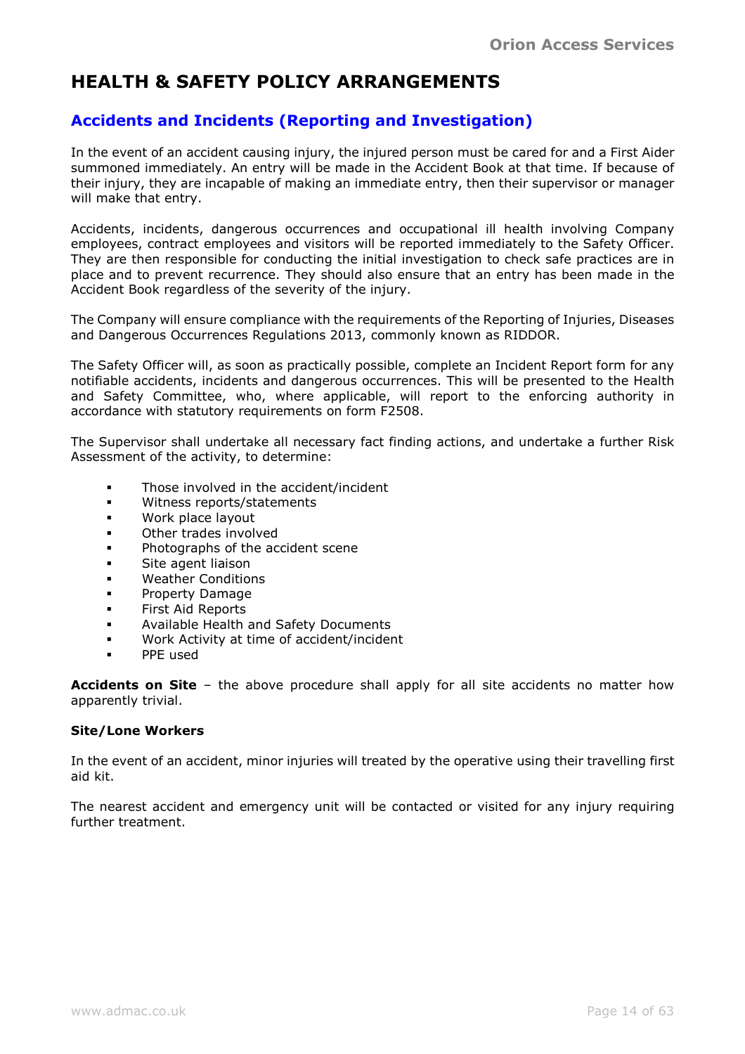# HEALTH & SAFETY POLICY ARRANGEMENTS

## Accidents and Incidents (Reporting and Investigation)

In the event of an accident causing injury, the injured person must be cared for and a First Aider summoned immediately. An entry will be made in the Accident Book at that time. If because of their injury, they are incapable of making an immediate entry, then their supervisor or manager will make that entry.

Accidents, incidents, dangerous occurrences and occupational ill health involving Company employees, contract employees and visitors will be reported immediately to the Safety Officer. They are then responsible for conducting the initial investigation to check safe practices are in place and to prevent recurrence. They should also ensure that an entry has been made in the Accident Book regardless of the severity of the injury.

The Company will ensure compliance with the requirements of the Reporting of Injuries, Diseases and Dangerous Occurrences Regulations 2013, commonly known as RIDDOR.

The Safety Officer will, as soon as practically possible, complete an Incident Report form for any notifiable accidents, incidents and dangerous occurrences. This will be presented to the Health and Safety Committee, who, where applicable, will report to the enforcing authority in accordance with statutory requirements on form F2508.

The Supervisor shall undertake all necessary fact finding actions, and undertake a further Risk Assessment of the activity, to determine:

- Those involved in the accident/incident
- Witness reports/statements
- Work place layout
- Other trades involved
- Photographs of the accident scene
- Site agent liaison
- Weather Conditions
- Property Damage
- First Aid Reports
- Available Health and Safety Documents
- Work Activity at time of accident/incident
- PPE used

**Accidents on Site** – the above procedure shall apply for all site accidents no matter how apparently trivial.

**Site/Lone Workers**

In the event of an accident, minor injuries will treated by the operative using their travelling first aid kit.

The nearest accident and emergency unit will be contacted or visited for any injury requiring further treatment.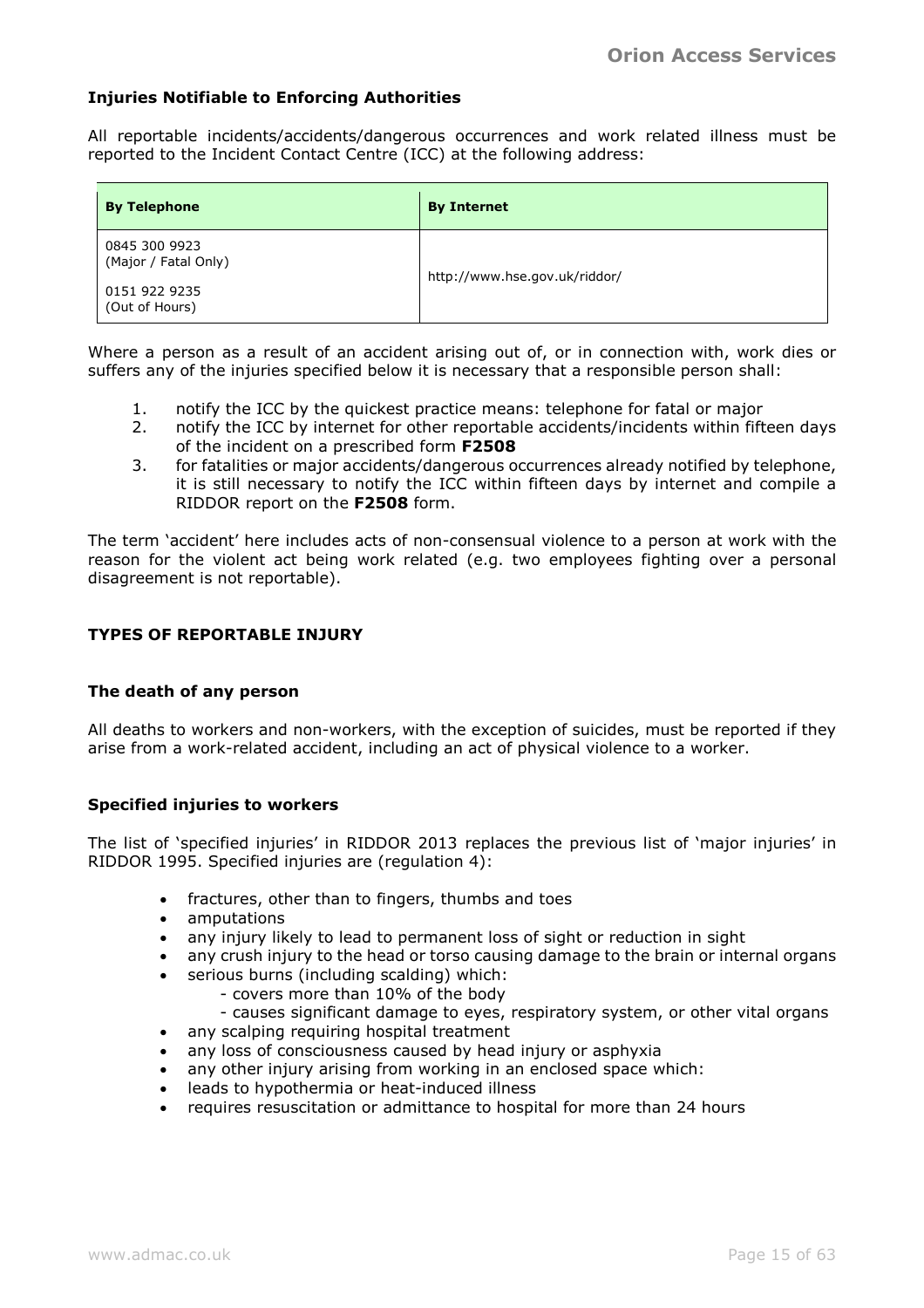### Injuries Notifiable to Enforcing Authorities

All reportable incidents/accidents/dangerous occurrences and work related illness must be reported to the Incident Contact Centre (ICC) at the following address:

| By Telephone | By Internet |
|---|---|
| 0845 300 9923 (Major / Fatal Only)<br><br>0151 922 9235 (Out of Hours) | http://www.hse.gov.uk/riddor/ |

Where a person as a result of an accident arising out of, or in connection with, work dies or suffers any of the injuries specified below it is necessary that a responsible person shall:

1. notify the ICC by the quickest practice means: telephone for fatal or major
2. notify the ICC by internet for other reportable accidents/incidents within fifteen days of the incident on a prescribed form **F2508**
3. for fatalities or major accidents/dangerous occurrences already notified by telephone, it is still necessary to notify the ICC within fifteen days by internet and compile a RIDDOR report on the **F2508** form.

The term 'accident' here includes acts of non-consensual violence to a person at work with the reason for the violent act being work related (e.g. two employees fighting over a personal disagreement is not reportable).

### TYPES OF REPORTABLE INJURY

#### The death of any person

All deaths to workers and non-workers, with the exception of suicides, must be reported if they arise from a work-related accident, including an act of physical violence to a worker.

#### Specified injuries to workers

The list of 'specified injuries' in RIDDOR 2013 replaces the previous list of 'major injuries' in RIDDOR 1995. Specified injuries are (regulation 4):

- fractures, other than to fingers, thumbs and toes
- amputations
- any injury likely to lead to permanent loss of sight or reduction in sight
- any crush injury to the head or torso causing damage to the brain or internal organs
- serious burns (including scalding) which:
  - covers more than 10% of the body
  - causes significant damage to eyes, respiratory system, or other vital organs
- any scalping requiring hospital treatment
- any loss of consciousness caused by head injury or asphyxia
- any other injury arising from working in an enclosed space which:
- leads to hypothermia or heat-induced illness
- requires resuscitation or admittance to hospital for more than 24 hours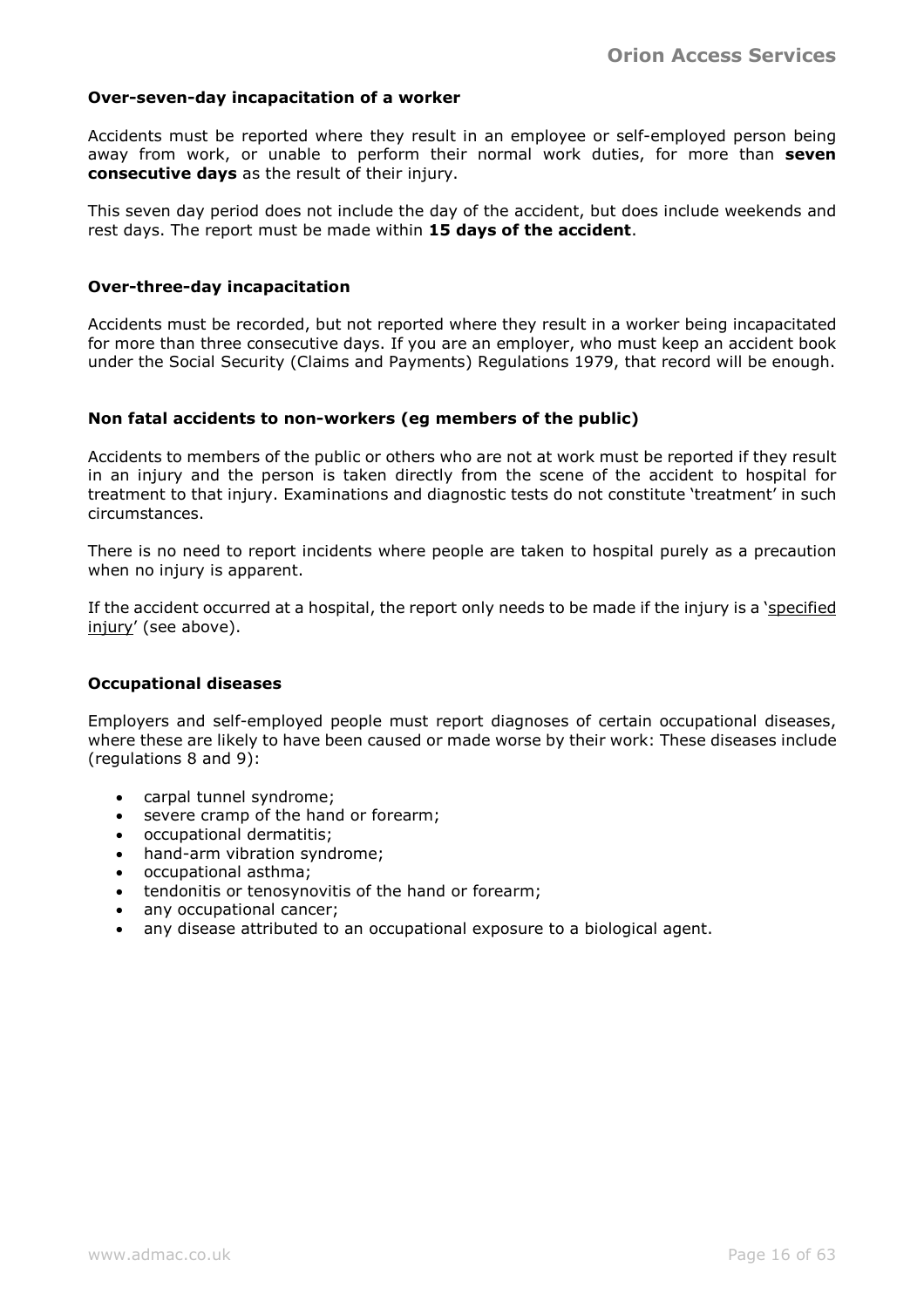#### Over-seven-day incapacitation of a worker

Accidents must be reported where they result in an employee or self-employed person being away from work, or unable to perform their normal work duties, for more than **seven consecutive days** as the result of their injury.

This seven day period does not include the day of the accident, but does include weekends and rest days. The report must be made within **15 days of the accident**.

#### Over-three-day incapacitation

Accidents must be recorded, but not reported where they result in a worker being incapacitated for more than three consecutive days. If you are an employer, who must keep an accident book under the Social Security (Claims and Payments) Regulations 1979, that record will be enough.

#### Non fatal accidents to non-workers (eg members of the public)

Accidents to members of the public or others who are not at work must be reported if they result in an injury and the person is taken directly from the scene of the accident to hospital for treatment to that injury. Examinations and diagnostic tests do not constitute 'treatment' in such circumstances.

There is no need to report incidents where people are taken to hospital purely as a precaution when no injury is apparent.

If the accident occurred at a hospital, the report only needs to be made if the injury is a 'specified injury' (see above).

#### Occupational diseases

Employers and self-employed people must report diagnoses of certain occupational diseases, where these are likely to have been caused or made worse by their work: These diseases include (regulations 8 and 9):

- carpal tunnel syndrome;
- severe cramp of the hand or forearm;
- occupational dermatitis;
- hand-arm vibration syndrome;
- occupational asthma;
- tendonitis or tenosynovitis of the hand or forearm;
- any occupational cancer;
- any disease attributed to an occupational exposure to a biological agent.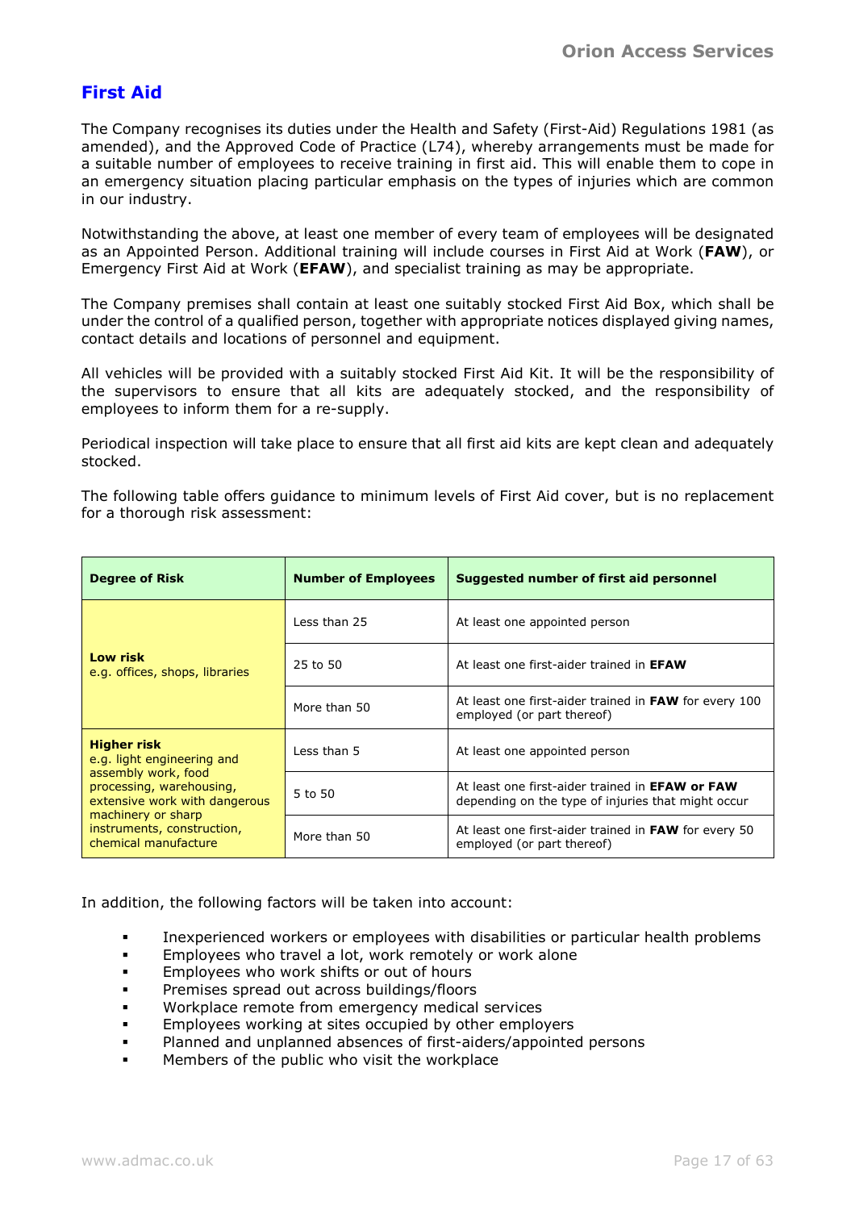# First Aid

The Company recognises its duties under the Health and Safety (First-Aid) Regulations 1981 (as amended), and the Approved Code of Practice (L74), whereby arrangements must be made for a suitable number of employees to receive training in first aid. This will enable them to cope in an emergency situation placing particular emphasis on the types of injuries which are common in our industry.

Notwithstanding the above, at least one member of every team of employees will be designated as an Appointed Person. Additional training will include courses in First Aid at Work (**FAW**), or Emergency First Aid at Work (**EFAW**), and specialist training as may be appropriate.

The Company premises shall contain at least one suitably stocked First Aid Box, which shall be under the control of a qualified person, together with appropriate notices displayed giving names, contact details and locations of personnel and equipment.

All vehicles will be provided with a suitably stocked First Aid Kit. It will be the responsibility of the supervisors to ensure that all kits are adequately stocked, and the responsibility of employees to inform them for a re-supply.

Periodical inspection will take place to ensure that all first aid kits are kept clean and adequately stocked.

The following table offers guidance to minimum levels of First Aid cover, but is no replacement for a thorough risk assessment:

| Degree of Risk | Number of Employees | Suggested number of first aid personnel |
|---|---|---|
| **Low risk** e.g. offices, shops, libraries | Less than 25 | At least one appointed person |
| | 25 to 50 | At least one first-aider trained in **EFAW** |
| | More than 50 | At least one first-aider trained in **FAW** for every 100 employed (or part thereof) |
| **Higher risk** e.g. light engineering and assembly work, food processing, warehousing, extensive work with dangerous machinery or sharp instruments, construction, chemical manufacture | Less than 5 | At least one appointed person |
| | 5 to 50 | At least one first-aider trained in **EFAW or FAW** depending on the type of injuries that might occur |
| | More than 50 | At least one first-aider trained in **FAW** for every 50 employed (or part thereof) |

In addition, the following factors will be taken into account:

- Inexperienced workers or employees with disabilities or particular health problems
- Employees who travel a lot, work remotely or work alone
- Employees who work shifts or out of hours
- Premises spread out across buildings/floors
- Workplace remote from emergency medical services
- Employees working at sites occupied by other employers
- Planned and unplanned absences of first-aiders/appointed persons
- Members of the public who visit the workplace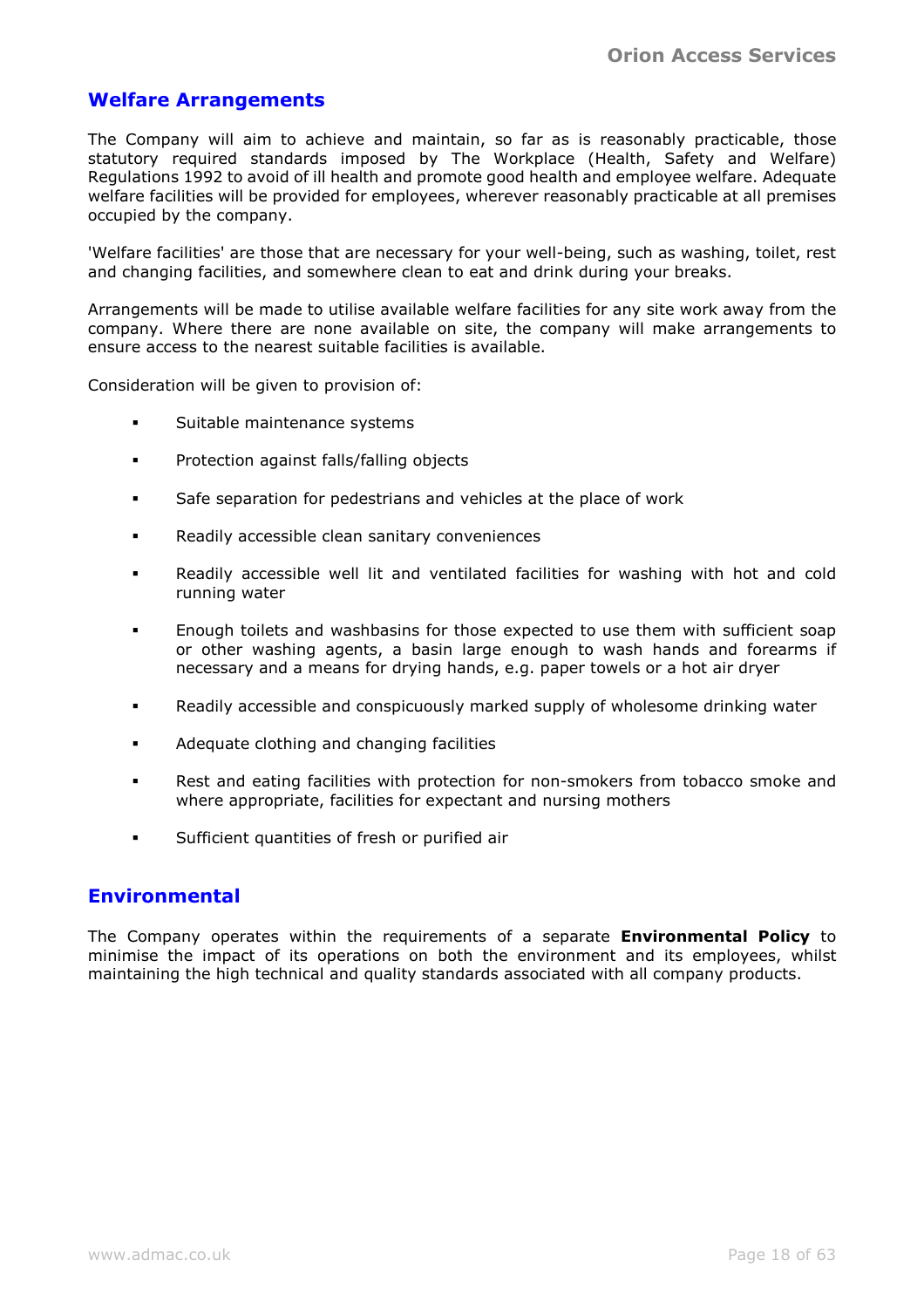## Welfare Arrangements

The Company will aim to achieve and maintain, so far as is reasonably practicable, those statutory required standards imposed by The Workplace (Health, Safety and Welfare) Regulations 1992 to avoid of ill health and promote good health and employee welfare. Adequate welfare facilities will be provided for employees, wherever reasonably practicable at all premises occupied by the company.

'Welfare facilities' are those that are necessary for your well-being, such as washing, toilet, rest and changing facilities, and somewhere clean to eat and drink during your breaks.

Arrangements will be made to utilise available welfare facilities for any site work away from the company. Where there are none available on site, the company will make arrangements to ensure access to the nearest suitable facilities is available.

Consideration will be given to provision of:

- Suitable maintenance systems
- Protection against falls/falling objects
- Safe separation for pedestrians and vehicles at the place of work
- Readily accessible clean sanitary conveniences
- Readily accessible well lit and ventilated facilities for washing with hot and cold running water
- Enough toilets and washbasins for those expected to use them with sufficient soap or other washing agents, a basin large enough to wash hands and forearms if necessary and a means for drying hands, e.g. paper towels or a hot air dryer
- Readily accessible and conspicuously marked supply of wholesome drinking water
- Adequate clothing and changing facilities
- Rest and eating facilities with protection for non-smokers from tobacco smoke and where appropriate, facilities for expectant and nursing mothers
- Sufficient quantities of fresh or purified air

## Environmental

The Company operates within the requirements of a separate **Environmental Policy** to minimise the impact of its operations on both the environment and its employees, whilst maintaining the high technical and quality standards associated with all company products.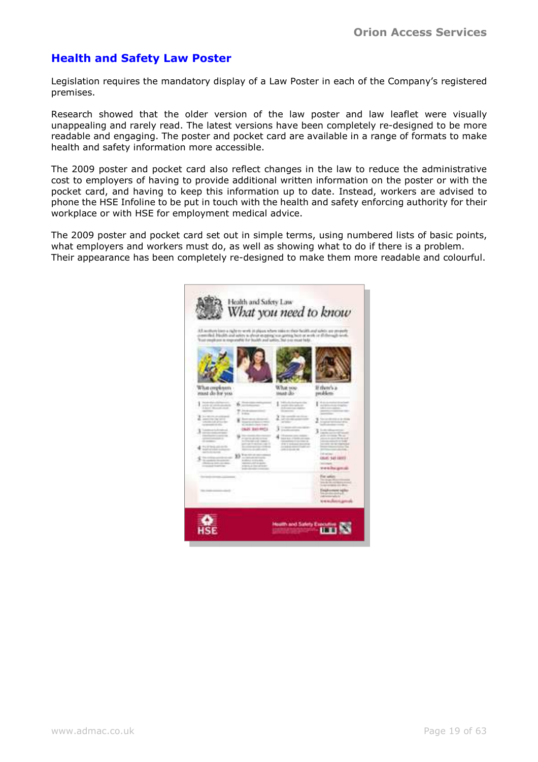## Health and Safety Law Poster

Legislation requires the mandatory display of a Law Poster in each of the Company's registered premises.

Research showed that the older version of the law poster and law leaflet were visually unappealing and rarely read. The latest versions have been completely re-designed to be more readable and engaging. The poster and pocket card are available in a range of formats to make health and safety information more accessible.

The 2009 poster and pocket card also reflect changes in the law to reduce the administrative cost to employers of having to provide additional written information on the poster or with the pocket card, and having to keep this information up to date. Instead, workers are advised to phone the HSE Infoline to be put in touch with the health and safety enforcing authority for their workplace or with HSE for employment medical advice.

The 2009 poster and pocket card set out in simple terms, using numbered lists of basic points, what employers and workers must do, as well as showing what to do if there is a problem. Their appearance has been completely re-designed to make them more readable and colourful.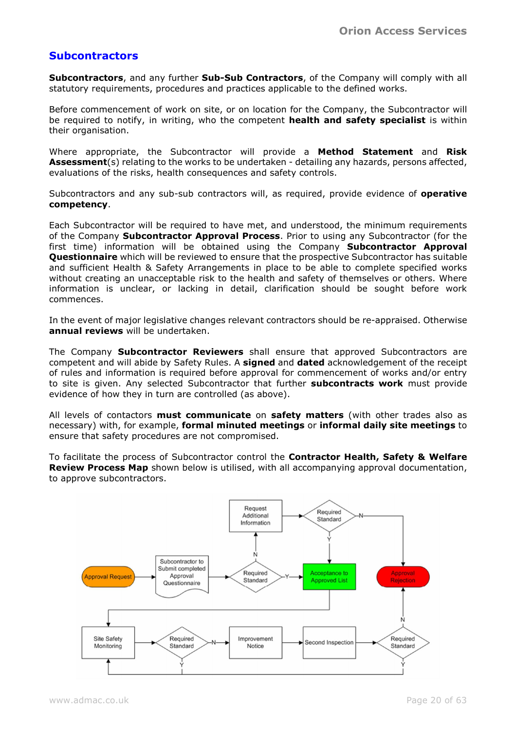## Subcontractors

**Subcontractors**, and any further **Sub-Sub Contractors**, of the Company will comply with all statutory requirements, procedures and practices applicable to the defined works.

Before commencement of work on site, or on location for the Company, the Subcontractor will be required to notify, in writing, who the competent **health and safety specialist** is within their organisation.

Where appropriate, the Subcontractor will provide a **Method Statement** and **Risk Assessment**(s) relating to the works to be undertaken - detailing any hazards, persons affected, evaluations of the risks, health consequences and safety controls.

Subcontractors and any sub-sub contractors will, as required, provide evidence of **operative competency**.

Each Subcontractor will be required to have met, and understood, the minimum requirements of the Company **Subcontractor Approval Process**. Prior to using any Subcontractor (for the first time) information will be obtained using the Company **Subcontractor Approval Questionnaire** which will be reviewed to ensure that the prospective Subcontractor has suitable and sufficient Health & Safety Arrangements in place to be able to complete specified works without creating an unacceptable risk to the health and safety of themselves or others. Where information is unclear, or lacking in detail, clarification should be sought before work commences.

In the event of major legislative changes relevant contractors should be re-appraised. Otherwise **annual reviews** will be undertaken.

The Company **Subcontractor Reviewers** shall ensure that approved Subcontractors are competent and will abide by Safety Rules. A **signed** and **dated** acknowledgement of the receipt of rules and information is required before approval for commencement of works and/or entry to site is given. Any selected Subcontractor that further **subcontracts work** must provide evidence of how they in turn are controlled (as above).

All levels of contactors **must communicate** on **safety matters** (with other trades also as necessary) with, for example, **formal minuted meetings** or **informal daily site meetings** to ensure that safety procedures are not compromised.

To facilitate the process of Subcontractor control the **Contractor Health, Safety & Welfare Review Process Map** shown below is utilised, with all accompanying approval documentation, to approve subcontractors.

Approval Request → Subcontractor to Submit completed Approval Questionnaire → Required Standard (Y → Acceptance to Approved List; N → Request Additional Information → Required Standard (Y → Acceptance to Approved List; N → Approval Rejection))

Acceptance to Approved List → Site Safety Monitoring → Required Standard (Y → Site Safety Monitoring; N → Improvement Notice → Second Inspection → Required Standard (Y → Site Safety Monitoring; N → Approval Rejection))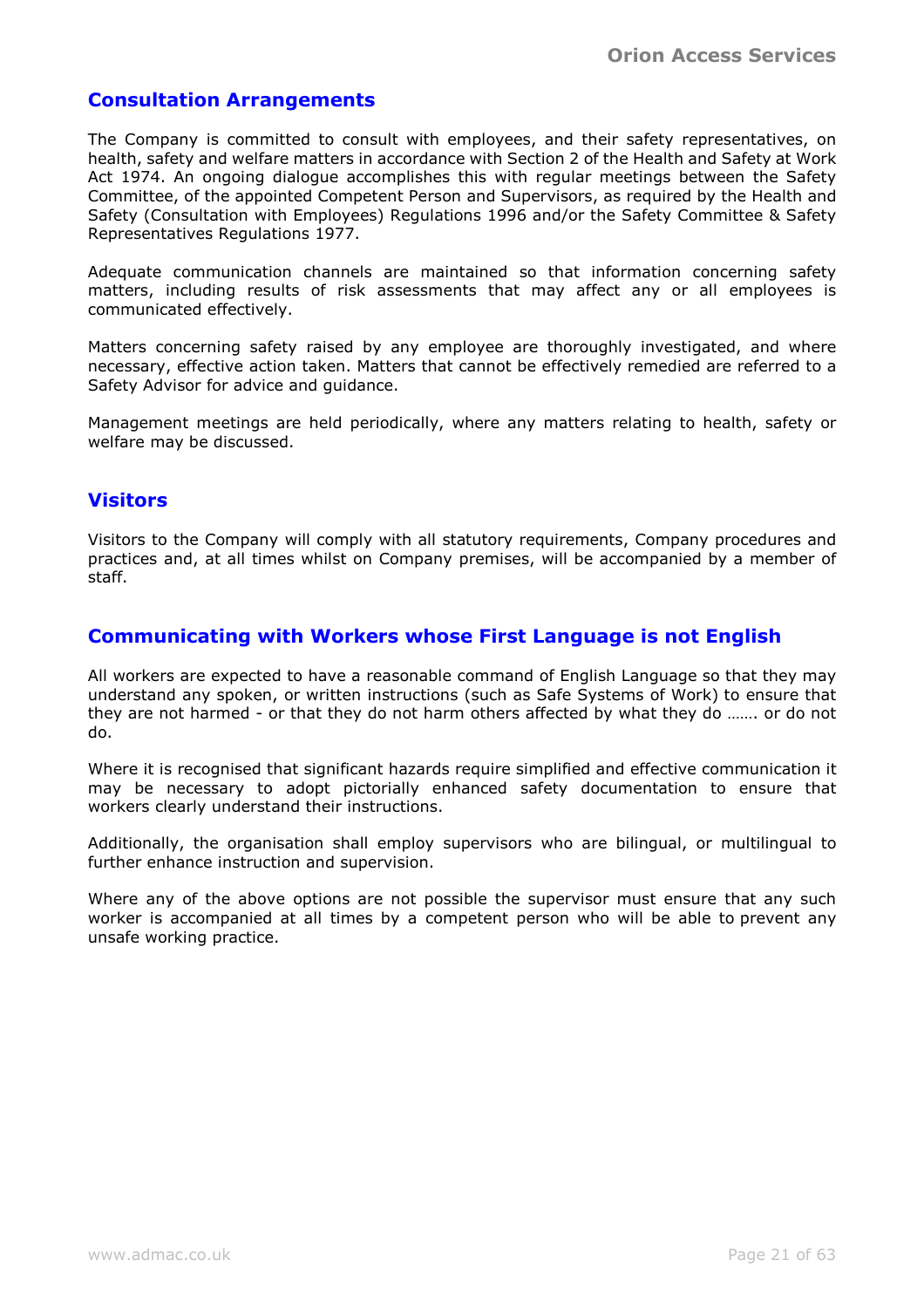## Consultation Arrangements

The Company is committed to consult with employees, and their safety representatives, on health, safety and welfare matters in accordance with Section 2 of the Health and Safety at Work Act 1974. An ongoing dialogue accomplishes this with regular meetings between the Safety Committee, of the appointed Competent Person and Supervisors, as required by the Health and Safety (Consultation with Employees) Regulations 1996 and/or the Safety Committee & Safety Representatives Regulations 1977.

Adequate communication channels are maintained so that information concerning safety matters, including results of risk assessments that may affect any or all employees is communicated effectively.

Matters concerning safety raised by any employee are thoroughly investigated, and where necessary, effective action taken. Matters that cannot be effectively remedied are referred to a Safety Advisor for advice and guidance.

Management meetings are held periodically, where any matters relating to health, safety or welfare may be discussed.

## Visitors

Visitors to the Company will comply with all statutory requirements, Company procedures and practices and, at all times whilst on Company premises, will be accompanied by a member of staff.

## Communicating with Workers whose First Language is not English

All workers are expected to have a reasonable command of English Language so that they may understand any spoken, or written instructions (such as Safe Systems of Work) to ensure that they are not harmed - or that they do not harm others affected by what they do ……. or do not do.

Where it is recognised that significant hazards require simplified and effective communication it may be necessary to adopt pictorially enhanced safety documentation to ensure that workers clearly understand their instructions.

Additionally, the organisation shall employ supervisors who are bilingual, or multilingual to further enhance instruction and supervision.

Where any of the above options are not possible the supervisor must ensure that any such worker is accompanied at all times by a competent person who will be able to prevent any unsafe working practice.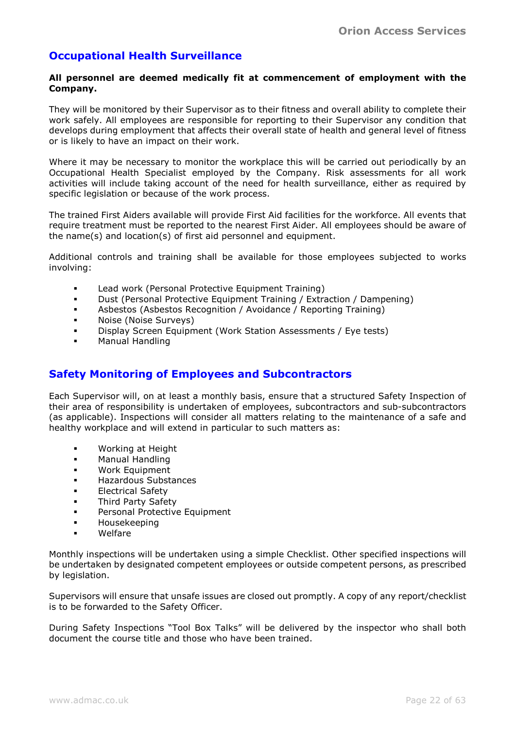## Occupational Health Surveillance

**All personnel are deemed medically fit at commencement of employment with the Company.**

They will be monitored by their Supervisor as to their fitness and overall ability to complete their work safely. All employees are responsible for reporting to their Supervisor any condition that develops during employment that affects their overall state of health and general level of fitness or is likely to have an impact on their work.

Where it may be necessary to monitor the workplace this will be carried out periodically by an Occupational Health Specialist employed by the Company. Risk assessments for all work activities will include taking account of the need for health surveillance, either as required by specific legislation or because of the work process.

The trained First Aiders available will provide First Aid facilities for the workforce. All events that require treatment must be reported to the nearest First Aider. All employees should be aware of the name(s) and location(s) of first aid personnel and equipment.

Additional controls and training shall be available for those employees subjected to works involving:

- Lead work (Personal Protective Equipment Training)
- Dust (Personal Protective Equipment Training / Extraction / Dampening)
- Asbestos (Asbestos Recognition / Avoidance / Reporting Training)
- Noise (Noise Surveys)
- Display Screen Equipment (Work Station Assessments / Eye tests)
- Manual Handling

## Safety Monitoring of Employees and Subcontractors

Each Supervisor will, on at least a monthly basis, ensure that a structured Safety Inspection of their area of responsibility is undertaken of employees, subcontractors and sub-subcontractors (as applicable). Inspections will consider all matters relating to the maintenance of a safe and healthy workplace and will extend in particular to such matters as:

- Working at Height
- Manual Handling
- Work Equipment
- Hazardous Substances
- Electrical Safety
- Third Party Safety
- Personal Protective Equipment
- Housekeeping
- Welfare

Monthly inspections will be undertaken using a simple Checklist. Other specified inspections will be undertaken by designated competent employees or outside competent persons, as prescribed by legislation.

Supervisors will ensure that unsafe issues are closed out promptly. A copy of any report/checklist is to be forwarded to the Safety Officer.

During Safety Inspections "Tool Box Talks" will be delivered by the inspector who shall both document the course title and those who have been trained.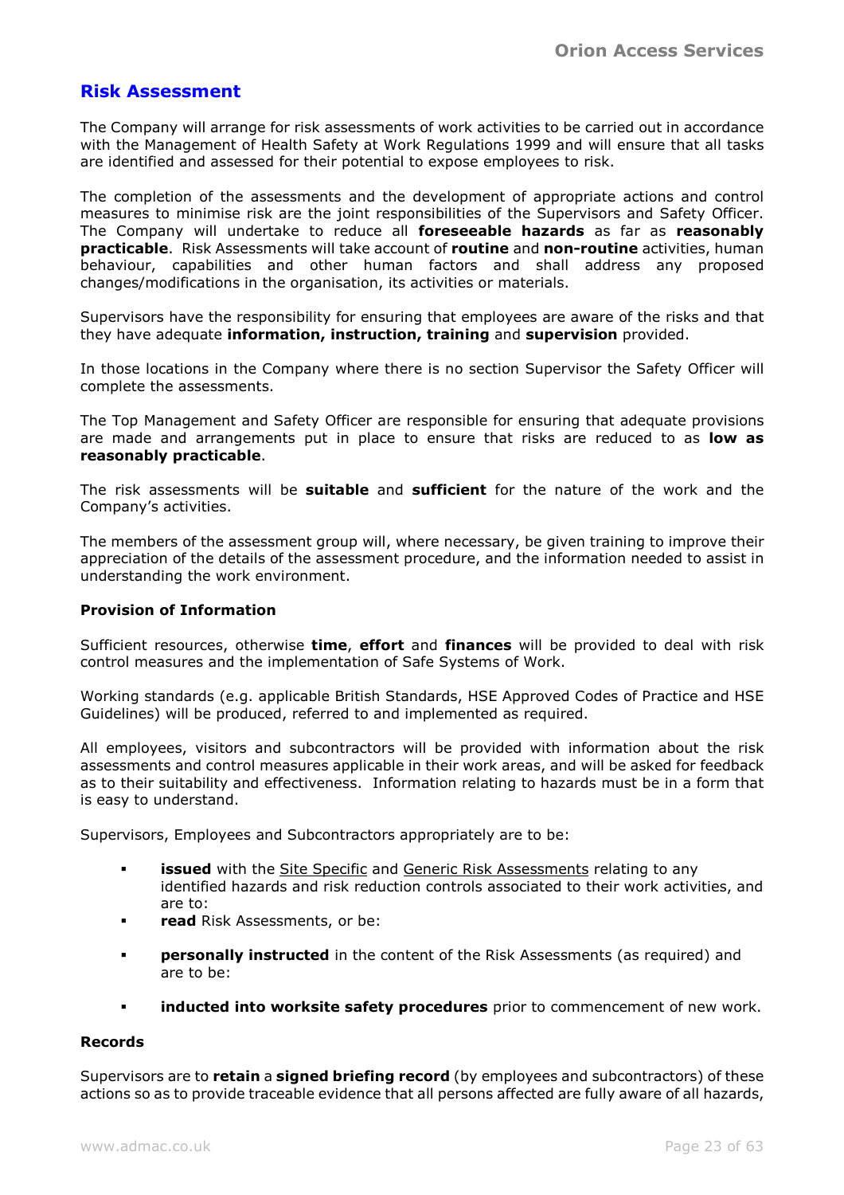## Risk Assessment

The Company will arrange for risk assessments of work activities to be carried out in accordance with the Management of Health Safety at Work Regulations 1999 and will ensure that all tasks are identified and assessed for their potential to expose employees to risk.

The completion of the assessments and the development of appropriate actions and control measures to minimise risk are the joint responsibilities of the Supervisors and Safety Officer. The Company will undertake to reduce all **foreseeable hazards** as far as **reasonably practicable**. Risk Assessments will take account of **routine** and **non-routine** activities, human behaviour, capabilities and other human factors and shall address any proposed changes/modifications in the organisation, its activities or materials.

Supervisors have the responsibility for ensuring that employees are aware of the risks and that they have adequate **information, instruction, training** and **supervision** provided.

In those locations in the Company where there is no section Supervisor the Safety Officer will complete the assessments.

The Top Management and Safety Officer are responsible for ensuring that adequate provisions are made and arrangements put in place to ensure that risks are reduced to as **low as reasonably practicable**.

The risk assessments will be **suitable** and **sufficient** for the nature of the work and the Company's activities.

The members of the assessment group will, where necessary, be given training to improve their appreciation of the details of the assessment procedure, and the information needed to assist in understanding the work environment.

### Provision of Information

Sufficient resources, otherwise **time**, **effort** and **finances** will be provided to deal with risk control measures and the implementation of Safe Systems of Work.

Working standards (e.g. applicable British Standards, HSE Approved Codes of Practice and HSE Guidelines) will be produced, referred to and implemented as required.

All employees, visitors and subcontractors will be provided with information about the risk assessments and control measures applicable in their work areas, and will be asked for feedback as to their suitability and effectiveness. Information relating to hazards must be in a form that is easy to understand.

Supervisors, Employees and Subcontractors appropriately are to be:

- **issued** with the <u>Site Specific</u> and <u>Generic Risk Assessments</u> relating to any identified hazards and risk reduction controls associated to their work activities, and are to:
- **read** Risk Assessments, or be:
- **personally instructed** in the content of the Risk Assessments (as required) and are to be:
- **inducted into worksite safety procedures** prior to commencement of new work.

### Records

Supervisors are to **retain** a **signed briefing record** (by employees and subcontractors) of these actions so as to provide traceable evidence that all persons affected are fully aware of all hazards,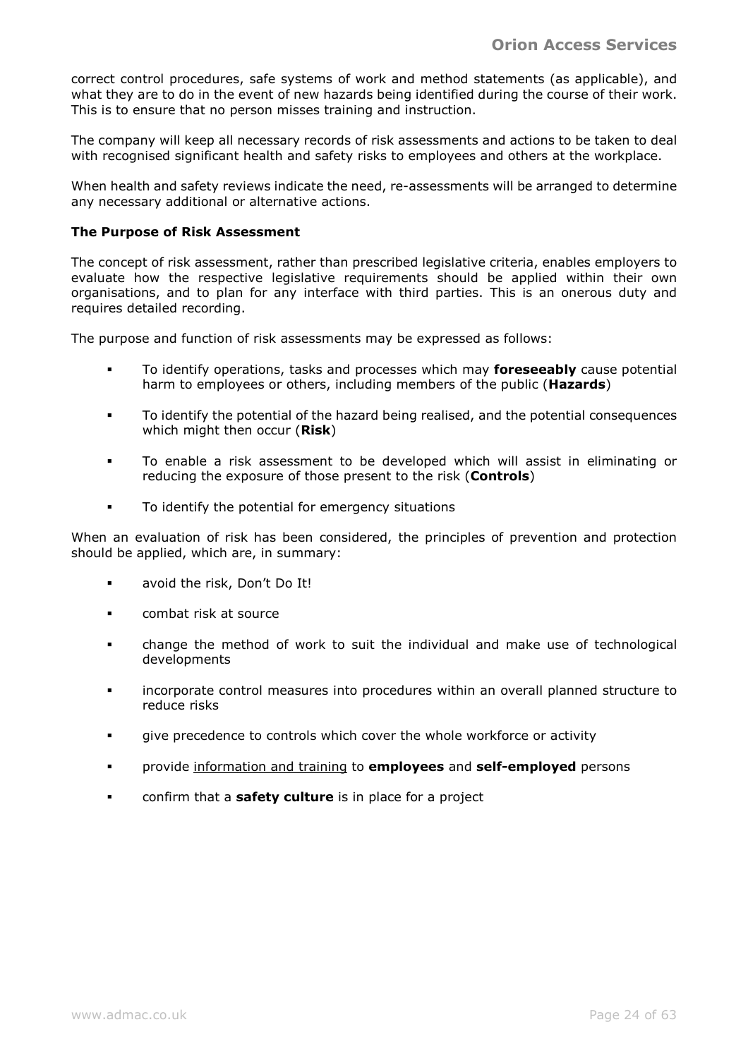correct control procedures, safe systems of work and method statements (as applicable), and what they are to do in the event of new hazards being identified during the course of their work. This is to ensure that no person misses training and instruction.

The company will keep all necessary records of risk assessments and actions to be taken to deal with recognised significant health and safety risks to employees and others at the workplace.

When health and safety reviews indicate the need, re-assessments will be arranged to determine any necessary additional or alternative actions.

**The Purpose of Risk Assessment**

The concept of risk assessment, rather than prescribed legislative criteria, enables employers to evaluate how the respective legislative requirements should be applied within their own organisations, and to plan for any interface with third parties. This is an onerous duty and requires detailed recording.

The purpose and function of risk assessments may be expressed as follows:

- To identify operations, tasks and processes which may **foreseeably** cause potential harm to employees or others, including members of the public (**Hazards**)
- To identify the potential of the hazard being realised, and the potential consequences which might then occur (**Risk**)
- To enable a risk assessment to be developed which will assist in eliminating or reducing the exposure of those present to the risk (**Controls**)
- To identify the potential for emergency situations

When an evaluation of risk has been considered, the principles of prevention and protection should be applied, which are, in summary:

- avoid the risk, Don't Do It!
- combat risk at source
- change the method of work to suit the individual and make use of technological developments
- incorporate control measures into procedures within an overall planned structure to reduce risks
- give precedence to controls which cover the whole workforce or activity
- provide information and training to **employees** and **self-employed** persons
- confirm that a **safety culture** is in place for a project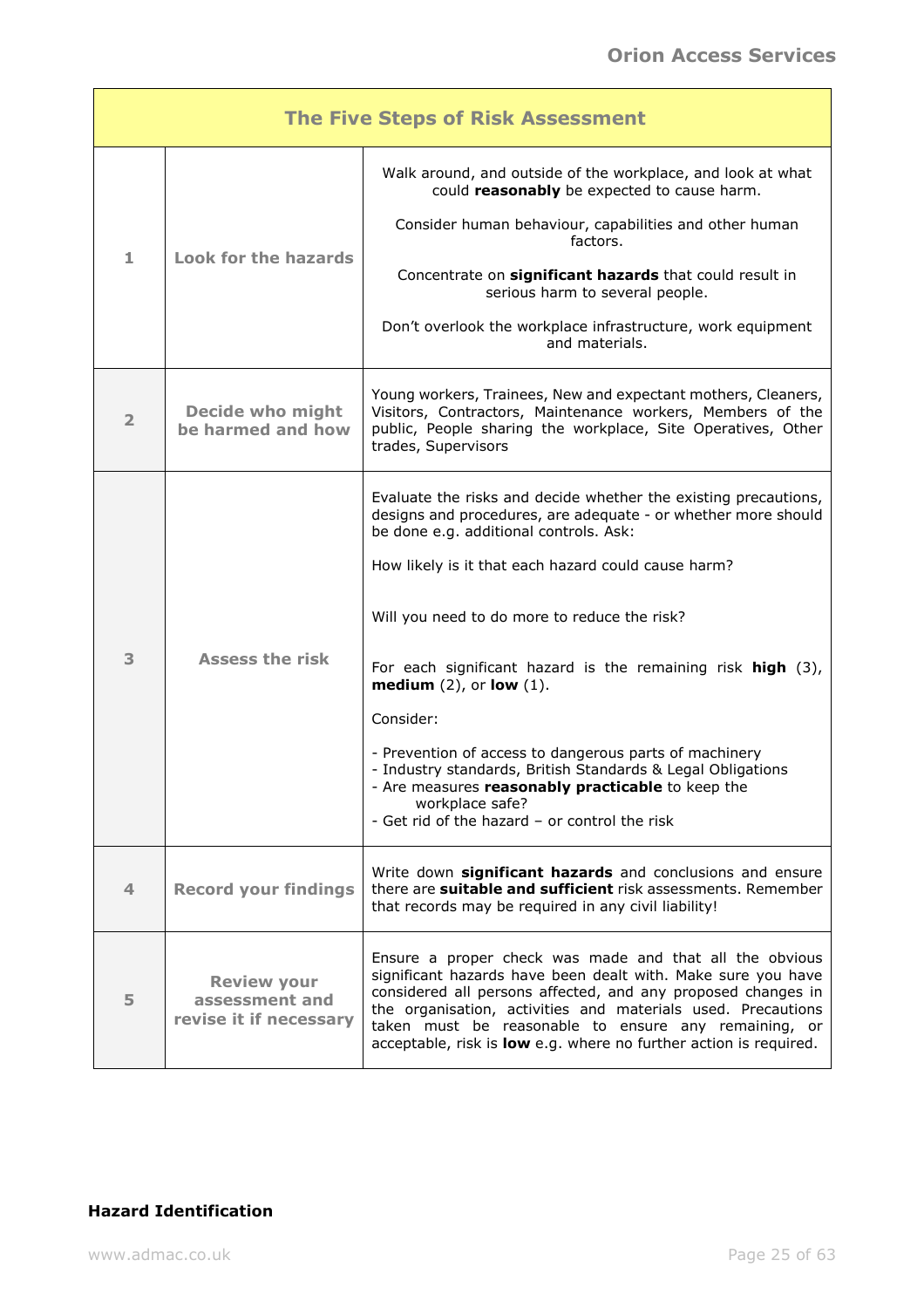| The Five Steps of Risk Assessment | | |
|---|---|---|
| 1 | Look for the hazards | Walk around, and outside of the workplace, and look at what could **reasonably** be expected to cause harm.<br><br>Consider human behaviour, capabilities and other human factors.<br><br>Concentrate on **significant hazards** that could result in serious harm to several people.<br><br>Don't overlook the workplace infrastructure, work equipment and materials. |
| 2 | Decide who might be harmed and how | Young workers, Trainees, New and expectant mothers, Cleaners, Visitors, Contractors, Maintenance workers, Members of the public, People sharing the workplace, Site Operatives, Other trades, Supervisors |
| 3 | Assess the risk | Evaluate the risks and decide whether the existing precautions, designs and procedures, are adequate - or whether more should be done e.g. additional controls. Ask:<br><br>How likely is it that each hazard could cause harm?<br><br>Will you need to do more to reduce the risk?<br><br>For each significant hazard is the remaining risk **high** (3), **medium** (2), or **low** (1).<br><br>Consider:<br><br>- Prevention of access to dangerous parts of machinery<br>- Industry standards, British Standards & Legal Obligations<br>- Are measures **reasonably practicable** to keep the workplace safe?<br>- Get rid of the hazard – or control the risk |
| 4 | Record your findings | Write down **significant hazards** and conclusions and ensure there are **suitable and sufficient** risk assessments. Remember that records may be required in any civil liability! |
| 5 | Review your assessment and revise it if necessary | Ensure a proper check was made and that all the obvious significant hazards have been dealt with. Make sure you have considered all persons affected, and any proposed changes in the organisation, activities and materials used. Precautions taken must be reasonable to ensure any remaining, or acceptable, risk is **low** e.g. where no further action is required. |

**Hazard Identification**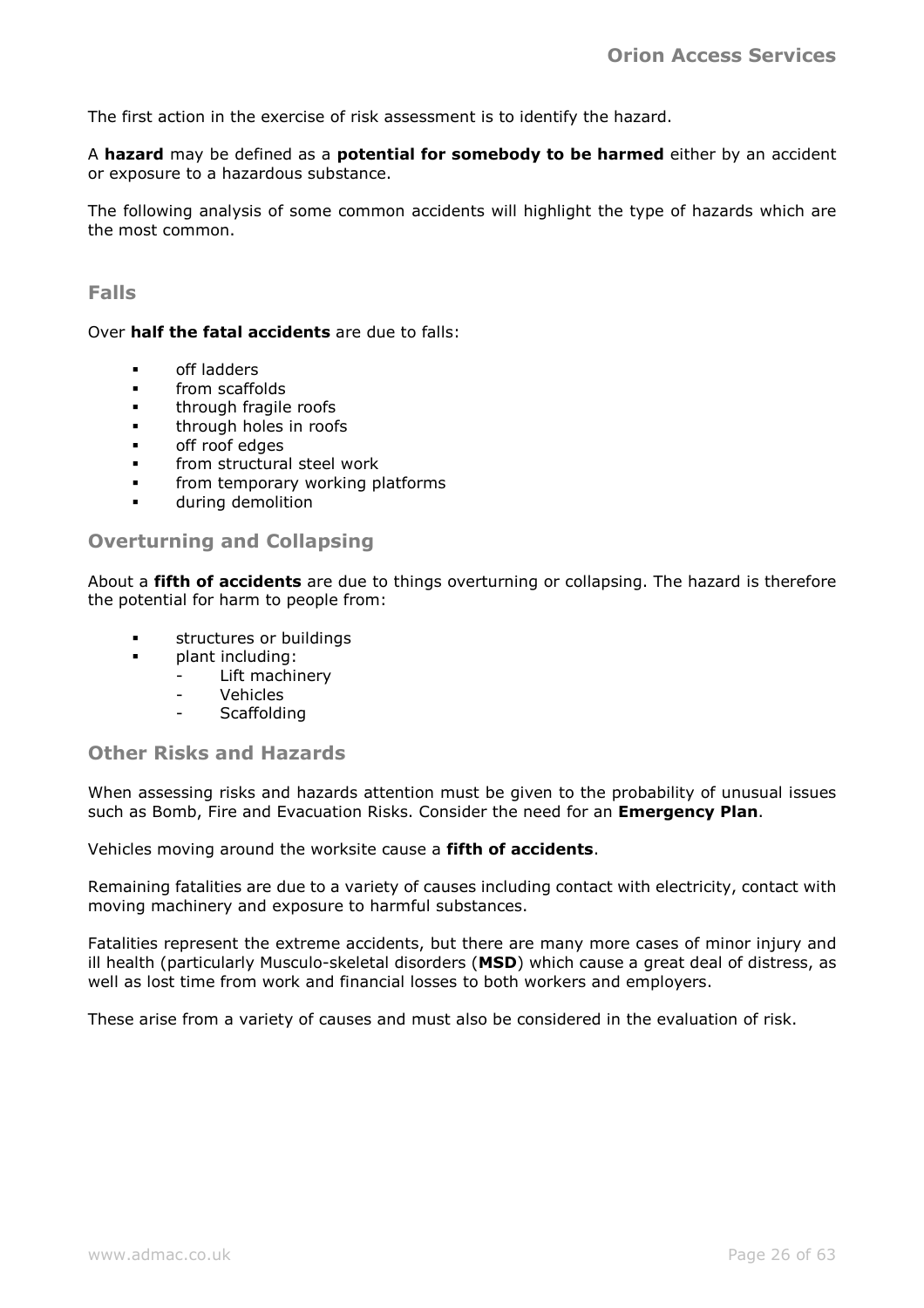The first action in the exercise of risk assessment is to identify the hazard.

A **hazard** may be defined as a **potential for somebody to be harmed** either by an accident or exposure to a hazardous substance.

The following analysis of some common accidents will highlight the type of hazards which are the most common.

## Falls

Over **half the fatal accidents** are due to falls:

- off ladders
- from scaffolds
- through fragile roofs
- through holes in roofs
- off roof edges
- from structural steel work
- from temporary working platforms
- during demolition

## Overturning and Collapsing

About a **fifth of accidents** are due to things overturning or collapsing. The hazard is therefore the potential for harm to people from:

- structures or buildings
- plant including:
  - Lift machinery
  - Vehicles
  - Scaffolding

## Other Risks and Hazards

When assessing risks and hazards attention must be given to the probability of unusual issues such as Bomb, Fire and Evacuation Risks. Consider the need for an **Emergency Plan**.

Vehicles moving around the worksite cause a **fifth of accidents**.

Remaining fatalities are due to a variety of causes including contact with electricity, contact with moving machinery and exposure to harmful substances.

Fatalities represent the extreme accidents, but there are many more cases of minor injury and ill health (particularly Musculo-skeletal disorders (**MSD**) which cause a great deal of distress, as well as lost time from work and financial losses to both workers and employers.

These arise from a variety of causes and must also be considered in the evaluation of risk.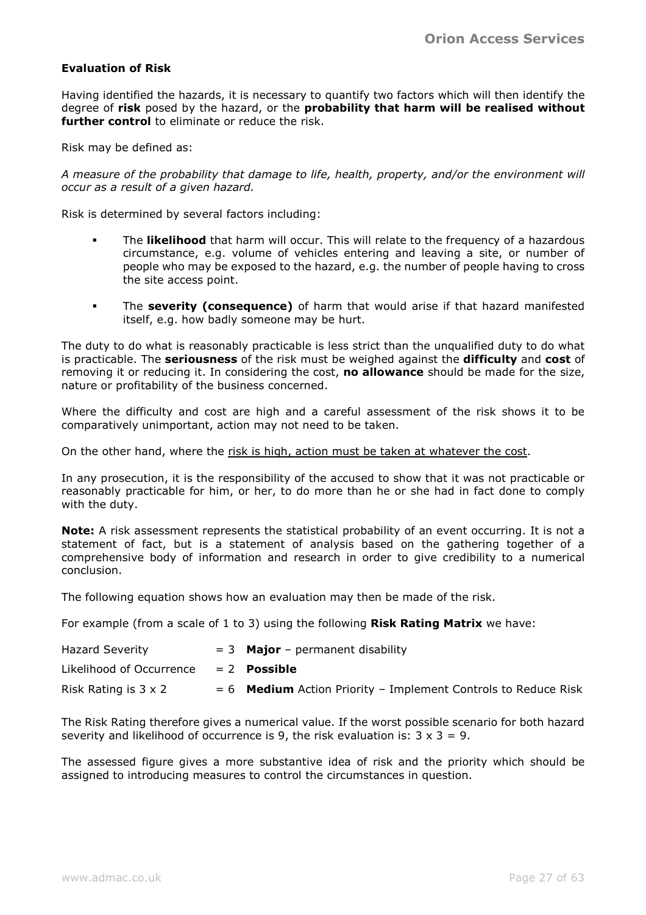### Evaluation of Risk

Having identified the hazards, it is necessary to quantify two factors which will then identify the degree of **risk** posed by the hazard, or the **probability that harm will be realised without further control** to eliminate or reduce the risk.

Risk may be defined as:

*A measure of the probability that damage to life, health, property, and/or the environment will occur as a result of a given hazard.*

Risk is determined by several factors including:

- The **likelihood** that harm will occur. This will relate to the frequency of a hazardous circumstance, e.g. volume of vehicles entering and leaving a site, or number of people who may be exposed to the hazard, e.g. the number of people having to cross the site access point.
- The **severity (consequence)** of harm that would arise if that hazard manifested itself, e.g. how badly someone may be hurt.

The duty to do what is reasonably practicable is less strict than the unqualified duty to do what is practicable. The **seriousness** of the risk must be weighed against the **difficulty** and **cost** of removing it or reducing it. In considering the cost, **no allowance** should be made for the size, nature or profitability of the business concerned.

Where the difficulty and cost are high and a careful assessment of the risk shows it to be comparatively unimportant, action may not need to be taken.

On the other hand, where the <u>risk is high, action must be taken at whatever the cost</u>.

In any prosecution, it is the responsibility of the accused to show that it was not practicable or reasonably practicable for him, or her, to do more than he or she had in fact done to comply with the duty.

**Note:** A risk assessment represents the statistical probability of an event occurring. It is not a statement of fact, but is a statement of analysis based on the gathering together of a comprehensive body of information and research in order to give credibility to a numerical conclusion.

The following equation shows how an evaluation may then be made of the risk.

For example (from a scale of 1 to 3) using the following **Risk Rating Matrix** we have:

| | |
|---|---|
| Hazard Severity | = 3 **Major** – permanent disability |
| Likelihood of Occurrence | = 2 **Possible** |
| Risk Rating is 3 x 2 | = 6 **Medium** Action Priority – Implement Controls to Reduce Risk |

The Risk Rating therefore gives a numerical value. If the worst possible scenario for both hazard severity and likelihood of occurrence is 9, the risk evaluation is: 3 x 3 = 9.

The assessed figure gives a more substantive idea of risk and the priority which should be assigned to introducing measures to control the circumstances in question.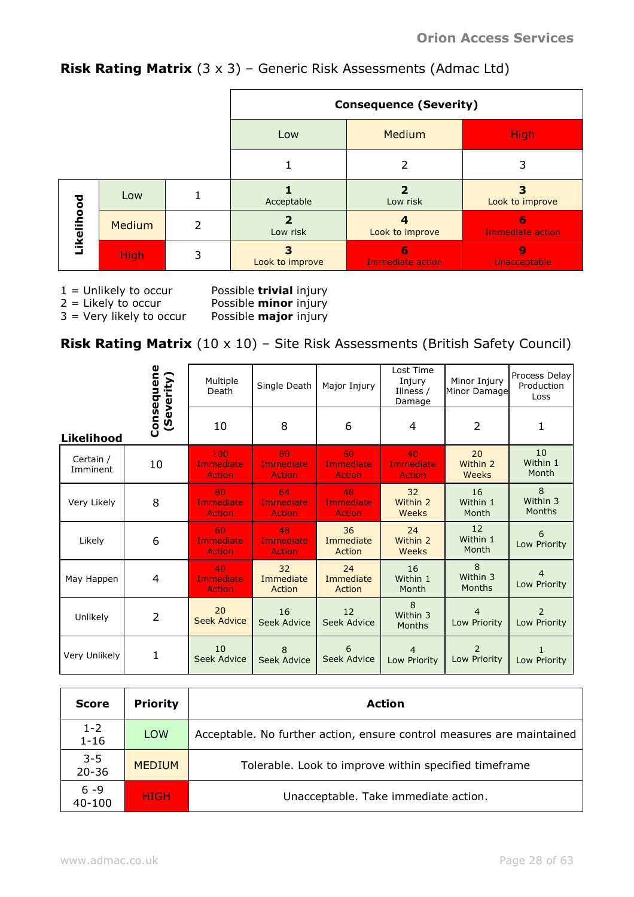## **Risk Rating Matrix** (3 x 3) – Generic Risk Assessments (Admac Ltd)

| | | | Consequence (Severity) | | |
|---|---|---|---|---|---|
| | | | Low | Medium | High |
| | | | 1 | 2 | 3 |
| Likelihood | Low | 1 | **1** Acceptable | **2** Low risk | **3** Look to improve |
| | Medium | 2 | **2** Low risk | **4** Look to improve | **6** Immediate action |
| | High | 3 | **3** Look to improve | **6** Immediate action | **9** Unacceptable |

1 = Unlikely to occur — Possible **trivial** injury
2 = Likely to occur — Possible **minor** injury
3 = Very likely to occur — Possible **major** injury

## **Risk Rating Matrix** (10 x 10) – Site Risk Assessments (British Safety Council)

| Likelihood | Consequence (Severity) | Multiple Death | Single Death | Major Injury | Lost Time Injury Illness / Damage | Minor Injury Minor Damage | Process Delay Production Loss |
|---|---|---|---|---|---|---|---|
| | | 10 | 8 | 6 | 4 | 2 | 1 |
| Certain / Imminent | 10 | 100 Immediate Action | 80 Immediate Action | 60 Immediate Action | 40 Immediate Action | 20 Within 2 Weeks | 10 Within 1 Month |
| Very Likely | 8 | 80 Immediate Action | 64 Immediate Action | 48 Immediate Action | 32 Within 2 Weeks | 16 Within 1 Month | 8 Within 3 Months |
| Likely | 6 | 60 Immediate Action | 48 Immediate Action | 36 Immediate Action | 24 Within 2 Weeks | 12 Within 1 Month | 6 Low Priority |
| May Happen | 4 | 40 Immediate Action | 32 Immediate Action | 24 Immediate Action | 16 Within 1 Month | 8 Within 3 Months | 4 Low Priority |
| Unlikely | 2 | 20 Seek Advice | 16 Seek Advice | 12 Seek Advice | 8 Within 3 Months | 4 Low Priority | 2 Low Priority |
| Very Unlikely | 1 | 10 Seek Advice | 8 Seek Advice | 6 Seek Advice | 4 Low Priority | 2 Low Priority | 1 Low Priority |

| Score | Priority | Action |
|---|---|---|
| 1-2<br>1-16 | LOW | Acceptable. No further action, ensure control measures are maintained |
| 3-5<br>20-36 | MEDIUM | Tolerable. Look to improve within specified timeframe |
| 6 -9<br>40-100 | HIGH | Unacceptable. Take immediate action. |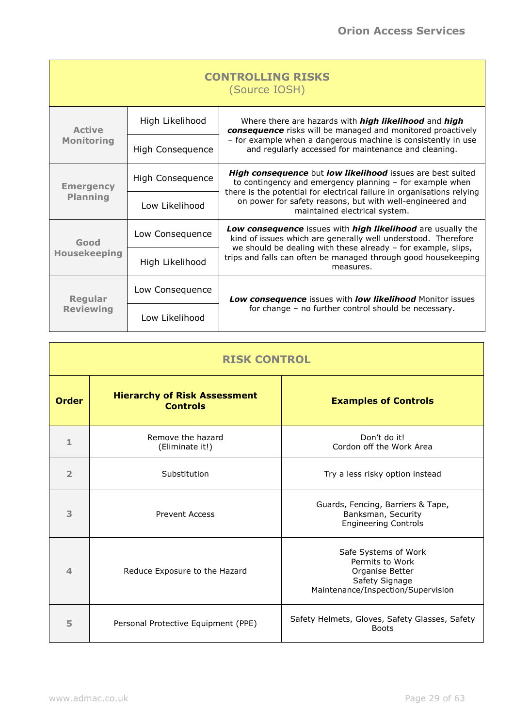## CONTROLLING RISKS
(Source IOSH)

| | | |
|---|---|---|
| **Active Monitoring** | High Likelihood<br>High Consequence | Where there are hazards with ***high likelihood*** and ***high consequence*** risks will be managed and monitored proactively – for example when a dangerous machine is consistently in use and regularly accessed for maintenance and cleaning. |
| **Emergency Planning** | High Consequence<br>Low Likelihood | ***High consequence*** but ***low likelihood*** issues are best suited to contingency and emergency planning – for example when there is the potential for electrical failure in organisations relying on power for safety reasons, but with well-engineered and maintained electrical system. |
| **Good Housekeeping** | Low Consequence<br>High Likelihood | ***Low consequence*** issues with ***high likelihood*** are usually the kind of issues which are generally well understood. Therefore we should be dealing with these already – for example, slips, trips and falls can often be managed through good housekeeping measures. |
| **Regular Reviewing** | Low Consequence<br>Low Likelihood | ***Low consequence*** issues with ***low likelihood*** Monitor issues for change – no further control should be necessary. |

## RISK CONTROL

| Order | Hierarchy of Risk Assessment Controls | Examples of Controls |
|---|---|---|
| 1 | Remove the hazard (Eliminate it!) | Don't do it!<br>Cordon off the Work Area |
| 2 | Substitution | Try a less risky option instead |
| 3 | Prevent Access | Guards, Fencing, Barriers & Tape, Banksman, Security<br>Engineering Controls |
| 4 | Reduce Exposure to the Hazard | Safe Systems of Work<br>Permits to Work<br>Organise Better<br>Safety Signage<br>Maintenance/Inspection/Supervision |
| 5 | Personal Protective Equipment (PPE) | Safety Helmets, Gloves, Safety Glasses, Safety Boots |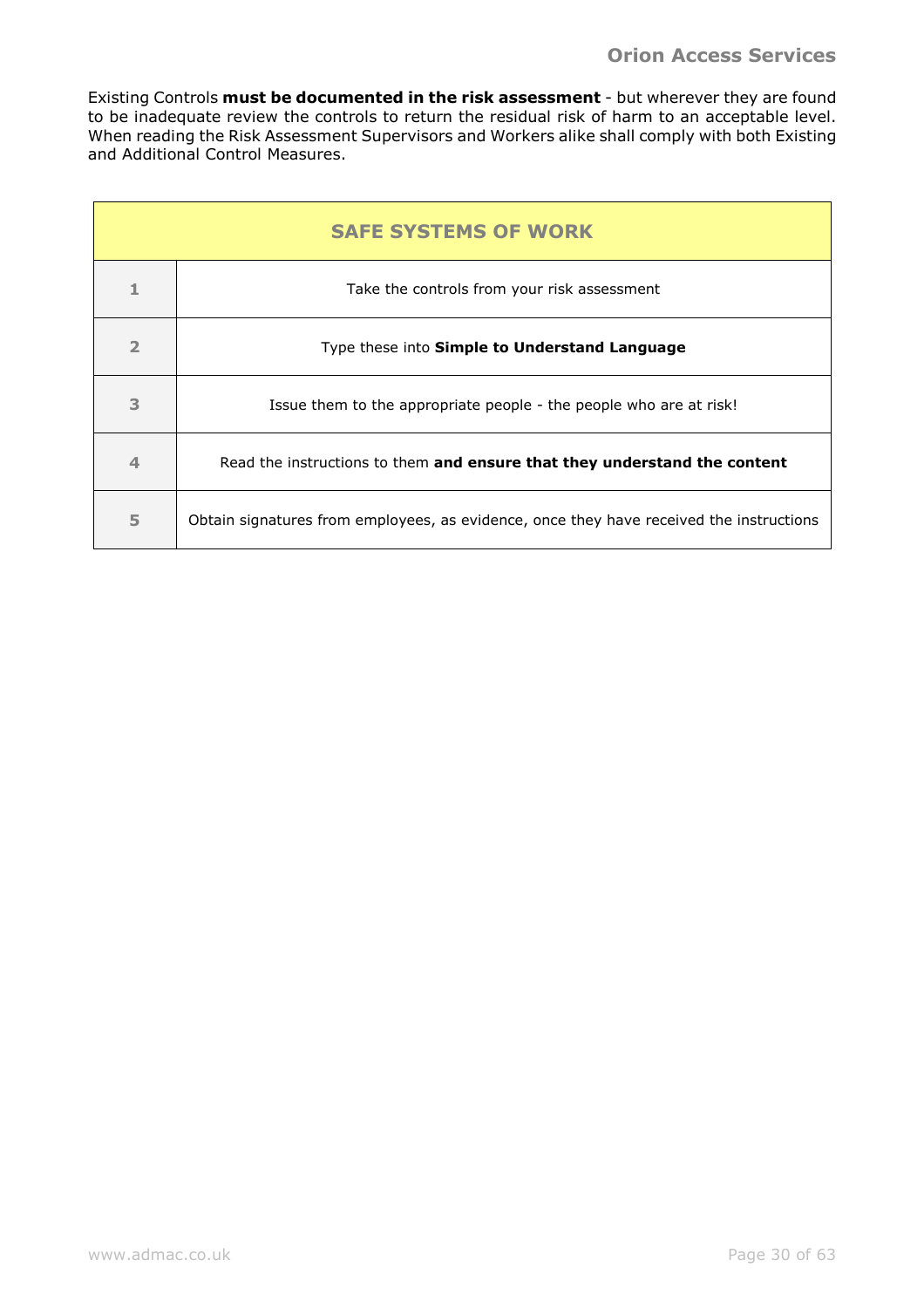Existing Controls **must be documented in the risk assessment** - but wherever they are found to be inadequate review the controls to return the residual risk of harm to an acceptable level. When reading the Risk Assessment Supervisors and Workers alike shall comply with both Existing and Additional Control Measures.

| SAFE SYSTEMS OF WORK | |
|---|---|
| 1 | Take the controls from your risk assessment |
| 2 | Type these into **Simple to Understand Language** |
| 3 | Issue them to the appropriate people - the people who are at risk! |
| 4 | Read the instructions to them **and ensure that they understand the content** |
| 5 | Obtain signatures from employees, as evidence, once they have received the instructions |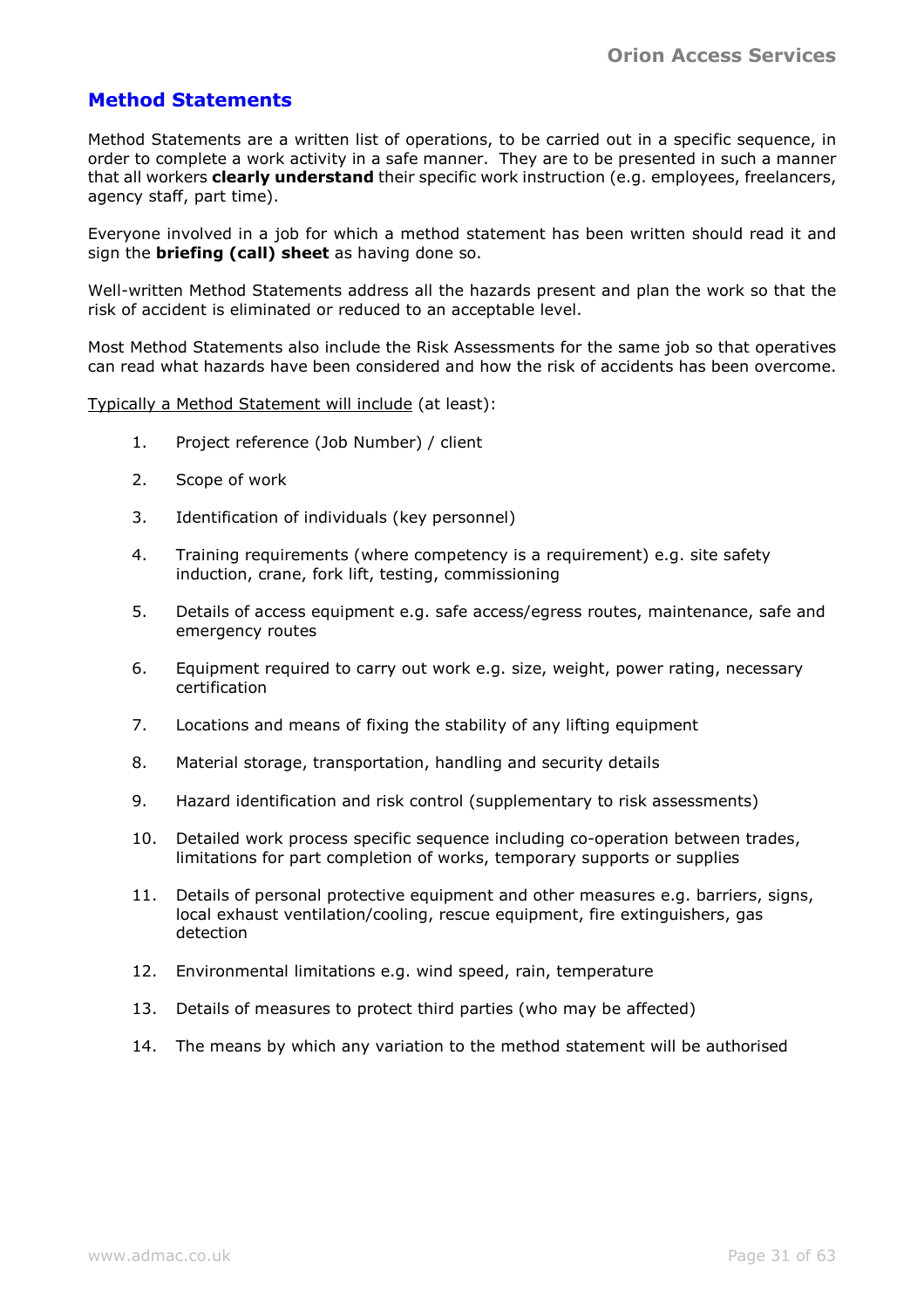## Method Statements

Method Statements are a written list of operations, to be carried out in a specific sequence, in order to complete a work activity in a safe manner. They are to be presented in such a manner that all workers **clearly understand** their specific work instruction (e.g. employees, freelancers, agency staff, part time).

Everyone involved in a job for which a method statement has been written should read it and sign the **briefing (call) sheet** as having done so.

Well-written Method Statements address all the hazards present and plan the work so that the risk of accident is eliminated or reduced to an acceptable level.

Most Method Statements also include the Risk Assessments for the same job so that operatives can read what hazards have been considered and how the risk of accidents has been overcome.

Typically a Method Statement will include (at least):

1. Project reference (Job Number) / client
2. Scope of work
3. Identification of individuals (key personnel)
4. Training requirements (where competency is a requirement) e.g. site safety induction, crane, fork lift, testing, commissioning
5. Details of access equipment e.g. safe access/egress routes, maintenance, safe and emergency routes
6. Equipment required to carry out work e.g. size, weight, power rating, necessary certification
7. Locations and means of fixing the stability of any lifting equipment
8. Material storage, transportation, handling and security details
9. Hazard identification and risk control (supplementary to risk assessments)
10. Detailed work process specific sequence including co-operation between trades, limitations for part completion of works, temporary supports or supplies
11. Details of personal protective equipment and other measures e.g. barriers, signs, local exhaust ventilation/cooling, rescue equipment, fire extinguishers, gas detection
12. Environmental limitations e.g. wind speed, rain, temperature
13. Details of measures to protect third parties (who may be affected)
14. The means by which any variation to the method statement will be authorised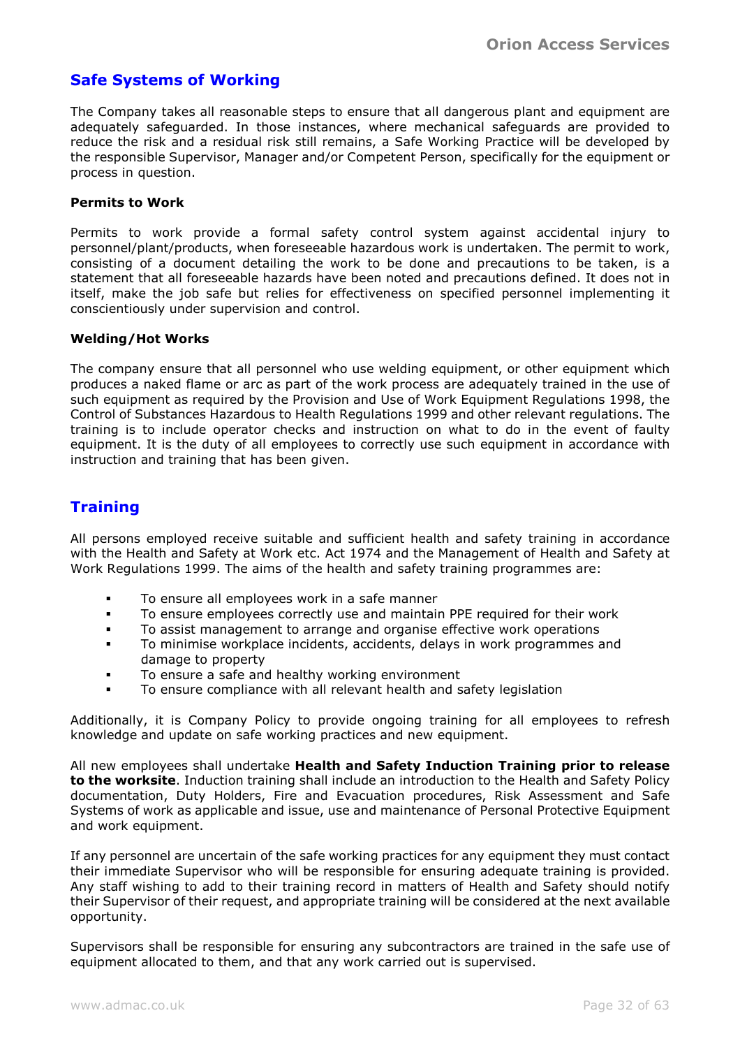## Safe Systems of Working

The Company takes all reasonable steps to ensure that all dangerous plant and equipment are adequately safeguarded. In those instances, where mechanical safeguards are provided to reduce the risk and a residual risk still remains, a Safe Working Practice will be developed by the responsible Supervisor, Manager and/or Competent Person, specifically for the equipment or process in question.

### Permits to Work

Permits to work provide a formal safety control system against accidental injury to personnel/plant/products, when foreseeable hazardous work is undertaken. The permit to work, consisting of a document detailing the work to be done and precautions to be taken, is a statement that all foreseeable hazards have been noted and precautions defined. It does not in itself, make the job safe but relies for effectiveness on specified personnel implementing it conscientiously under supervision and control.

### Welding/Hot Works

The company ensure that all personnel who use welding equipment, or other equipment which produces a naked flame or arc as part of the work process are adequately trained in the use of such equipment as required by the Provision and Use of Work Equipment Regulations 1998, the Control of Substances Hazardous to Health Regulations 1999 and other relevant regulations. The training is to include operator checks and instruction on what to do in the event of faulty equipment. It is the duty of all employees to correctly use such equipment in accordance with instruction and training that has been given.

## Training

All persons employed receive suitable and sufficient health and safety training in accordance with the Health and Safety at Work etc. Act 1974 and the Management of Health and Safety at Work Regulations 1999. The aims of the health and safety training programmes are:

- To ensure all employees work in a safe manner
- To ensure employees correctly use and maintain PPE required for their work
- To assist management to arrange and organise effective work operations
- To minimise workplace incidents, accidents, delays in work programmes and damage to property
- To ensure a safe and healthy working environment
- To ensure compliance with all relevant health and safety legislation

Additionally, it is Company Policy to provide ongoing training for all employees to refresh knowledge and update on safe working practices and new equipment.

All new employees shall undertake **Health and Safety Induction Training prior to release to the worksite**. Induction training shall include an introduction to the Health and Safety Policy documentation, Duty Holders, Fire and Evacuation procedures, Risk Assessment and Safe Systems of work as applicable and issue, use and maintenance of Personal Protective Equipment and work equipment.

If any personnel are uncertain of the safe working practices for any equipment they must contact their immediate Supervisor who will be responsible for ensuring adequate training is provided. Any staff wishing to add to their training record in matters of Health and Safety should notify their Supervisor of their request, and appropriate training will be considered at the next available opportunity.

Supervisors shall be responsible for ensuring any subcontractors are trained in the safe use of equipment allocated to them, and that any work carried out is supervised.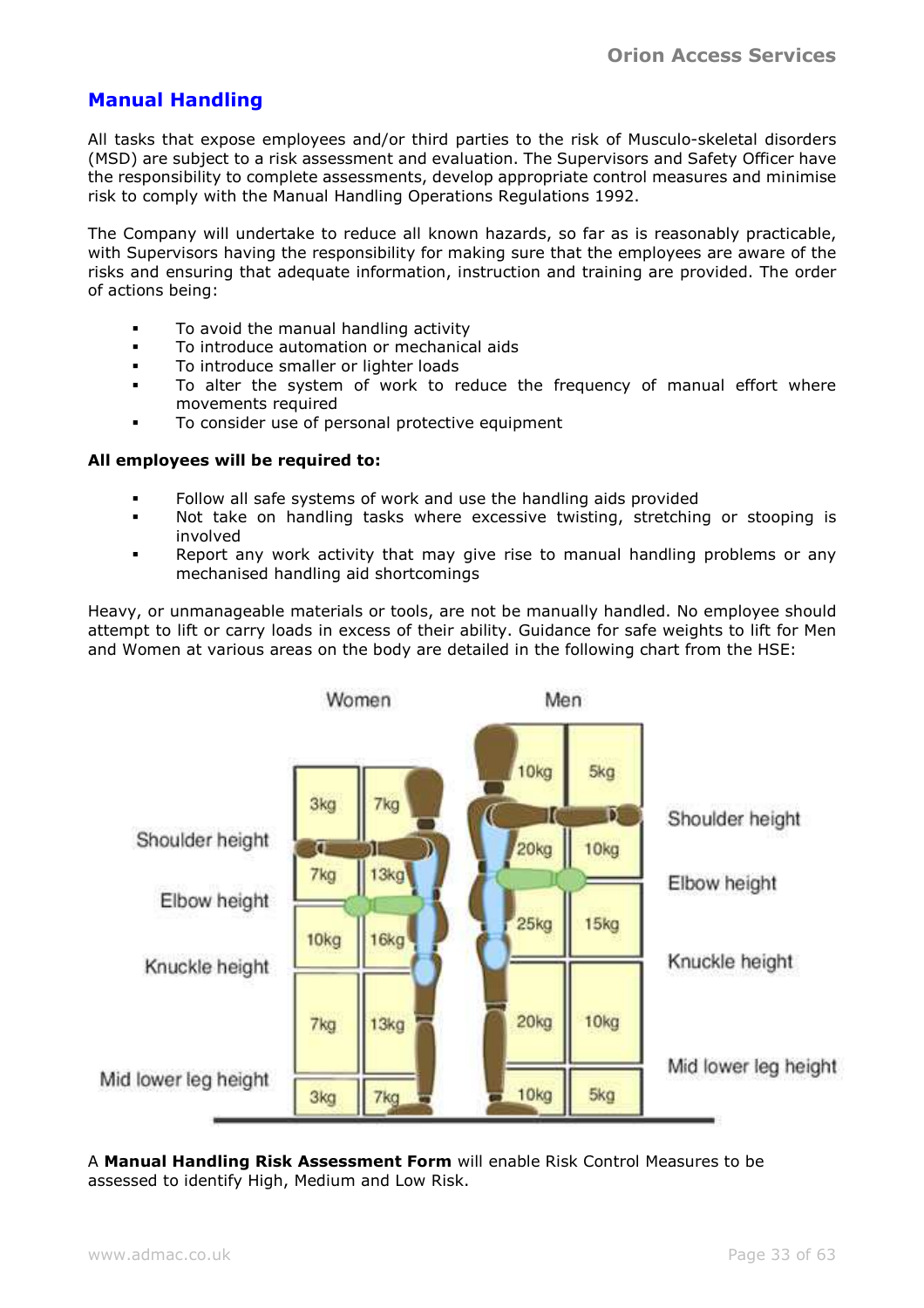## Manual Handling

All tasks that expose employees and/or third parties to the risk of Musculo-skeletal disorders (MSD) are subject to a risk assessment and evaluation. The Supervisors and Safety Officer have the responsibility to complete assessments, develop appropriate control measures and minimise risk to comply with the Manual Handling Operations Regulations 1992.

The Company will undertake to reduce all known hazards, so far as is reasonably practicable, with Supervisors having the responsibility for making sure that the employees are aware of the risks and ensuring that adequate information, instruction and training are provided. The order of actions being:

- To avoid the manual handling activity
- To introduce automation or mechanical aids
- To introduce smaller or lighter loads
- To alter the system of work to reduce the frequency of manual effort where movements required
- To consider use of personal protective equipment

**All employees will be required to:**

- Follow all safe systems of work and use the handling aids provided
- Not take on handling tasks where excessive twisting, stretching or stooping is involved
- Report any work activity that may give rise to manual handling problems or any mechanised handling aid shortcomings

Heavy, or unmanageable materials or tools, are not be manually handled. No employee should attempt to lift or carry loads in excess of their ability. Guidance for safe weights to lift for Men and Women at various areas on the body are detailed in the following chart from the HSE:

| Zone | Women | | Men | |
|---|---|---|---|---|
| Above shoulder height | 3kg | 7kg | 10kg | 5kg |
| Shoulder height to elbow height | 7kg | 13kg | 20kg | 10kg |
| Elbow height to knuckle height | 10kg | 16kg | 25kg | 15kg |
| Knuckle height to mid lower leg height | 7kg | 13kg | 20kg | 10kg |
| Below mid lower leg height | 3kg | 7kg | 10kg | 5kg |

A **Manual Handling Risk Assessment Form** will enable Risk Control Measures to be assessed to identify High, Medium and Low Risk.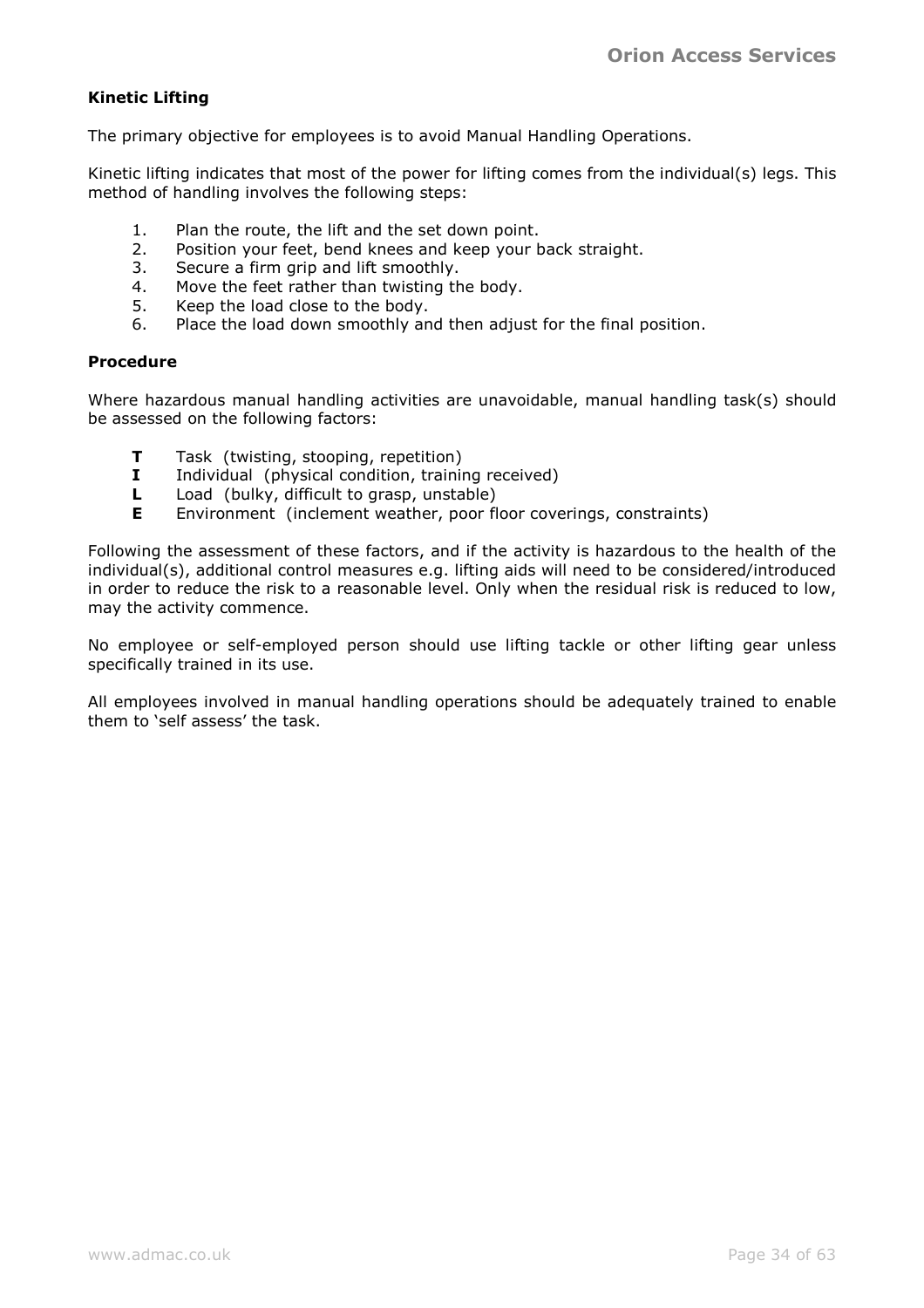**Kinetic Lifting**

The primary objective for employees is to avoid Manual Handling Operations.

Kinetic lifting indicates that most of the power for lifting comes from the individual(s) legs. This method of handling involves the following steps:

1. Plan the route, the lift and the set down point.
2. Position your feet, bend knees and keep your back straight.
3. Secure a firm grip and lift smoothly.
4. Move the feet rather than twisting the body.
5. Keep the load close to the body.
6. Place the load down smoothly and then adjust for the final position.

**Procedure**

Where hazardous manual handling activities are unavoidable, manual handling task(s) should be assessed on the following factors:

- **T** Task (twisting, stooping, repetition)
- **I** Individual (physical condition, training received)
- **L** Load (bulky, difficult to grasp, unstable)
- **E** Environment (inclement weather, poor floor coverings, constraints)

Following the assessment of these factors, and if the activity is hazardous to the health of the individual(s), additional control measures e.g. lifting aids will need to be considered/introduced in order to reduce the risk to a reasonable level. Only when the residual risk is reduced to low, may the activity commence.

No employee or self-employed person should use lifting tackle or other lifting gear unless specifically trained in its use.

All employees involved in manual handling operations should be adequately trained to enable them to 'self assess' the task.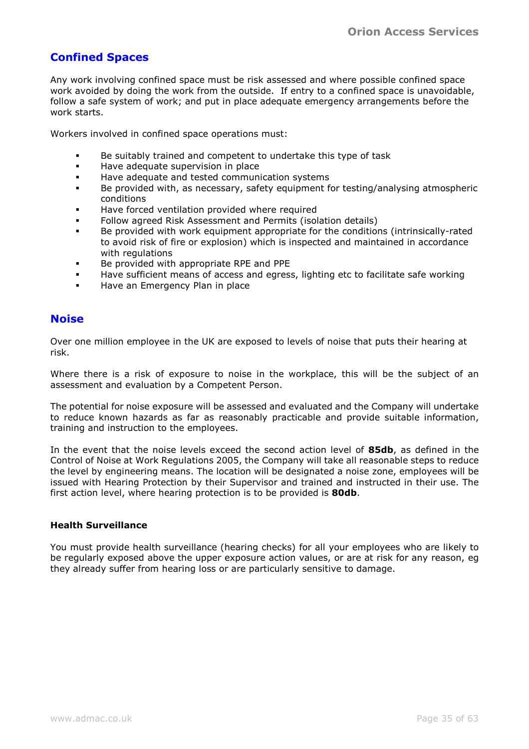## Confined Spaces

Any work involving confined space must be risk assessed and where possible confined space work avoided by doing the work from the outside. If entry to a confined space is unavoidable, follow a safe system of work; and put in place adequate emergency arrangements before the work starts.

Workers involved in confined space operations must:

- Be suitably trained and competent to undertake this type of task
- Have adequate supervision in place
- Have adequate and tested communication systems
- Be provided with, as necessary, safety equipment for testing/analysing atmospheric conditions
- Have forced ventilation provided where required
- Follow agreed Risk Assessment and Permits (isolation details)
- Be provided with work equipment appropriate for the conditions (intrinsically-rated to avoid risk of fire or explosion) which is inspected and maintained in accordance with regulations
- Be provided with appropriate RPE and PPE
- Have sufficient means of access and egress, lighting etc to facilitate safe working
- Have an Emergency Plan in place

## Noise

Over one million employee in the UK are exposed to levels of noise that puts their hearing at risk.

Where there is a risk of exposure to noise in the workplace, this will be the subject of an assessment and evaluation by a Competent Person.

The potential for noise exposure will be assessed and evaluated and the Company will undertake to reduce known hazards as far as reasonably practicable and provide suitable information, training and instruction to the employees.

In the event that the noise levels exceed the second action level of **85db**, as defined in the Control of Noise at Work Regulations 2005, the Company will take all reasonable steps to reduce the level by engineering means. The location will be designated a noise zone, employees will be issued with Hearing Protection by their Supervisor and trained and instructed in their use. The first action level, where hearing protection is to be provided is **80db**.

**Health Surveillance**

You must provide health surveillance (hearing checks) for all your employees who are likely to be regularly exposed above the upper exposure action values, or are at risk for any reason, eg they already suffer from hearing loss or are particularly sensitive to damage.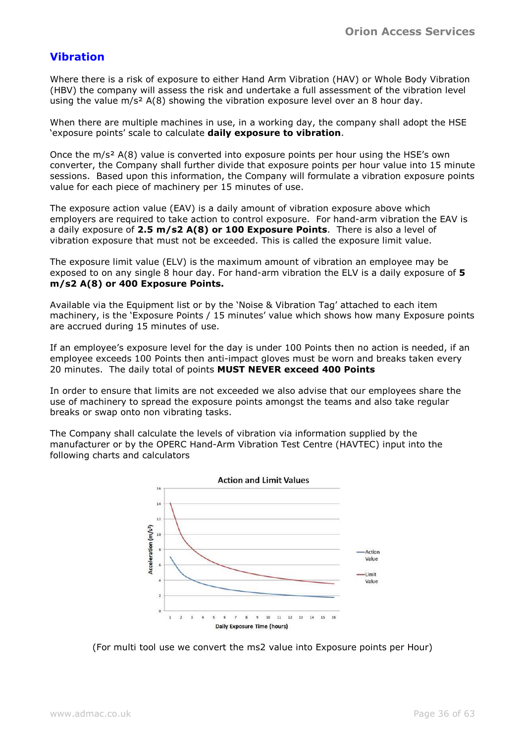## Vibration

Where there is a risk of exposure to either Hand Arm Vibration (HAV) or Whole Body Vibration (HBV) the company will assess the risk and undertake a full assessment of the vibration level using the value $m/s^2$ A(8) showing the vibration exposure level over an 8 hour day.

When there are multiple machines in use, in a working day, the company shall adopt the HSE 'exposure points' scale to calculate **daily exposure to vibration**.

Once the $m/s^2$ A(8) value is converted into exposure points per hour using the HSE's own converter, the Company shall further divide that exposure points per hour value into 15 minute sessions. Based upon this information, the Company will formulate a vibration exposure points value for each piece of machinery per 15 minutes of use.

The exposure action value (EAV) is a daily amount of vibration exposure above which employers are required to take action to control exposure. For hand-arm vibration the EAV is a daily exposure of **2.5 m/s2 A(8) or 100 Exposure Points**. There is also a level of vibration exposure that must not be exceeded. This is called the exposure limit value.

The exposure limit value (ELV) is the maximum amount of vibration an employee may be exposed to on any single 8 hour day. For hand-arm vibration the ELV is a daily exposure of **5 m/s2 A(8) or 400 Exposure Points.**

Available via the Equipment list or by the 'Noise & Vibration Tag' attached to each item machinery, is the 'Exposure Points / 15 minutes' value which shows how many Exposure points are accrued during 15 minutes of use.

If an employee's exposure level for the day is under 100 Points then no action is needed, if an employee exceeds 100 Points then anti-impact gloves must be worn and breaks taken every 20 minutes. The daily total of points **MUST NEVER exceed 400 Points**

In order to ensure that limits are not exceeded we also advise that our employees share the use of machinery to spread the exposure points amongst the teams and also take regular breaks or swap onto non vibrating tasks.

The Company shall calculate the levels of vibration via information supplied by the manufacturer or by the OPERC Hand-Arm Vibration Test Centre (HAVTEC) input into the following charts and calculators

(For multi tool use we convert the ms2 value into Exposure points per Hour)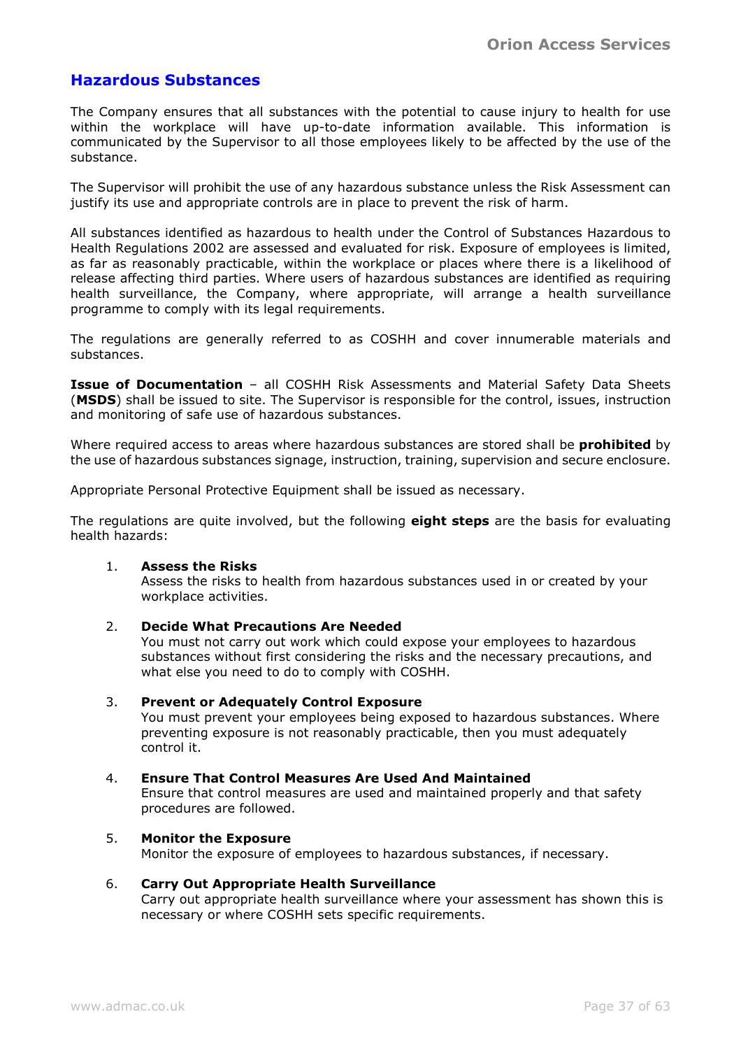## Hazardous Substances

The Company ensures that all substances with the potential to cause injury to health for use within the workplace will have up-to-date information available. This information is communicated by the Supervisor to all those employees likely to be affected by the use of the substance.

The Supervisor will prohibit the use of any hazardous substance unless the Risk Assessment can justify its use and appropriate controls are in place to prevent the risk of harm.

All substances identified as hazardous to health under the Control of Substances Hazardous to Health Regulations 2002 are assessed and evaluated for risk. Exposure of employees is limited, as far as reasonably practicable, within the workplace or places where there is a likelihood of release affecting third parties. Where users of hazardous substances are identified as requiring health surveillance, the Company, where appropriate, will arrange a health surveillance programme to comply with its legal requirements.

The regulations are generally referred to as COSHH and cover innumerable materials and substances.

**Issue of Documentation** – all COSHH Risk Assessments and Material Safety Data Sheets (**MSDS**) shall be issued to site. The Supervisor is responsible for the control, issues, instruction and monitoring of safe use of hazardous substances.

Where required access to areas where hazardous substances are stored shall be **prohibited** by the use of hazardous substances signage, instruction, training, supervision and secure enclosure.

Appropriate Personal Protective Equipment shall be issued as necessary.

The regulations are quite involved, but the following **eight steps** are the basis for evaluating health hazards:

1. **Assess the Risks**
   Assess the risks to health from hazardous substances used in or created by your workplace activities.

2. **Decide What Precautions Are Needed**
   You must not carry out work which could expose your employees to hazardous substances without first considering the risks and the necessary precautions, and what else you need to do to comply with COSHH.

3. **Prevent or Adequately Control Exposure**
   You must prevent your employees being exposed to hazardous substances. Where preventing exposure is not reasonably practicable, then you must adequately control it.

4. **Ensure That Control Measures Are Used And Maintained**
   Ensure that control measures are used and maintained properly and that safety procedures are followed.

5. **Monitor the Exposure**
   Monitor the exposure of employees to hazardous substances, if necessary.

6. **Carry Out Appropriate Health Surveillance**
   Carry out appropriate health surveillance where your assessment has shown this is necessary or where COSHH sets specific requirements.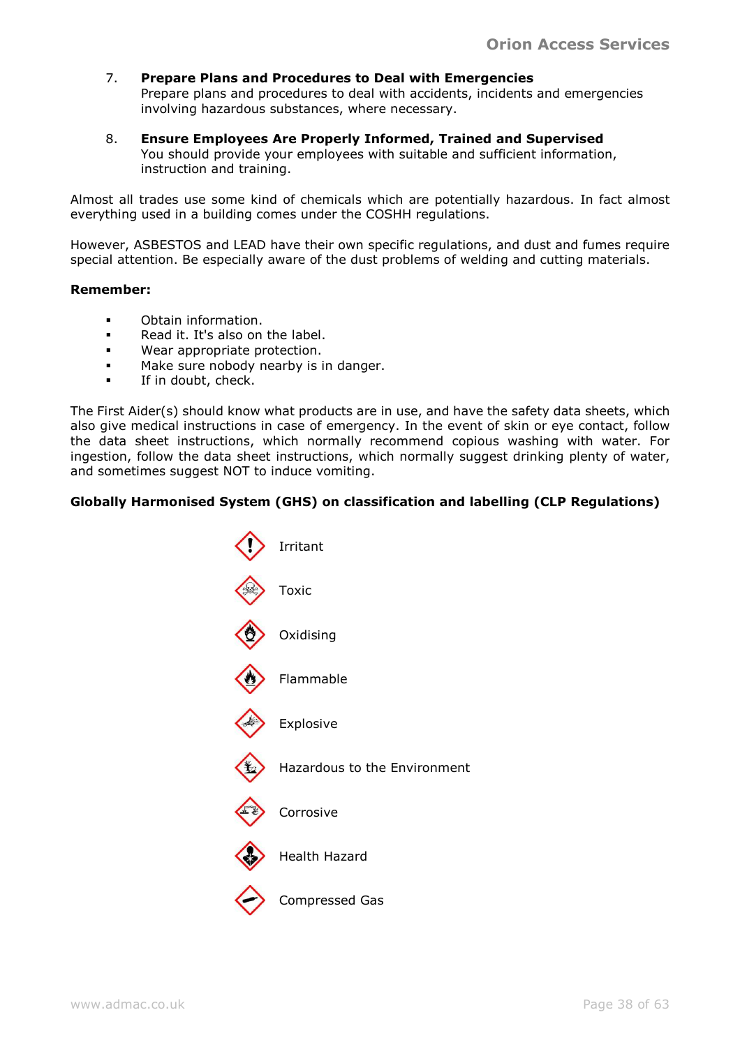7. **Prepare Plans and Procedures to Deal with Emergencies**
   Prepare plans and procedures to deal with accidents, incidents and emergencies involving hazardous substances, where necessary.

8. **Ensure Employees Are Properly Informed, Trained and Supervised**
   You should provide your employees with suitable and sufficient information, instruction and training.

Almost all trades use some kind of chemicals which are potentially hazardous. In fact almost everything used in a building comes under the COSHH regulations.

However, ASBESTOS and LEAD have their own specific regulations, and dust and fumes require special attention. Be especially aware of the dust problems of welding and cutting materials.

**Remember:**

- Obtain information.
- Read it. It's also on the label.
- Wear appropriate protection.
- Make sure nobody nearby is in danger.
- If in doubt, check.

The First Aider(s) should know what products are in use, and have the safety data sheets, which also give medical instructions in case of emergency. In the event of skin or eye contact, follow the data sheet instructions, which normally recommend copious washing with water. For ingestion, follow the data sheet instructions, which normally suggest drinking plenty of water, and sometimes suggest NOT to induce vomiting.

**Globally Harmonised System (GHS) on classification and labelling (CLP Regulations)**

- Irritant
- Toxic
- Oxidising
- Flammable
- Explosive
- Hazardous to the Environment
- Corrosive
- Health Hazard
- Compressed Gas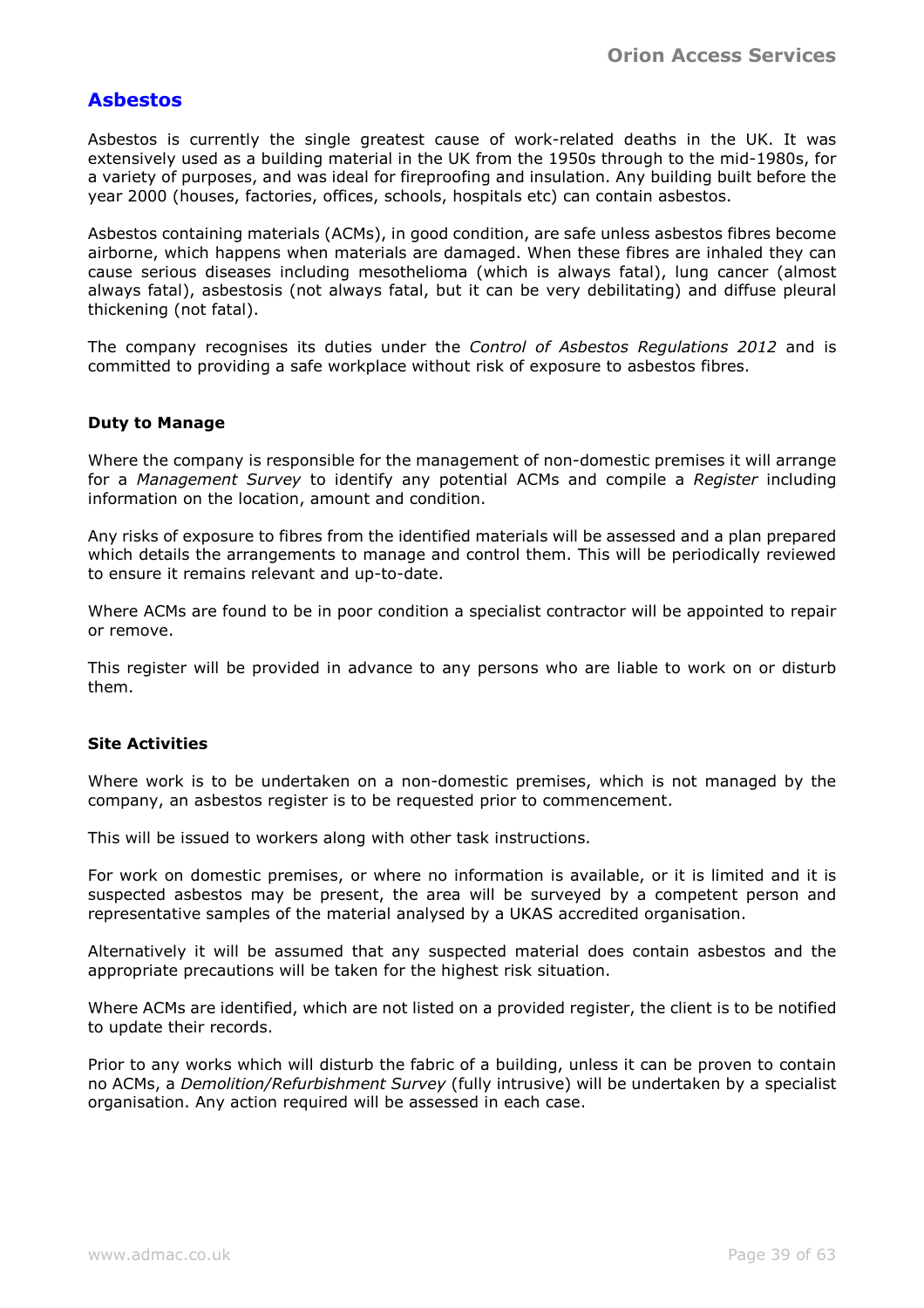## Asbestos

Asbestos is currently the single greatest cause of work-related deaths in the UK. It was extensively used as a building material in the UK from the 1950s through to the mid-1980s, for a variety of purposes, and was ideal for fireproofing and insulation. Any building built before the year 2000 (houses, factories, offices, schools, hospitals etc) can contain asbestos.

Asbestos containing materials (ACMs), in good condition, are safe unless asbestos fibres become airborne, which happens when materials are damaged. When these fibres are inhaled they can cause serious diseases including mesothelioma (which is always fatal), lung cancer (almost always fatal), asbestosis (not always fatal, but it can be very debilitating) and diffuse pleural thickening (not fatal).

The company recognises its duties under the *Control of Asbestos Regulations 2012* and is committed to providing a safe workplace without risk of exposure to asbestos fibres.

### Duty to Manage

Where the company is responsible for the management of non-domestic premises it will arrange for a *Management Survey* to identify any potential ACMs and compile a *Register* including information on the location, amount and condition.

Any risks of exposure to fibres from the identified materials will be assessed and a plan prepared which details the arrangements to manage and control them. This will be periodically reviewed to ensure it remains relevant and up-to-date.

Where ACMs are found to be in poor condition a specialist contractor will be appointed to repair or remove.

This register will be provided in advance to any persons who are liable to work on or disturb them.

### Site Activities

Where work is to be undertaken on a non-domestic premises, which is not managed by the company, an asbestos register is to be requested prior to commencement.

This will be issued to workers along with other task instructions.

For work on domestic premises, or where no information is available, or it is limited and it is suspected asbestos may be present, the area will be surveyed by a competent person and representative samples of the material analysed by a UKAS accredited organisation.

Alternatively it will be assumed that any suspected material does contain asbestos and the appropriate precautions will be taken for the highest risk situation.

Where ACMs are identified, which are not listed on a provided register, the client is to be notified to update their records.

Prior to any works which will disturb the fabric of a building, unless it can be proven to contain no ACMs, a *Demolition/Refurbishment Survey* (fully intrusive) will be undertaken by a specialist organisation. Any action required will be assessed in each case.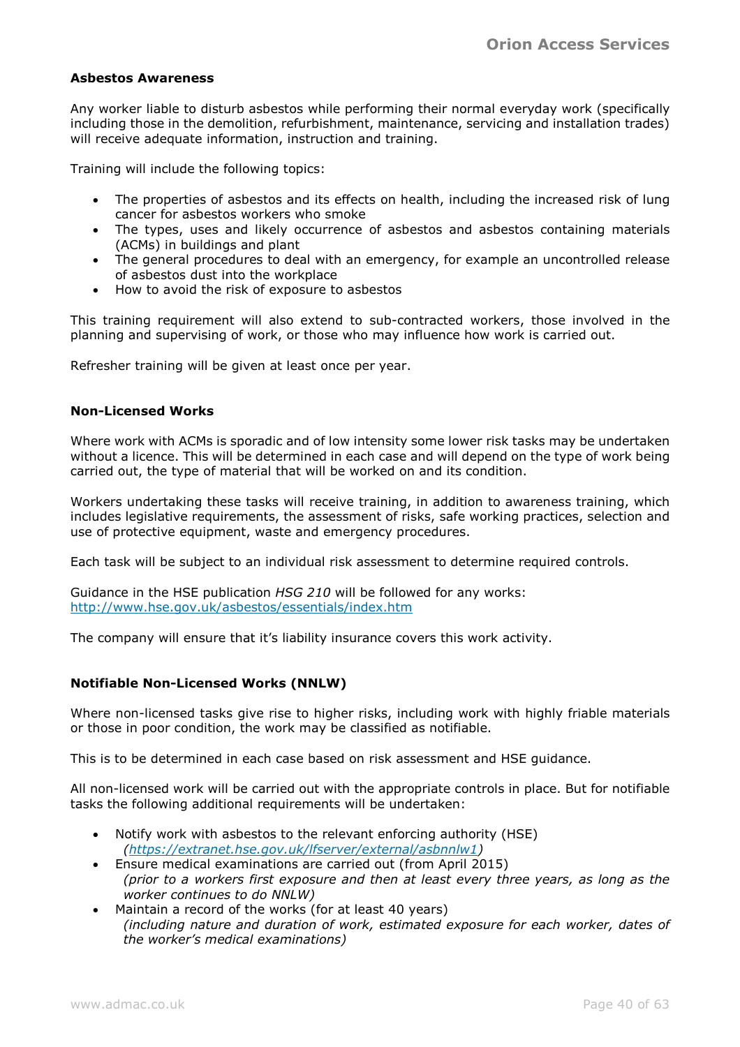### Asbestos Awareness

Any worker liable to disturb asbestos while performing their normal everyday work (specifically including those in the demolition, refurbishment, maintenance, servicing and installation trades) will receive adequate information, instruction and training.

Training will include the following topics:

- The properties of asbestos and its effects on health, including the increased risk of lung cancer for asbestos workers who smoke
- The types, uses and likely occurrence of asbestos and asbestos containing materials (ACMs) in buildings and plant
- The general procedures to deal with an emergency, for example an uncontrolled release of asbestos dust into the workplace
- How to avoid the risk of exposure to asbestos

This training requirement will also extend to sub-contracted workers, those involved in the planning and supervising of work, or those who may influence how work is carried out.

Refresher training will be given at least once per year.

### Non-Licensed Works

Where work with ACMs is sporadic and of low intensity some lower risk tasks may be undertaken without a licence. This will be determined in each case and will depend on the type of work being carried out, the type of material that will be worked on and its condition.

Workers undertaking these tasks will receive training, in addition to awareness training, which includes legislative requirements, the assessment of risks, safe working practices, selection and use of protective equipment, waste and emergency procedures.

Each task will be subject to an individual risk assessment to determine required controls.

Guidance in the HSE publication *HSG 210* will be followed for any works:
http://www.hse.gov.uk/asbestos/essentials/index.htm

The company will ensure that it's liability insurance covers this work activity.

### Notifiable Non-Licensed Works (NNLW)

Where non-licensed tasks give rise to higher risks, including work with highly friable materials or those in poor condition, the work may be classified as notifiable.

This is to be determined in each case based on risk assessment and HSE guidance.

All non-licensed work will be carried out with the appropriate controls in place. But for notifiable tasks the following additional requirements will be undertaken:

- Notify work with asbestos to the relevant enforcing authority (HSE)
  *(https://extranet.hse.gov.uk/lfserver/external/asbnnlw1)*
- Ensure medical examinations are carried out (from April 2015)
  *(prior to a workers first exposure and then at least every three years, as long as the worker continues to do NNLW)*
- Maintain a record of the works (for at least 40 years)
  *(including nature and duration of work, estimated exposure for each worker, dates of the worker's medical examinations)*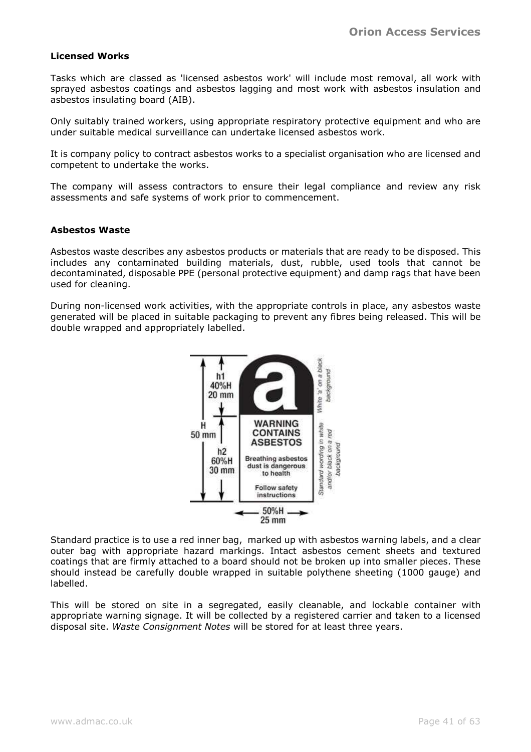**Licensed Works**

Tasks which are classed as 'licensed asbestos work' will include most removal, all work with sprayed asbestos coatings and asbestos lagging and most work with asbestos insulation and asbestos insulating board (AIB).

Only suitably trained workers, using appropriate respiratory protective equipment and who are under suitable medical surveillance can undertake licensed asbestos work.

It is company policy to contract asbestos works to a specialist organisation who are licensed and competent to undertake the works.

The company will assess contractors to ensure their legal compliance and review any risk assessments and safe systems of work prior to commencement.

**Asbestos Waste**

Asbestos waste describes any asbestos products or materials that are ready to be disposed. This includes any contaminated building materials, dust, rubble, used tools that cannot be decontaminated, disposable PPE (personal protective equipment) and damp rags that have been used for cleaning.

During non-licensed work activities, with the appropriate controls in place, any asbestos waste generated will be placed in suitable packaging to prevent any fibres being released. This will be double wrapped and appropriately labelled.

h1 40%H 20 mm

H 50 mm

h2 60%H 30 mm

a

WARNING CONTAINS ASBESTOS

Breathing asbestos dust is dangerous to health

Follow safety instructions

White 'a' on a black background

Standard wording in white and/or black on a red background

50%H 25 mm

Standard practice is to use a red inner bag, marked up with asbestos warning labels, and a clear outer bag with appropriate hazard markings. Intact asbestos cement sheets and textured coatings that are firmly attached to a board should not be broken up into smaller pieces. These should instead be carefully double wrapped in suitable polythene sheeting (1000 gauge) and labelled.

This will be stored on site in a segregated, easily cleanable, and lockable container with appropriate warning signage. It will be collected by a registered carrier and taken to a licensed disposal site. *Waste Consignment Notes* will be stored for at least three years.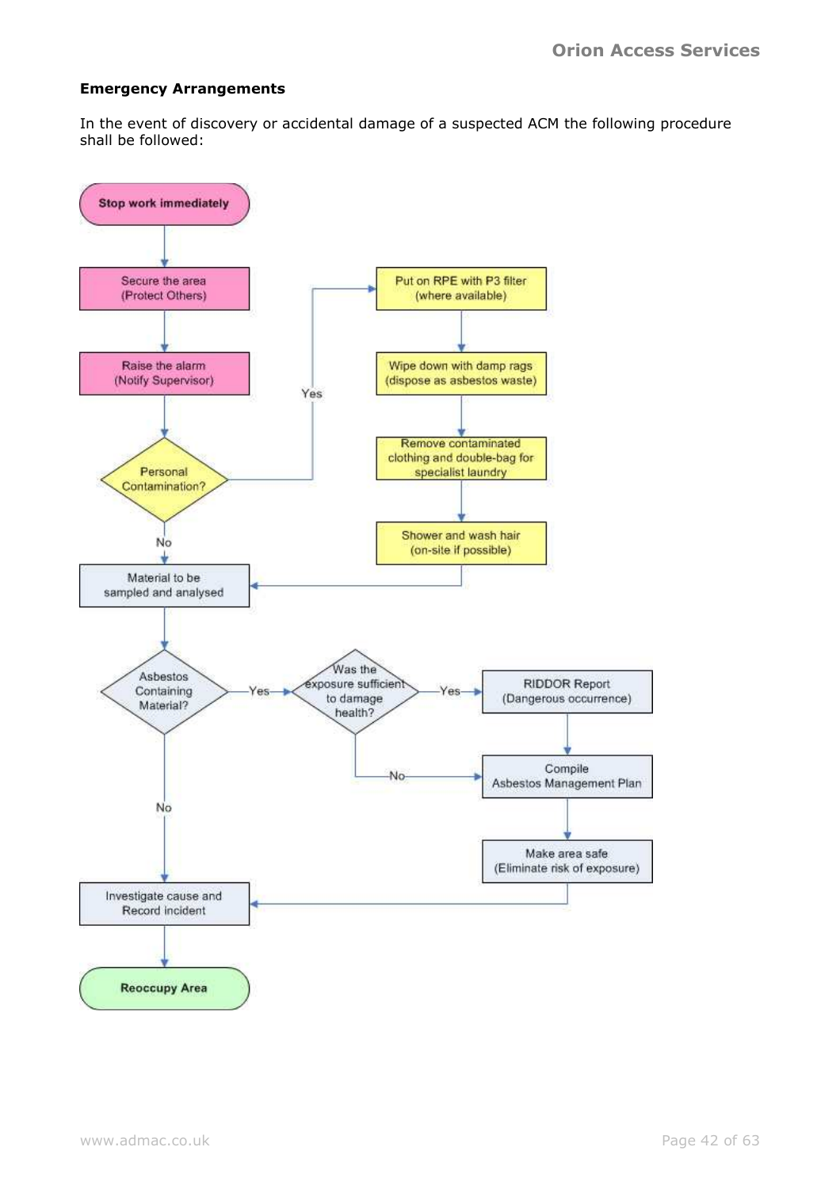**Emergency Arrangements**

In the event of discovery or accidental damage of a suspected ACM the following procedure shall be followed:

- **Stop work immediately**
- Secure the area (Protect Others)
- Raise the alarm (Notify Supervisor)
- Personal Contamination?
  - Yes:
    - Put on RPE with P3 filter (where available)
    - Wipe down with damp rags (dispose as asbestos waste)
    - Remove contaminated clothing and double-bag for specialist laundry
    - Shower and wash hair (on-site if possible)
    - Go to: Material to be sampled and analysed
  - No: Material to be sampled and analysed
- Material to be sampled and analysed
- Asbestos Containing Material?
  - Yes: Was the exposure sufficient to damage health?
    - Yes: RIDDOR Report (Dangerous occurrence) → Compile Asbestos Management Plan
    - No: Compile Asbestos Management Plan
    - Then: Make area safe (Eliminate risk of exposure) → Investigate cause and Record incident
  - No: Investigate cause and Record incident
- Investigate cause and Record incident
- **Reoccupy Area**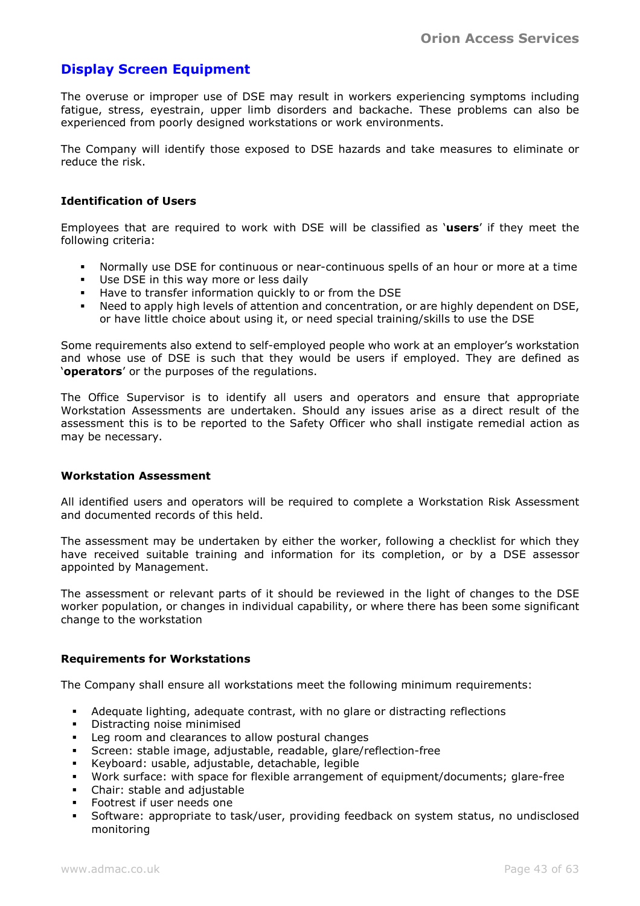## Display Screen Equipment

The overuse or improper use of DSE may result in workers experiencing symptoms including fatigue, stress, eyestrain, upper limb disorders and backache. These problems can also be experienced from poorly designed workstations or work environments.

The Company will identify those exposed to DSE hazards and take measures to eliminate or reduce the risk.

### Identification of Users

Employees that are required to work with DSE will be classified as '**users**' if they meet the following criteria:

- Normally use DSE for continuous or near-continuous spells of an hour or more at a time
- Use DSE in this way more or less daily
- Have to transfer information quickly to or from the DSE
- Need to apply high levels of attention and concentration, or are highly dependent on DSE, or have little choice about using it, or need special training/skills to use the DSE

Some requirements also extend to self-employed people who work at an employer's workstation and whose use of DSE is such that they would be users if employed. They are defined as '**operators**' or the purposes of the regulations.

The Office Supervisor is to identify all users and operators and ensure that appropriate Workstation Assessments are undertaken. Should any issues arise as a direct result of the assessment this is to be reported to the Safety Officer who shall instigate remedial action as may be necessary.

### Workstation Assessment

All identified users and operators will be required to complete a Workstation Risk Assessment and documented records of this held.

The assessment may be undertaken by either the worker, following a checklist for which they have received suitable training and information for its completion, or by a DSE assessor appointed by Management.

The assessment or relevant parts of it should be reviewed in the light of changes to the DSE worker population, or changes in individual capability, or where there has been some significant change to the workstation

### Requirements for Workstations

The Company shall ensure all workstations meet the following minimum requirements:

- Adequate lighting, adequate contrast, with no glare or distracting reflections
- Distracting noise minimised
- Leg room and clearances to allow postural changes
- Screen: stable image, adjustable, readable, glare/reflection-free
- Keyboard: usable, adjustable, detachable, legible
- Work surface: with space for flexible arrangement of equipment/documents; glare-free
- Chair: stable and adjustable
- Footrest if user needs one
- Software: appropriate to task/user, providing feedback on system status, no undisclosed monitoring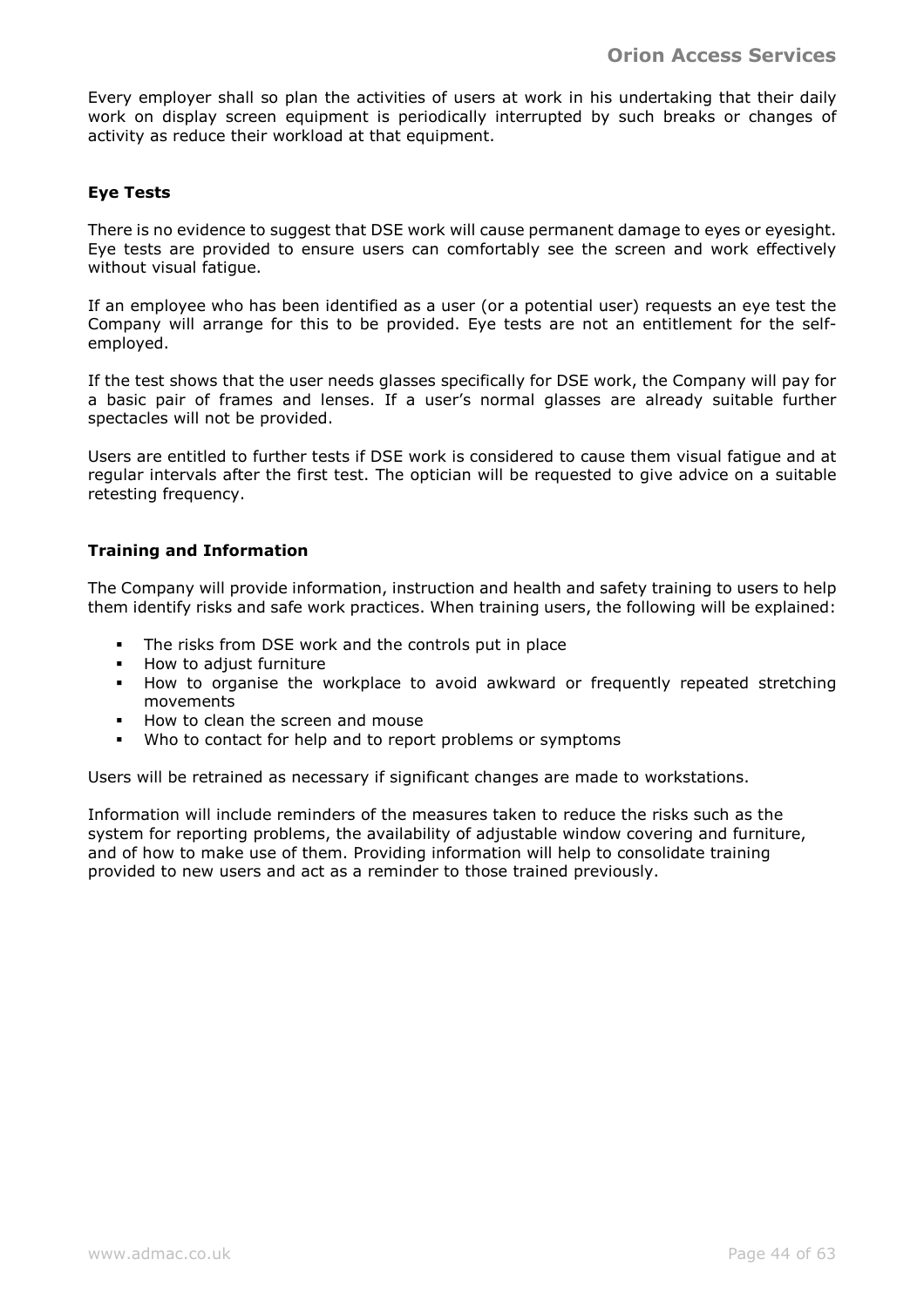Every employer shall so plan the activities of users at work in his undertaking that their daily work on display screen equipment is periodically interrupted by such breaks or changes of activity as reduce their workload at that equipment.

### Eye Tests

There is no evidence to suggest that DSE work will cause permanent damage to eyes or eyesight. Eye tests are provided to ensure users can comfortably see the screen and work effectively without visual fatigue.

If an employee who has been identified as a user (or a potential user) requests an eye test the Company will arrange for this to be provided. Eye tests are not an entitlement for the self-employed.

If the test shows that the user needs glasses specifically for DSE work, the Company will pay for a basic pair of frames and lenses. If a user's normal glasses are already suitable further spectacles will not be provided.

Users are entitled to further tests if DSE work is considered to cause them visual fatigue and at regular intervals after the first test. The optician will be requested to give advice on a suitable retesting frequency.

### Training and Information

The Company will provide information, instruction and health and safety training to users to help them identify risks and safe work practices. When training users, the following will be explained:

- The risks from DSE work and the controls put in place
- How to adjust furniture
- How to organise the workplace to avoid awkward or frequently repeated stretching movements
- How to clean the screen and mouse
- Who to contact for help and to report problems or symptoms

Users will be retrained as necessary if significant changes are made to workstations.

Information will include reminders of the measures taken to reduce the risks such as the system for reporting problems, the availability of adjustable window covering and furniture, and of how to make use of them. Providing information will help to consolidate training provided to new users and act as a reminder to those trained previously.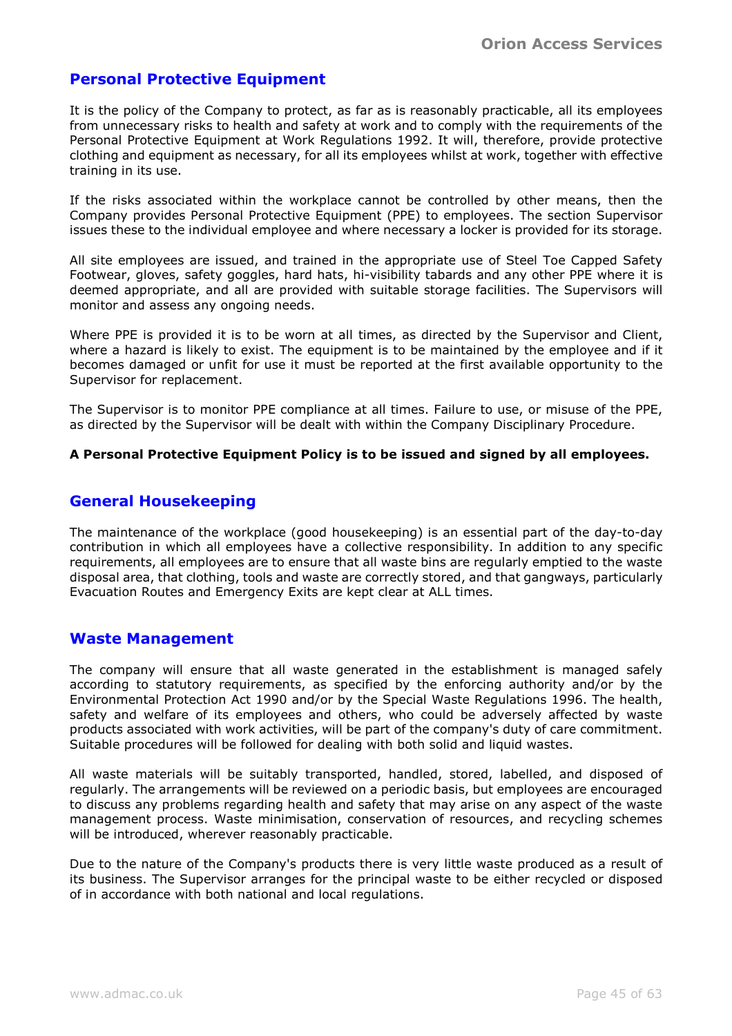## Personal Protective Equipment

It is the policy of the Company to protect, as far as is reasonably practicable, all its employees from unnecessary risks to health and safety at work and to comply with the requirements of the Personal Protective Equipment at Work Regulations 1992. It will, therefore, provide protective clothing and equipment as necessary, for all its employees whilst at work, together with effective training in its use.

If the risks associated within the workplace cannot be controlled by other means, then the Company provides Personal Protective Equipment (PPE) to employees. The section Supervisor issues these to the individual employee and where necessary a locker is provided for its storage.

All site employees are issued, and trained in the appropriate use of Steel Toe Capped Safety Footwear, gloves, safety goggles, hard hats, hi-visibility tabards and any other PPE where it is deemed appropriate, and all are provided with suitable storage facilities. The Supervisors will monitor and assess any ongoing needs.

Where PPE is provided it is to be worn at all times, as directed by the Supervisor and Client, where a hazard is likely to exist. The equipment is to be maintained by the employee and if it becomes damaged or unfit for use it must be reported at the first available opportunity to the Supervisor for replacement.

The Supervisor is to monitor PPE compliance at all times. Failure to use, or misuse of the PPE, as directed by the Supervisor will be dealt with within the Company Disciplinary Procedure.

**A Personal Protective Equipment Policy is to be issued and signed by all employees.**

## General Housekeeping

The maintenance of the workplace (good housekeeping) is an essential part of the day-to-day contribution in which all employees have a collective responsibility. In addition to any specific requirements, all employees are to ensure that all waste bins are regularly emptied to the waste disposal area, that clothing, tools and waste are correctly stored, and that gangways, particularly Evacuation Routes and Emergency Exits are kept clear at ALL times.

## Waste Management

The company will ensure that all waste generated in the establishment is managed safely according to statutory requirements, as specified by the enforcing authority and/or by the Environmental Protection Act 1990 and/or by the Special Waste Regulations 1996. The health, safety and welfare of its employees and others, who could be adversely affected by waste products associated with work activities, will be part of the company's duty of care commitment. Suitable procedures will be followed for dealing with both solid and liquid wastes.

All waste materials will be suitably transported, handled, stored, labelled, and disposed of regularly. The arrangements will be reviewed on a periodic basis, but employees are encouraged to discuss any problems regarding health and safety that may arise on any aspect of the waste management process. Waste minimisation, conservation of resources, and recycling schemes will be introduced, wherever reasonably practicable.

Due to the nature of the Company's products there is very little waste produced as a result of its business. The Supervisor arranges for the principal waste to be either recycled or disposed of in accordance with both national and local regulations.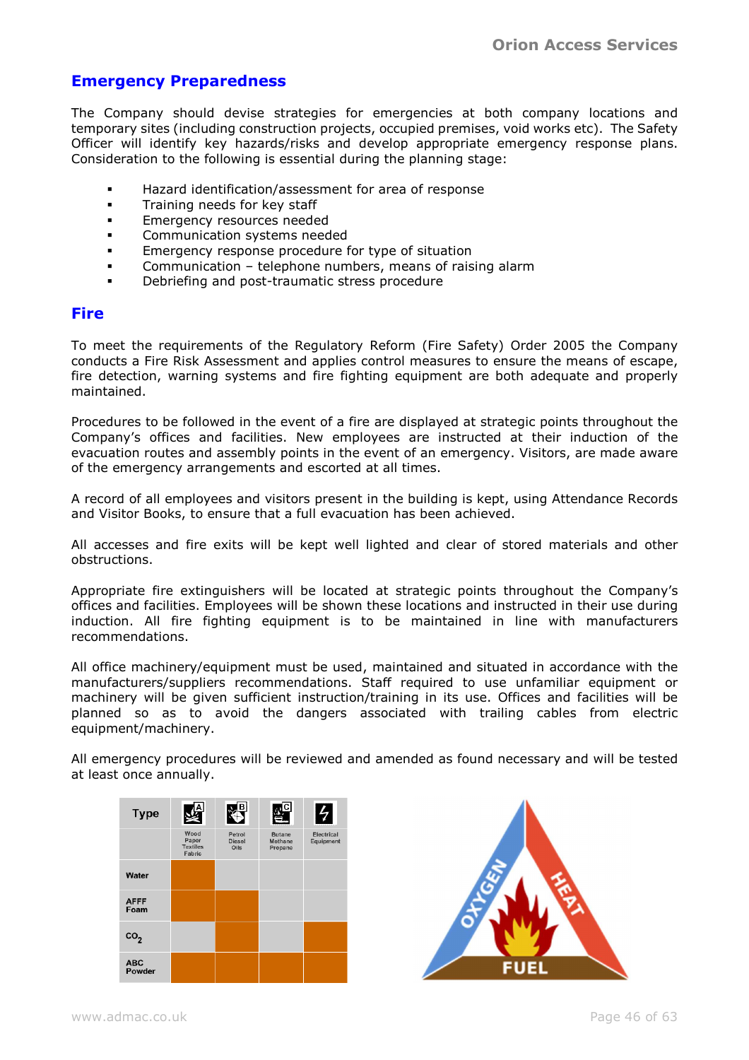## Emergency Preparedness

The Company should devise strategies for emergencies at both company locations and temporary sites (including construction projects, occupied premises, void works etc). The Safety Officer will identify key hazards/risks and develop appropriate emergency response plans. Consideration to the following is essential during the planning stage:

- Hazard identification/assessment for area of response
- Training needs for key staff
- Emergency resources needed
- Communication systems needed
- Emergency response procedure for type of situation
- Communication – telephone numbers, means of raising alarm
- Debriefing and post-traumatic stress procedure

## Fire

To meet the requirements of the Regulatory Reform (Fire Safety) Order 2005 the Company conducts a Fire Risk Assessment and applies control measures to ensure the means of escape, fire detection, warning systems and fire fighting equipment are both adequate and properly maintained.

Procedures to be followed in the event of a fire are displayed at strategic points throughout the Company's offices and facilities. New employees are instructed at their induction of the evacuation routes and assembly points in the event of an emergency. Visitors, are made aware of the emergency arrangements and escorted at all times.

A record of all employees and visitors present in the building is kept, using Attendance Records and Visitor Books, to ensure that a full evacuation has been achieved.

All accesses and fire exits will be kept well lighted and clear of stored materials and other obstructions.

Appropriate fire extinguishers will be located at strategic points throughout the Company's offices and facilities. Employees will be shown these locations and instructed in their use during induction. All fire fighting equipment is to be maintained in line with manufacturers recommendations.

All office machinery/equipment must be used, maintained and situated in accordance with the manufacturers/suppliers recommendations. Staff required to use unfamiliar equipment or machinery will be given sufficient instruction/training in its use. Offices and facilities will be planned so as to avoid the dangers associated with trailing cables from electric equipment/machinery.

All emergency procedures will be reviewed and amended as found necessary and will be tested at least once annually.

| Type | A (Wood, Paper, Textiles, Fabric) | B (Petrol, Diesel, Oils) | C (Butane, Methane, Propane) | Electrical Equipment |
|---|---|---|---|---|
| Water | ✓ | | | |
| AFFF Foam | ✓ | ✓ | | |
| $CO_2$ | | ✓ | | ✓ |
| ABC Powder | ✓ | ✓ | ✓ | ✓ |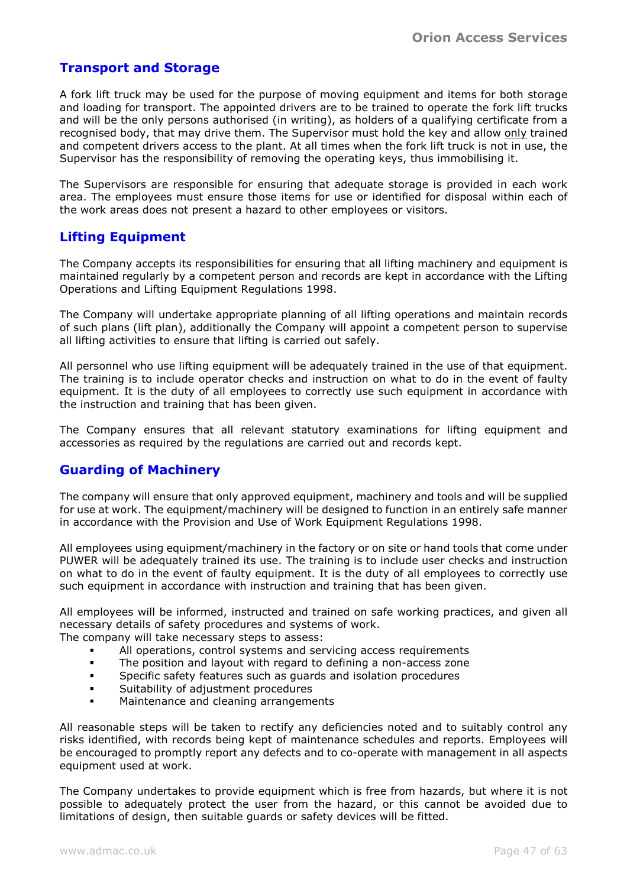## Transport and Storage

A fork lift truck may be used for the purpose of moving equipment and items for both storage and loading for transport. The appointed drivers are to be trained to operate the fork lift trucks and will be the only persons authorised (in writing), as holders of a qualifying certificate from a recognised body, that may drive them. The Supervisor must hold the key and allow only trained and competent drivers access to the plant. At all times when the fork lift truck is not in use, the Supervisor has the responsibility of removing the operating keys, thus immobilising it.

The Supervisors are responsible for ensuring that adequate storage is provided in each work area. The employees must ensure those items for use or identified for disposal within each of the work areas does not present a hazard to other employees or visitors.

## Lifting Equipment

The Company accepts its responsibilities for ensuring that all lifting machinery and equipment is maintained regularly by a competent person and records are kept in accordance with the Lifting Operations and Lifting Equipment Regulations 1998.

The Company will undertake appropriate planning of all lifting operations and maintain records of such plans (lift plan), additionally the Company will appoint a competent person to supervise all lifting activities to ensure that lifting is carried out safely.

All personnel who use lifting equipment will be adequately trained in the use of that equipment. The training is to include operator checks and instruction on what to do in the event of faulty equipment. It is the duty of all employees to correctly use such equipment in accordance with the instruction and training that has been given.

The Company ensures that all relevant statutory examinations for lifting equipment and accessories as required by the regulations are carried out and records kept.

## Guarding of Machinery

The company will ensure that only approved equipment, machinery and tools and will be supplied for use at work. The equipment/machinery will be designed to function in an entirely safe manner in accordance with the Provision and Use of Work Equipment Regulations 1998.

All employees using equipment/machinery in the factory or on site or hand tools that come under PUWER will be adequately trained its use. The training is to include user checks and instruction on what to do in the event of faulty equipment. It is the duty of all employees to correctly use such equipment in accordance with instruction and training that has been given.

All employees will be informed, instructed and trained on safe working practices, and given all necessary details of safety procedures and systems of work.
The company will take necessary steps to assess:

- All operations, control systems and servicing access requirements
- The position and layout with regard to defining a non-access zone
- Specific safety features such as guards and isolation procedures
- Suitability of adjustment procedures
- Maintenance and cleaning arrangements

All reasonable steps will be taken to rectify any deficiencies noted and to suitably control any risks identified, with records being kept of maintenance schedules and reports. Employees will be encouraged to promptly report any defects and to co-operate with management in all aspects equipment used at work.

The Company undertakes to provide equipment which is free from hazards, but where it is not possible to adequately protect the user from the hazard, or this cannot be avoided due to limitations of design, then suitable guards or safety devices will be fitted.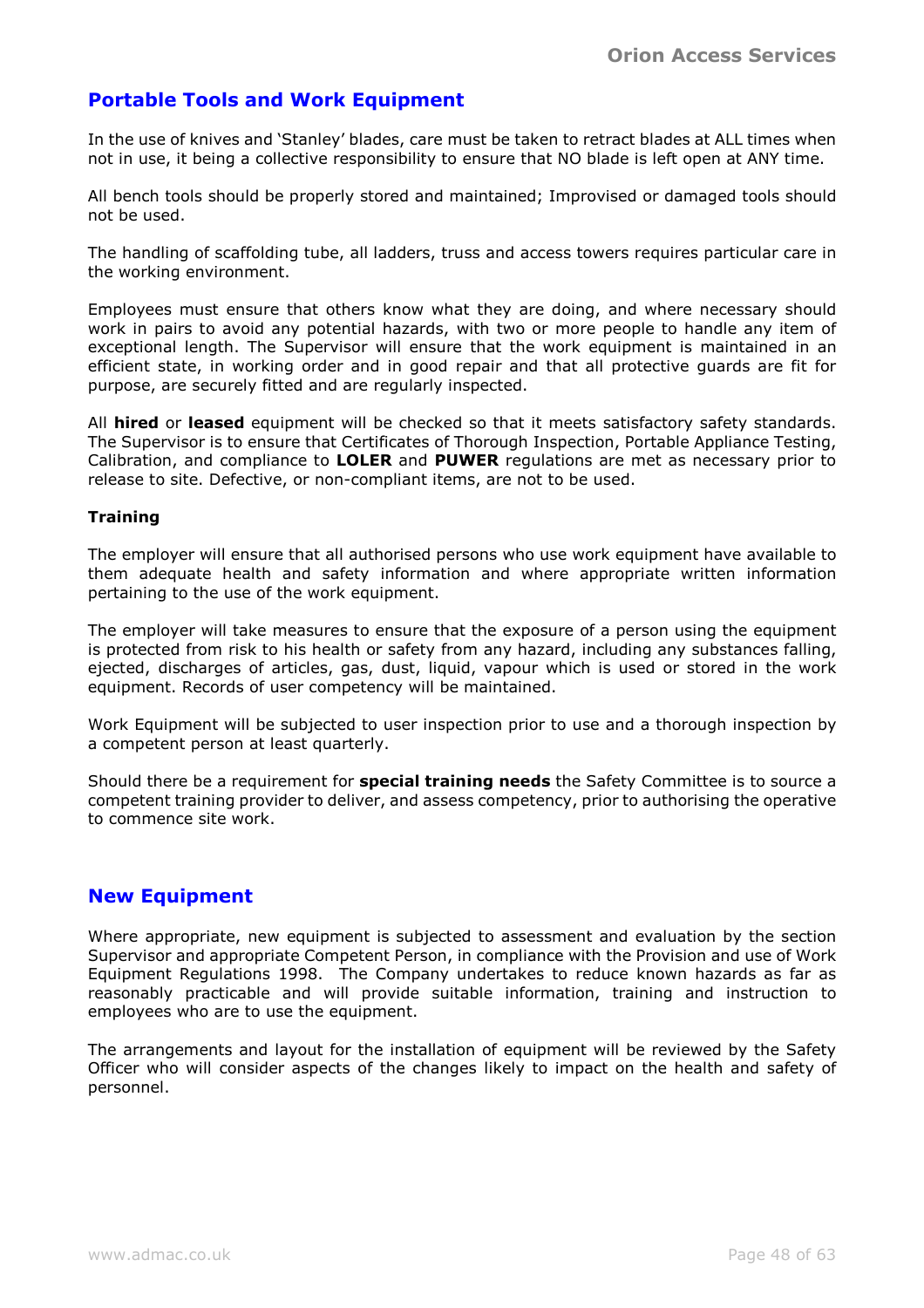## Portable Tools and Work Equipment

In the use of knives and 'Stanley' blades, care must be taken to retract blades at ALL times when not in use, it being a collective responsibility to ensure that NO blade is left open at ANY time.

All bench tools should be properly stored and maintained; Improvised or damaged tools should not be used.

The handling of scaffolding tube, all ladders, truss and access towers requires particular care in the working environment.

Employees must ensure that others know what they are doing, and where necessary should work in pairs to avoid any potential hazards, with two or more people to handle any item of exceptional length. The Supervisor will ensure that the work equipment is maintained in an efficient state, in working order and in good repair and that all protective guards are fit for purpose, are securely fitted and are regularly inspected.

All **hired** or **leased** equipment will be checked so that it meets satisfactory safety standards. The Supervisor is to ensure that Certificates of Thorough Inspection, Portable Appliance Testing, Calibration, and compliance to **LOLER** and **PUWER** regulations are met as necessary prior to release to site. Defective, or non-compliant items, are not to be used.

**Training**

The employer will ensure that all authorised persons who use work equipment have available to them adequate health and safety information and where appropriate written information pertaining to the use of the work equipment.

The employer will take measures to ensure that the exposure of a person using the equipment is protected from risk to his health or safety from any hazard, including any substances falling, ejected, discharges of articles, gas, dust, liquid, vapour which is used or stored in the work equipment. Records of user competency will be maintained.

Work Equipment will be subjected to user inspection prior to use and a thorough inspection by a competent person at least quarterly.

Should there be a requirement for **special training needs** the Safety Committee is to source a competent training provider to deliver, and assess competency, prior to authorising the operative to commence site work.

## New Equipment

Where appropriate, new equipment is subjected to assessment and evaluation by the section Supervisor and appropriate Competent Person, in compliance with the Provision and use of Work Equipment Regulations 1998. The Company undertakes to reduce known hazards as far as reasonably practicable and will provide suitable information, training and instruction to employees who are to use the equipment.

The arrangements and layout for the installation of equipment will be reviewed by the Safety Officer who will consider aspects of the changes likely to impact on the health and safety of personnel.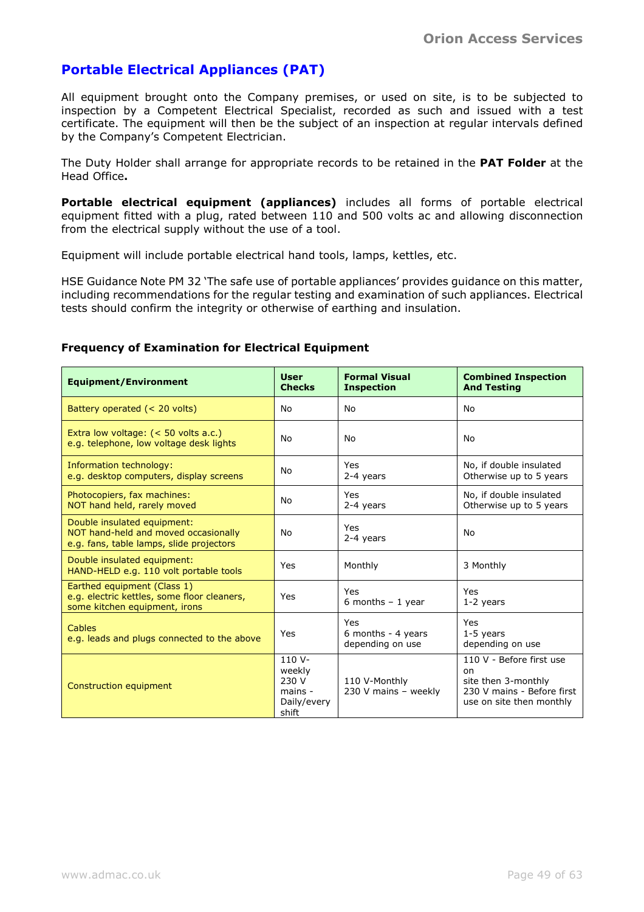## Portable Electrical Appliances (PAT)

All equipment brought onto the Company premises, or used on site, is to be subjected to inspection by a Competent Electrical Specialist, recorded as such and issued with a test certificate. The equipment will then be the subject of an inspection at regular intervals defined by the Company's Competent Electrician.

The Duty Holder shall arrange for appropriate records to be retained in the **PAT Folder** at the Head Office**.**

**Portable electrical equipment (appliances)** includes all forms of portable electrical equipment fitted with a plug, rated between 110 and 500 volts ac and allowing disconnection from the electrical supply without the use of a tool.

Equipment will include portable electrical hand tools, lamps, kettles, etc.

HSE Guidance Note PM 32 'The safe use of portable appliances' provides guidance on this matter, including recommendations for the regular testing and examination of such appliances. Electrical tests should confirm the integrity or otherwise of earthing and insulation.

**Frequency of Examination for Electrical Equipment**

| Equipment/Environment | User Checks | Formal Visual Inspection | Combined Inspection And Testing |
|---|---|---|---|
| Battery operated (< 20 volts) | No | No | No |
| Extra low voltage: (< 50 volts a.c.) e.g. telephone, low voltage desk lights | No | No | No |
| Information technology: e.g. desktop computers, display screens | No | Yes 2-4 years | No, if double insulated Otherwise up to 5 years |
| Photocopiers, fax machines: NOT hand held, rarely moved | No | Yes 2-4 years | No, if double insulated Otherwise up to 5 years |
| Double insulated equipment: NOT hand-held and moved occasionally e.g. fans, table lamps, slide projectors | No | Yes 2-4 years | No |
| Double insulated equipment: HAND-HELD e.g. 110 volt portable tools | Yes | Monthly | 3 Monthly |
| Earthed equipment (Class 1) e.g. electric kettles, some floor cleaners, some kitchen equipment, irons | Yes | Yes 6 months – 1 year | Yes 1-2 years |
| Cables e.g. leads and plugs connected to the above | Yes | Yes 6 months - 4 years depending on use | Yes 1-5 years depending on use |
| Construction equipment | 110 V- weekly 230 V mains - Daily/every shift | 110 V-Monthly 230 V mains – weekly | 110 V - Before first use on site then 3-monthly 230 V mains - Before first use on site then monthly |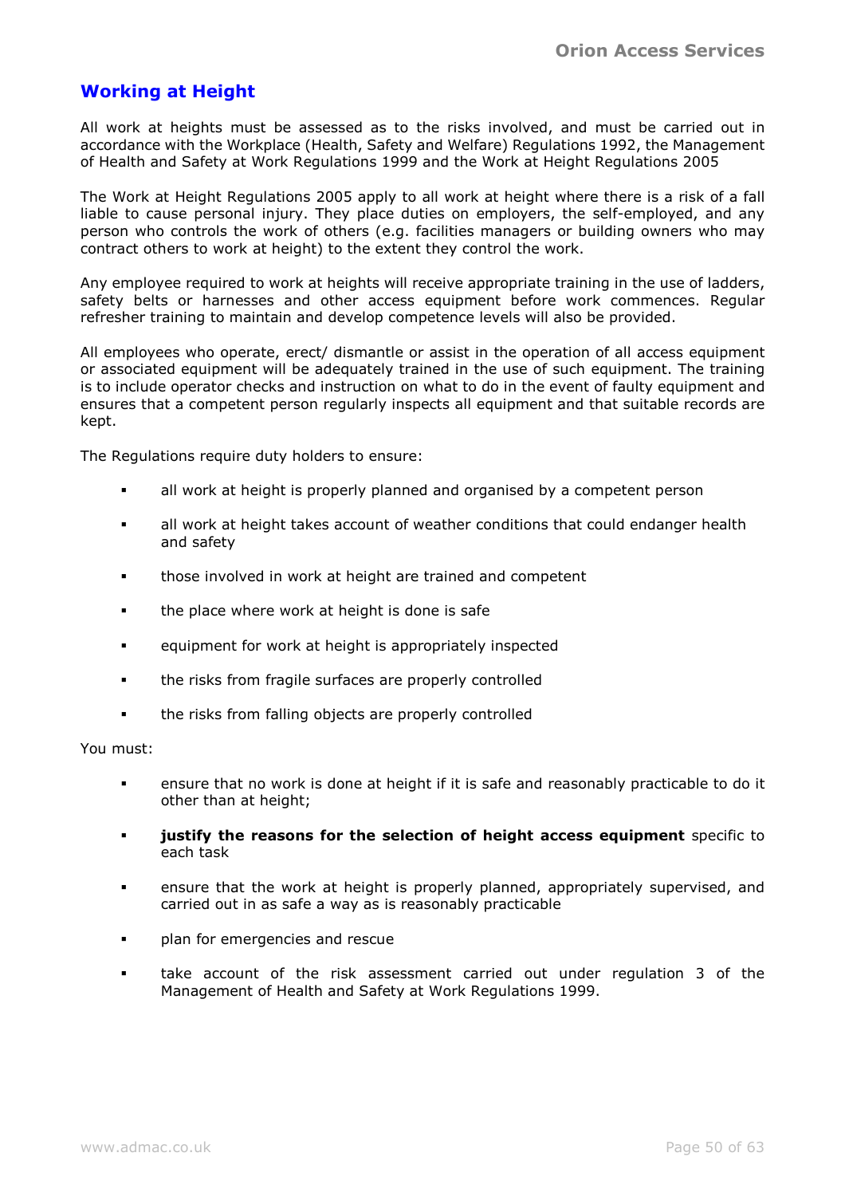## Working at Height

All work at heights must be assessed as to the risks involved, and must be carried out in accordance with the Workplace (Health, Safety and Welfare) Regulations 1992, the Management of Health and Safety at Work Regulations 1999 and the Work at Height Regulations 2005

The Work at Height Regulations 2005 apply to all work at height where there is a risk of a fall liable to cause personal injury. They place duties on employers, the self-employed, and any person who controls the work of others (e.g. facilities managers or building owners who may contract others to work at height) to the extent they control the work.

Any employee required to work at heights will receive appropriate training in the use of ladders, safety belts or harnesses and other access equipment before work commences. Regular refresher training to maintain and develop competence levels will also be provided.

All employees who operate, erect/ dismantle or assist in the operation of all access equipment or associated equipment will be adequately trained in the use of such equipment. The training is to include operator checks and instruction on what to do in the event of faulty equipment and ensures that a competent person regularly inspects all equipment and that suitable records are kept.

The Regulations require duty holders to ensure:

- all work at height is properly planned and organised by a competent person
- all work at height takes account of weather conditions that could endanger health and safety
- those involved in work at height are trained and competent
- the place where work at height is done is safe
- equipment for work at height is appropriately inspected
- the risks from fragile surfaces are properly controlled
- the risks from falling objects are properly controlled

You must:

- ensure that no work is done at height if it is safe and reasonably practicable to do it other than at height;
- **justify the reasons for the selection of height access equipment** specific to each task
- ensure that the work at height is properly planned, appropriately supervised, and carried out in as safe a way as is reasonably practicable
- plan for emergencies and rescue
- take account of the risk assessment carried out under regulation 3 of the Management of Health and Safety at Work Regulations 1999.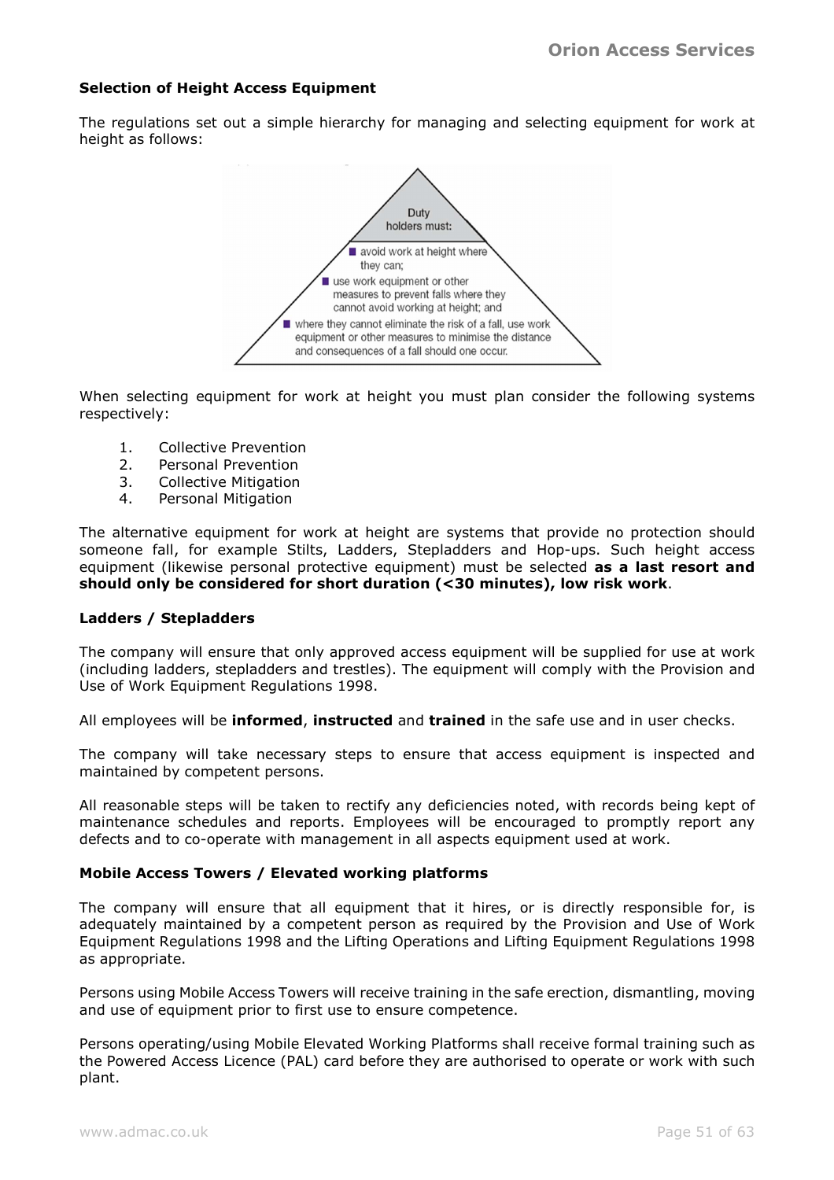### Selection of Height Access Equipment

The regulations set out a simple hierarchy for managing and selecting equipment for work at height as follows:

Duty holders must:

- avoid work at height where they can;
- use work equipment or other measures to prevent falls where they cannot avoid working at height; and
- where they cannot eliminate the risk of a fall, use work equipment or other measures to minimise the distance and consequences of a fall should one occur.

When selecting equipment for work at height you must plan consider the following systems respectively:

1. Collective Prevention
2. Personal Prevention
3. Collective Mitigation
4. Personal Mitigation

The alternative equipment for work at height are systems that provide no protection should someone fall, for example Stilts, Ladders, Stepladders and Hop-ups. Such height access equipment (likewise personal protective equipment) must be selected **as a last resort and should only be considered for short duration (<30 minutes), low risk work**.

### Ladders / Stepladders

The company will ensure that only approved access equipment will be supplied for use at work (including ladders, stepladders and trestles). The equipment will comply with the Provision and Use of Work Equipment Regulations 1998.

All employees will be **informed**, **instructed** and **trained** in the safe use and in user checks.

The company will take necessary steps to ensure that access equipment is inspected and maintained by competent persons.

All reasonable steps will be taken to rectify any deficiencies noted, with records being kept of maintenance schedules and reports. Employees will be encouraged to promptly report any defects and to co-operate with management in all aspects equipment used at work.

### Mobile Access Towers / Elevated working platforms

The company will ensure that all equipment that it hires, or is directly responsible for, is adequately maintained by a competent person as required by the Provision and Use of Work Equipment Regulations 1998 and the Lifting Operations and Lifting Equipment Regulations 1998 as appropriate.

Persons using Mobile Access Towers will receive training in the safe erection, dismantling, moving and use of equipment prior to first use to ensure competence.

Persons operating/using Mobile Elevated Working Platforms shall receive formal training such as the Powered Access Licence (PAL) card before they are authorised to operate or work with such plant.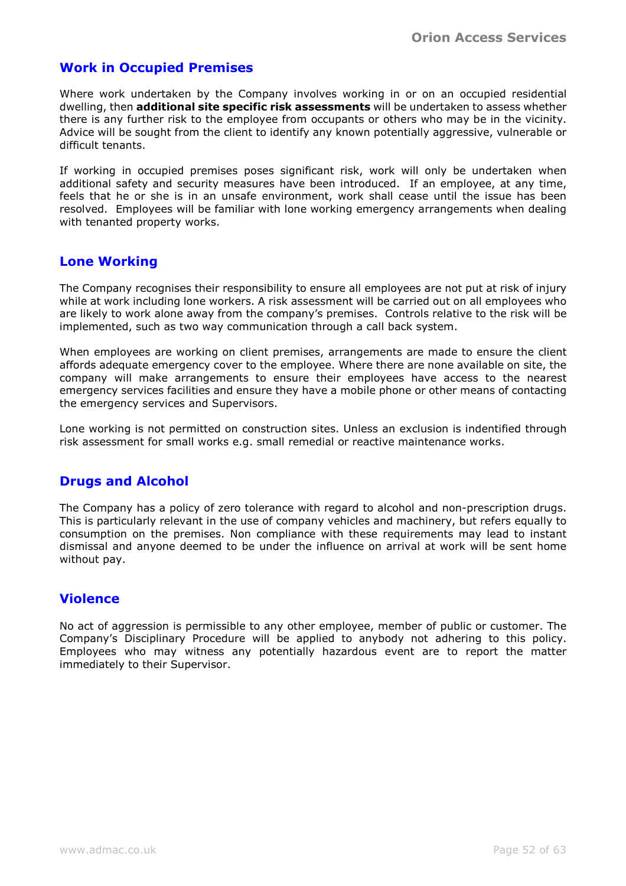## Work in Occupied Premises

Where work undertaken by the Company involves working in or on an occupied residential dwelling, then **additional site specific risk assessments** will be undertaken to assess whether there is any further risk to the employee from occupants or others who may be in the vicinity. Advice will be sought from the client to identify any known potentially aggressive, vulnerable or difficult tenants.

If working in occupied premises poses significant risk, work will only be undertaken when additional safety and security measures have been introduced. If an employee, at any time, feels that he or she is in an unsafe environment, work shall cease until the issue has been resolved. Employees will be familiar with lone working emergency arrangements when dealing with tenanted property works.

## Lone Working

The Company recognises their responsibility to ensure all employees are not put at risk of injury while at work including lone workers. A risk assessment will be carried out on all employees who are likely to work alone away from the company's premises. Controls relative to the risk will be implemented, such as two way communication through a call back system.

When employees are working on client premises, arrangements are made to ensure the client affords adequate emergency cover to the employee. Where there are none available on site, the company will make arrangements to ensure their employees have access to the nearest emergency services facilities and ensure they have a mobile phone or other means of contacting the emergency services and Supervisors.

Lone working is not permitted on construction sites. Unless an exclusion is indentified through risk assessment for small works e.g. small remedial or reactive maintenance works.

## Drugs and Alcohol

The Company has a policy of zero tolerance with regard to alcohol and non-prescription drugs. This is particularly relevant in the use of company vehicles and machinery, but refers equally to consumption on the premises. Non compliance with these requirements may lead to instant dismissal and anyone deemed to be under the influence on arrival at work will be sent home without pay.

## Violence

No act of aggression is permissible to any other employee, member of public or customer. The Company's Disciplinary Procedure will be applied to anybody not adhering to this policy. Employees who may witness any potentially hazardous event are to report the matter immediately to their Supervisor.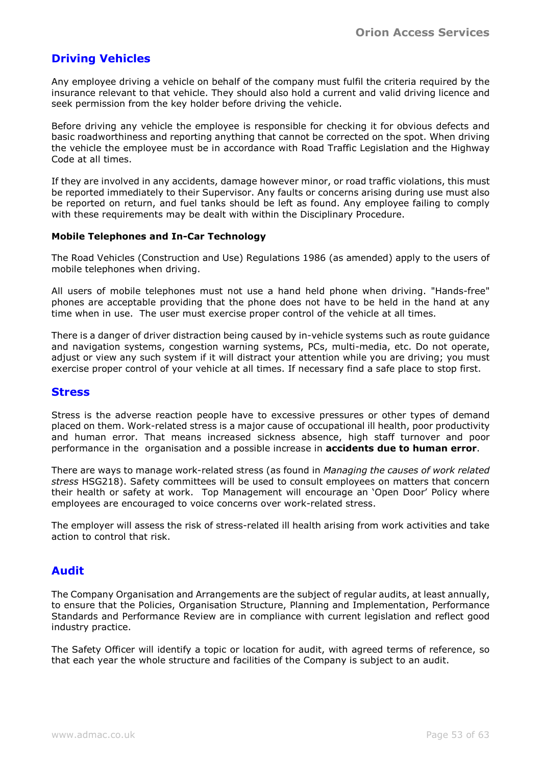## Driving Vehicles

Any employee driving a vehicle on behalf of the company must fulfil the criteria required by the insurance relevant to that vehicle. They should also hold a current and valid driving licence and seek permission from the key holder before driving the vehicle.

Before driving any vehicle the employee is responsible for checking it for obvious defects and basic roadworthiness and reporting anything that cannot be corrected on the spot. When driving the vehicle the employee must be in accordance with Road Traffic Legislation and the Highway Code at all times.

If they are involved in any accidents, damage however minor, or road traffic violations, this must be reported immediately to their Supervisor. Any faults or concerns arising during use must also be reported on return, and fuel tanks should be left as found. Any employee failing to comply with these requirements may be dealt with within the Disciplinary Procedure.

**Mobile Telephones and In-Car Technology**

The Road Vehicles (Construction and Use) Regulations 1986 (as amended) apply to the users of mobile telephones when driving.

All users of mobile telephones must not use a hand held phone when driving. "Hands-free" phones are acceptable providing that the phone does not have to be held in the hand at any time when in use. The user must exercise proper control of the vehicle at all times.

There is a danger of driver distraction being caused by in-vehicle systems such as route guidance and navigation systems, congestion warning systems, PCs, multi-media, etc. Do not operate, adjust or view any such system if it will distract your attention while you are driving; you must exercise proper control of your vehicle at all times. If necessary find a safe place to stop first.

## Stress

Stress is the adverse reaction people have to excessive pressures or other types of demand placed on them. Work-related stress is a major cause of occupational ill health, poor productivity and human error. That means increased sickness absence, high staff turnover and poor performance in the organisation and a possible increase in **accidents due to human error**.

There are ways to manage work-related stress (as found in *Managing the causes of work related stress* HSG218). Safety committees will be used to consult employees on matters that concern their health or safety at work. Top Management will encourage an 'Open Door' Policy where employees are encouraged to voice concerns over work-related stress.

The employer will assess the risk of stress-related ill health arising from work activities and take action to control that risk.

## Audit

The Company Organisation and Arrangements are the subject of regular audits, at least annually, to ensure that the Policies, Organisation Structure, Planning and Implementation, Performance Standards and Performance Review are in compliance with current legislation and reflect good industry practice.

The Safety Officer will identify a topic or location for audit, with agreed terms of reference, so that each year the whole structure and facilities of the Company is subject to an audit.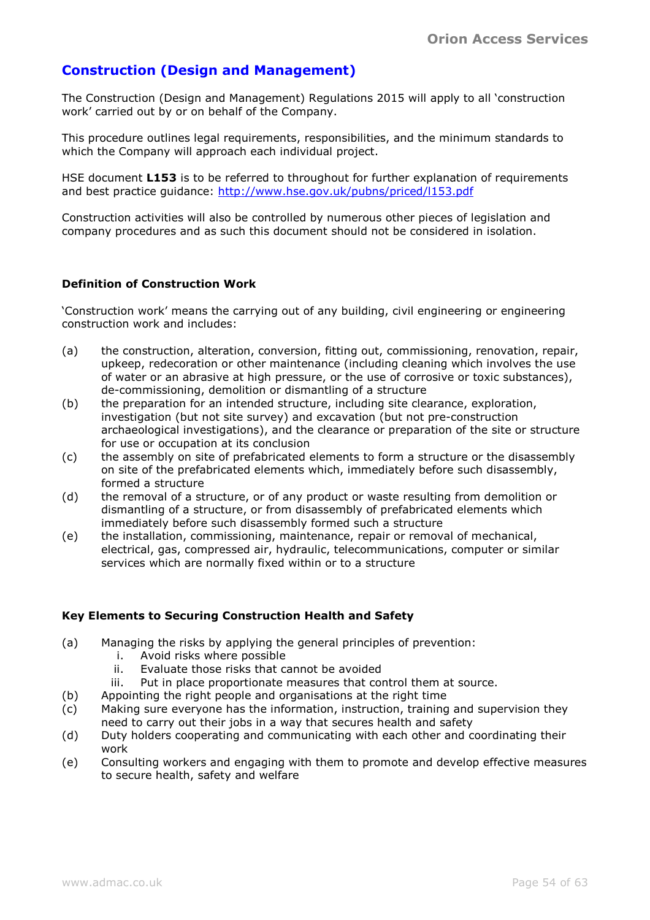## Construction (Design and Management)

The Construction (Design and Management) Regulations 2015 will apply to all 'construction work' carried out by or on behalf of the Company.

This procedure outlines legal requirements, responsibilities, and the minimum standards to which the Company will approach each individual project.

HSE document **L153** is to be referred to throughout for further explanation of requirements and best practice guidance: [http://www.hse.gov.uk/pubns/priced/l153.pdf](http://www.hse.gov.uk/pubns/priced/l153.pdf)

Construction activities will also be controlled by numerous other pieces of legislation and company procedures and as such this document should not be considered in isolation.

**Definition of Construction Work**

'Construction work' means the carrying out of any building, civil engineering or engineering construction work and includes:

(a) the construction, alteration, conversion, fitting out, commissioning, renovation, repair, upkeep, redecoration or other maintenance (including cleaning which involves the use of water or an abrasive at high pressure, or the use of corrosive or toxic substances), de-commissioning, demolition or dismantling of a structure

(b) the preparation for an intended structure, including site clearance, exploration, investigation (but not site survey) and excavation (but not pre-construction archaeological investigations), and the clearance or preparation of the site or structure for use or occupation at its conclusion

(c) the assembly on site of prefabricated elements to form a structure or the disassembly on site of the prefabricated elements which, immediately before such disassembly, formed a structure

(d) the removal of a structure, or of any product or waste resulting from demolition or dismantling of a structure, or from disassembly of prefabricated elements which immediately before such disassembly formed such a structure

(e) the installation, commissioning, maintenance, repair or removal of mechanical, electrical, gas, compressed air, hydraulic, telecommunications, computer or similar services which are normally fixed within or to a structure

**Key Elements to Securing Construction Health and Safety**

(a) Managing the risks by applying the general principles of prevention:
   i. Avoid risks where possible
   ii. Evaluate those risks that cannot be avoided
   iii. Put in place proportionate measures that control them at source.

(b) Appointing the right people and organisations at the right time

(c) Making sure everyone has the information, instruction, training and supervision they need to carry out their jobs in a way that secures health and safety

(d) Duty holders cooperating and communicating with each other and coordinating their work

(e) Consulting workers and engaging with them to promote and develop effective measures to secure health, safety and welfare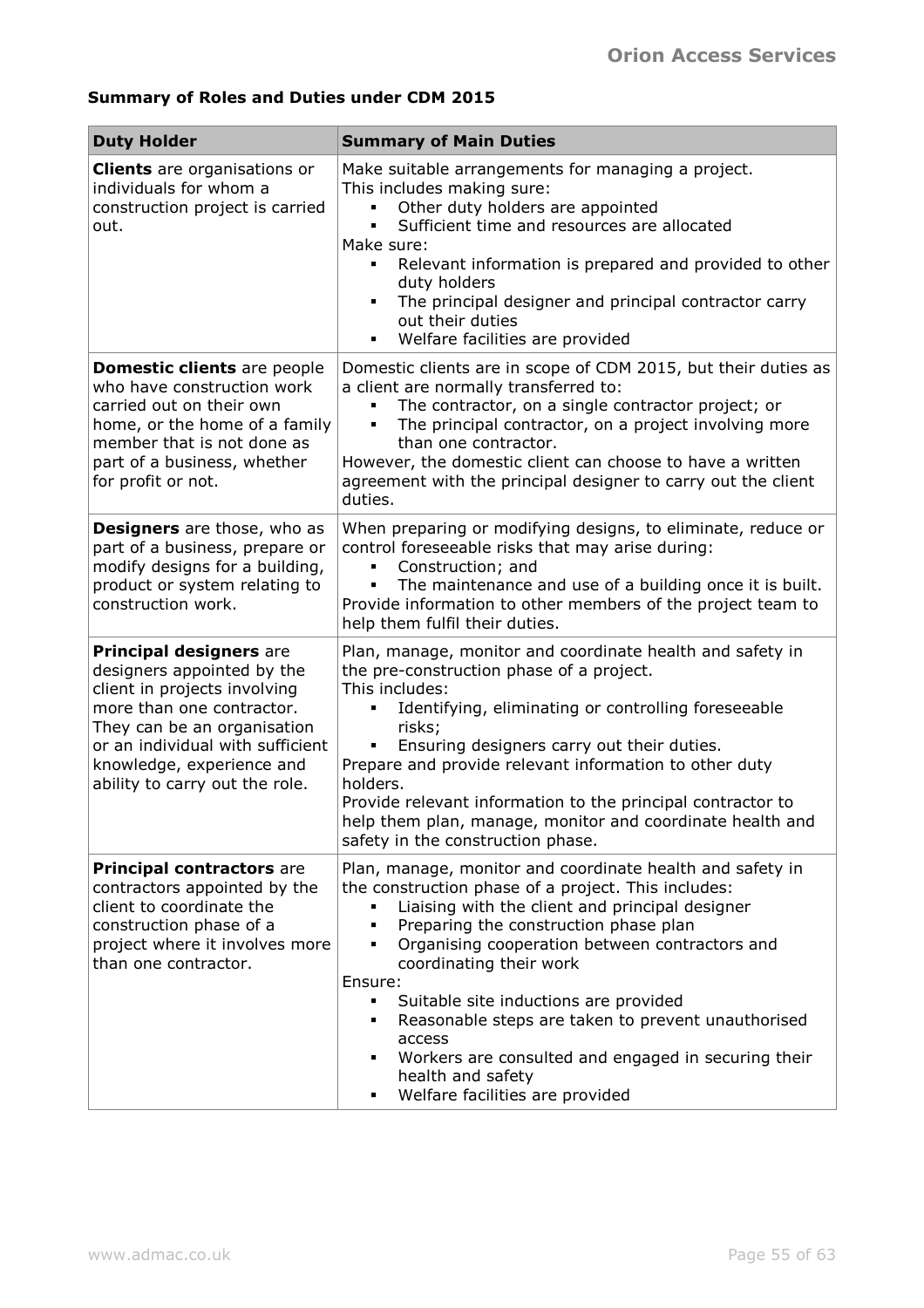**Summary of Roles and Duties under CDM 2015**

| Duty Holder | Summary of Main Duties |
| --- | --- |
| **Clients** are organisations or individuals for whom a construction project is carried out. | Make suitable arrangements for managing a project.<br>This includes making sure:<br>▪ Other duty holders are appointed<br>▪ Sufficient time and resources are allocated<br>Make sure:<br>▪ Relevant information is prepared and provided to other duty holders<br>▪ The principal designer and principal contractor carry out their duties<br>▪ Welfare facilities are provided |
| **Domestic clients** are people who have construction work carried out on their own home, or the home of a family member that is not done as part of a business, whether for profit or not. | Domestic clients are in scope of CDM 2015, but their duties as a client are normally transferred to:<br>▪ The contractor, on a single contractor project; or<br>▪ The principal contractor, on a project involving more than one contractor.<br>However, the domestic client can choose to have a written agreement with the principal designer to carry out the client duties. |
| **Designers** are those, who as part of a business, prepare or modify designs for a building, product or system relating to construction work. | When preparing or modifying designs, to eliminate, reduce or control foreseeable risks that may arise during:<br>▪ Construction; and<br>▪ The maintenance and use of a building once it is built.<br>Provide information to other members of the project team to help them fulfil their duties. |
| **Principal designers** are designers appointed by the client in projects involving more than one contractor. They can be an organisation or an individual with sufficient knowledge, experience and ability to carry out the role. | Plan, manage, monitor and coordinate health and safety in the pre-construction phase of a project.<br>This includes:<br>▪ Identifying, eliminating or controlling foreseeable risks;<br>▪ Ensuring designers carry out their duties.<br>Prepare and provide relevant information to other duty holders.<br>Provide relevant information to the principal contractor to help them plan, manage, monitor and coordinate health and safety in the construction phase. |
| **Principal contractors** are contractors appointed by the client to coordinate the construction phase of a project where it involves more than one contractor. | Plan, manage, monitor and coordinate health and safety in the construction phase of a project. This includes:<br>▪ Liaising with the client and principal designer<br>▪ Preparing the construction phase plan<br>▪ Organising cooperation between contractors and coordinating their work<br>Ensure:<br>▪ Suitable site inductions are provided<br>▪ Reasonable steps are taken to prevent unauthorised access<br>▪ Workers are consulted and engaged in securing their health and safety<br>▪ Welfare facilities are provided |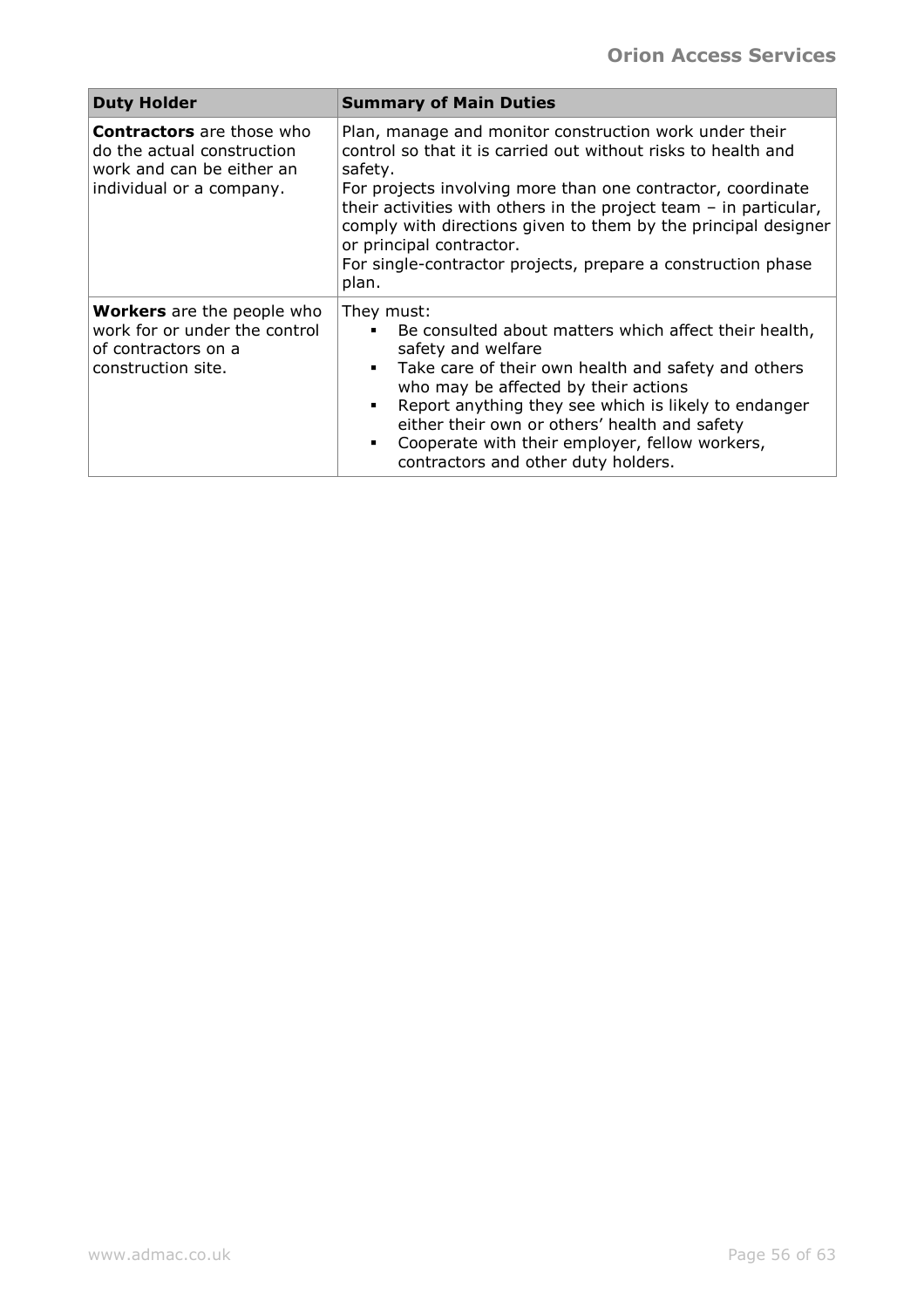| Duty Holder | Summary of Main Duties |
| --- | --- |
| **Contractors** are those who do the actual construction work and can be either an individual or a company. | Plan, manage and monitor construction work under their control so that it is carried out without risks to health and safety.<br>For projects involving more than one contractor, coordinate their activities with others in the project team – in particular, comply with directions given to them by the principal designer or principal contractor.<br>For single-contractor projects, prepare a construction phase plan. |
| **Workers** are the people who work for or under the control of contractors on a construction site. | They must:<br>▪ Be consulted about matters which affect their health, safety and welfare<br>▪ Take care of their own health and safety and others who may be affected by their actions<br>▪ Report anything they see which is likely to endanger either their own or others' health and safety<br>▪ Cooperate with their employer, fellow workers, contractors and other duty holders. |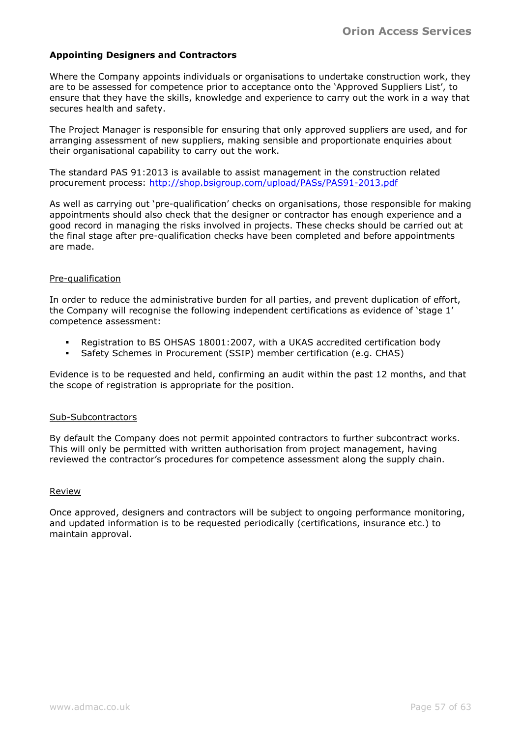## Appointing Designers and Contractors

Where the Company appoints individuals or organisations to undertake construction work, they are to be assessed for competence prior to acceptance onto the 'Approved Suppliers List', to ensure that they have the skills, knowledge and experience to carry out the work in a way that secures health and safety.

The Project Manager is responsible for ensuring that only approved suppliers are used, and for arranging assessment of new suppliers, making sensible and proportionate enquiries about their organisational capability to carry out the work.

The standard PAS 91:2013 is available to assist management in the construction related procurement process: [http://shop.bsigroup.com/upload/PASs/PAS91-2013.pdf](http://shop.bsigroup.com/upload/PASs/PAS91-2013.pdf)

As well as carrying out 'pre-qualification' checks on organisations, those responsible for making appointments should also check that the designer or contractor has enough experience and a good record in managing the risks involved in projects. These checks should be carried out at the final stage after pre-qualification checks have been completed and before appointments are made.

### Pre-qualification

In order to reduce the administrative burden for all parties, and prevent duplication of effort, the Company will recognise the following independent certifications as evidence of 'stage 1' competence assessment:

- Registration to BS OHSAS 18001:2007, with a UKAS accredited certification body
- Safety Schemes in Procurement (SSIP) member certification (e.g. CHAS)

Evidence is to be requested and held, confirming an audit within the past 12 months, and that the scope of registration is appropriate for the position.

### Sub-Subcontractors

By default the Company does not permit appointed contractors to further subcontract works. This will only be permitted with written authorisation from project management, having reviewed the contractor's procedures for competence assessment along the supply chain.

### Review

Once approved, designers and contractors will be subject to ongoing performance monitoring, and updated information is to be requested periodically (certifications, insurance etc.) to maintain approval.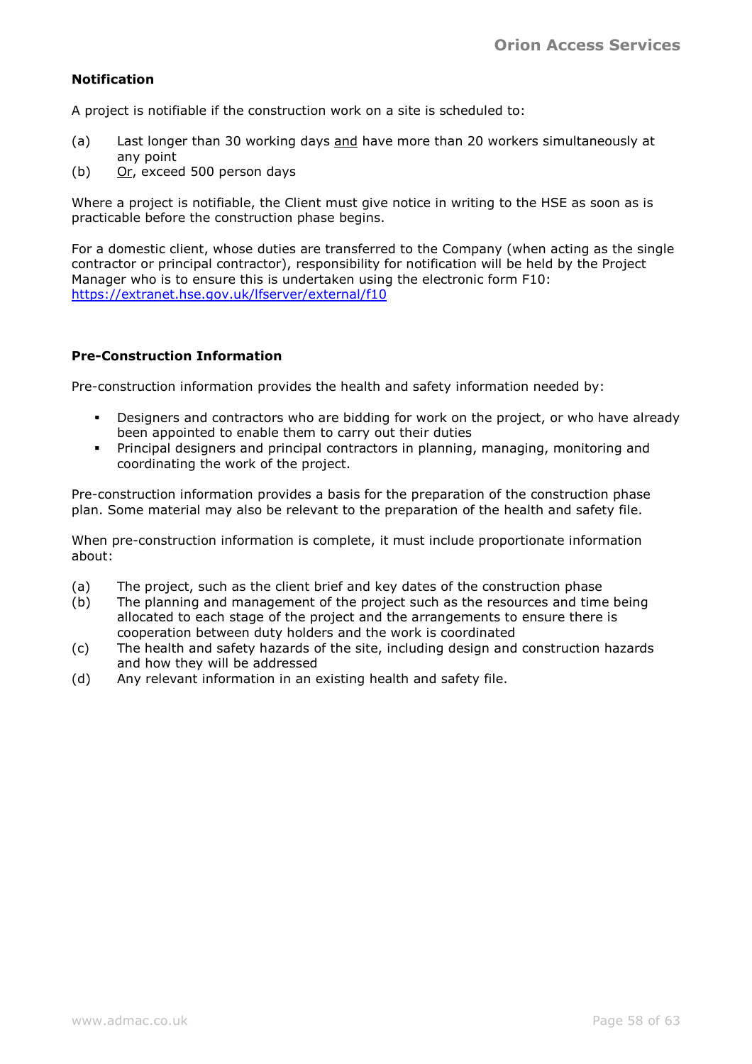**Notification**

A project is notifiable if the construction work on a site is scheduled to:

(a) Last longer than 30 working days <u>and</u> have more than 20 workers simultaneously at any point
(b) <u>Or</u>, exceed 500 person days

Where a project is notifiable, the Client must give notice in writing to the HSE as soon as is practicable before the construction phase begins.

For a domestic client, whose duties are transferred to the Company (when acting as the single contractor or principal contractor), responsibility for notification will be held by the Project Manager who is to ensure this is undertaken using the electronic form F10: [https://extranet.hse.gov.uk/lfserver/external/f10](https://extranet.hse.gov.uk/lfserver/external/f10)

**Pre-Construction Information**

Pre-construction information provides the health and safety information needed by:

- Designers and contractors who are bidding for work on the project, or who have already been appointed to enable them to carry out their duties
- Principal designers and principal contractors in planning, managing, monitoring and coordinating the work of the project.

Pre-construction information provides a basis for the preparation of the construction phase plan. Some material may also be relevant to the preparation of the health and safety file.

When pre-construction information is complete, it must include proportionate information about:

(a) The project, such as the client brief and key dates of the construction phase
(b) The planning and management of the project such as the resources and time being allocated to each stage of the project and the arrangements to ensure there is cooperation between duty holders and the work is coordinated
(c) The health and safety hazards of the site, including design and construction hazards and how they will be addressed
(d) Any relevant information in an existing health and safety file.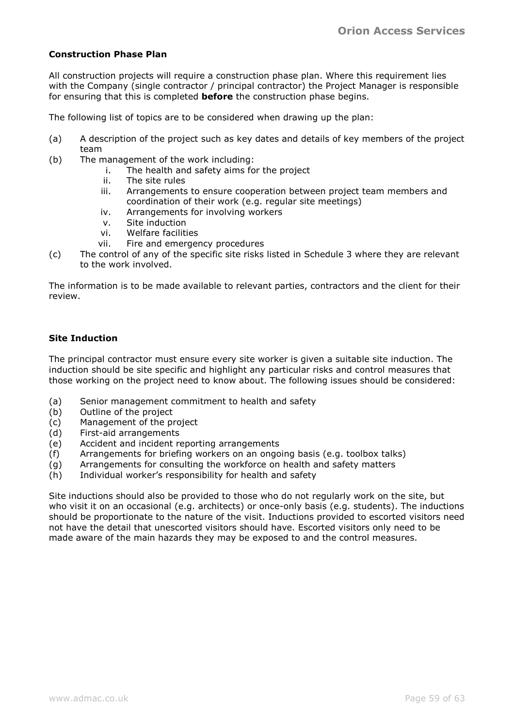## Construction Phase Plan

All construction projects will require a construction phase plan. Where this requirement lies with the Company (single contractor / principal contractor) the Project Manager is responsible for ensuring that this is completed **before** the construction phase begins.

The following list of topics are to be considered when drawing up the plan:

(a) A description of the project such as key dates and details of key members of the project team

(b) The management of the work including:

  i. The health and safety aims for the project
  ii. The site rules
  iii. Arrangements to ensure cooperation between project team members and coordination of their work (e.g. regular site meetings)
  iv. Arrangements for involving workers
  v. Site induction
  vi. Welfare facilities
  vii. Fire and emergency procedures

(c) The control of any of the specific site risks listed in Schedule 3 where they are relevant to the work involved.

The information is to be made available to relevant parties, contractors and the client for their review.

## Site Induction

The principal contractor must ensure every site worker is given a suitable site induction. The induction should be site specific and highlight any particular risks and control measures that those working on the project need to know about. The following issues should be considered:

(a) Senior management commitment to health and safety
(b) Outline of the project
(c) Management of the project
(d) First-aid arrangements
(e) Accident and incident reporting arrangements
(f) Arrangements for briefing workers on an ongoing basis (e.g. toolbox talks)
(g) Arrangements for consulting the workforce on health and safety matters
(h) Individual worker's responsibility for health and safety

Site inductions should also be provided to those who do not regularly work on the site, but who visit it on an occasional (e.g. architects) or once-only basis (e.g. students). The inductions should be proportionate to the nature of the visit. Inductions provided to escorted visitors need not have the detail that unescorted visitors should have. Escorted visitors only need to be made aware of the main hazards they may be exposed to and the control measures.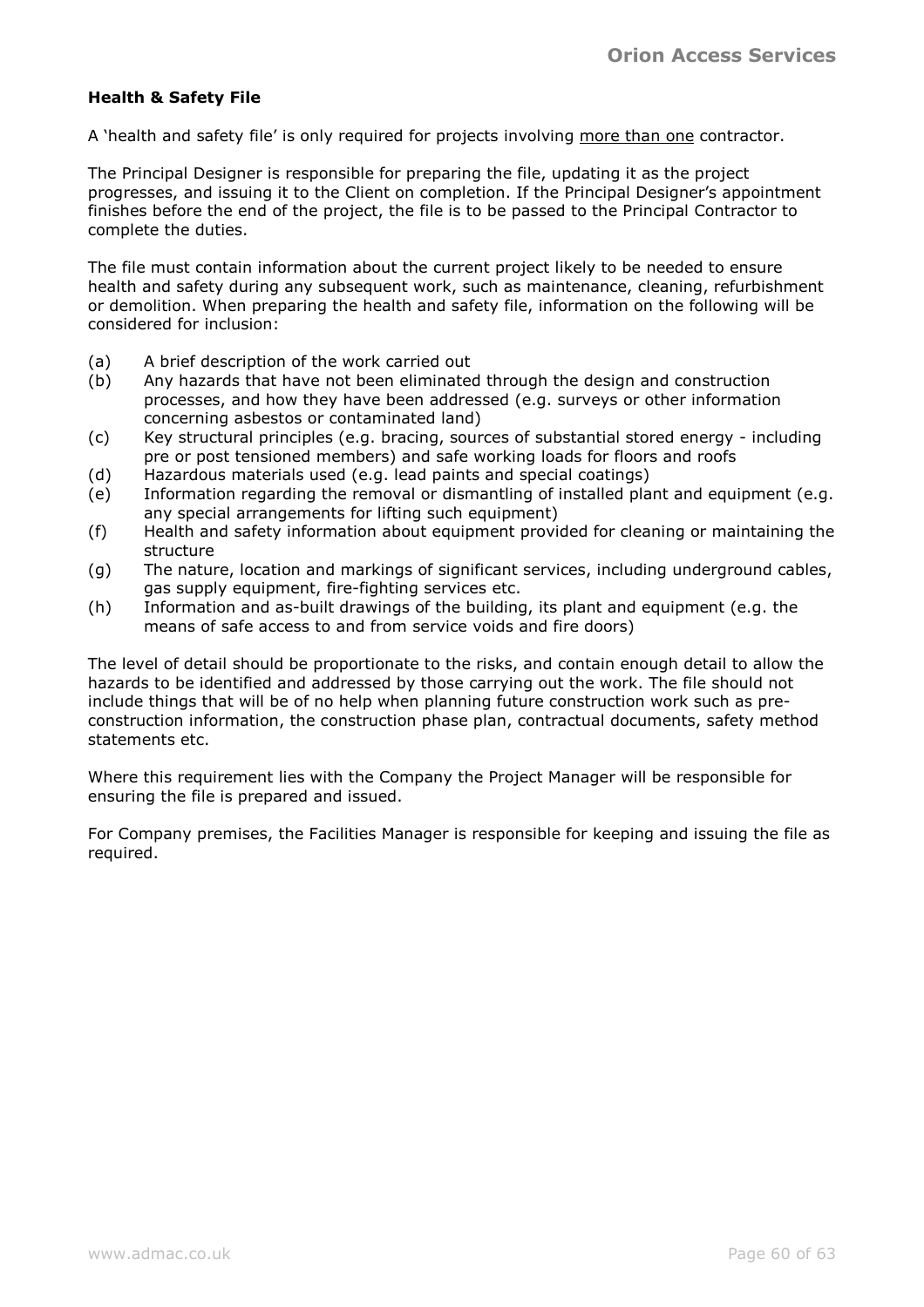**Health & Safety File**

A 'health and safety file' is only required for projects involving more than one contractor.

The Principal Designer is responsible for preparing the file, updating it as the project progresses, and issuing it to the Client on completion. If the Principal Designer's appointment finishes before the end of the project, the file is to be passed to the Principal Contractor to complete the duties.

The file must contain information about the current project likely to be needed to ensure health and safety during any subsequent work, such as maintenance, cleaning, refurbishment or demolition. When preparing the health and safety file, information on the following will be considered for inclusion:

(a) A brief description of the work carried out
(b) Any hazards that have not been eliminated through the design and construction processes, and how they have been addressed (e.g. surveys or other information concerning asbestos or contaminated land)
(c) Key structural principles (e.g. bracing, sources of substantial stored energy - including pre or post tensioned members) and safe working loads for floors and roofs
(d) Hazardous materials used (e.g. lead paints and special coatings)
(e) Information regarding the removal or dismantling of installed plant and equipment (e.g. any special arrangements for lifting such equipment)
(f) Health and safety information about equipment provided for cleaning or maintaining the structure
(g) The nature, location and markings of significant services, including underground cables, gas supply equipment, fire-fighting services etc.
(h) Information and as-built drawings of the building, its plant and equipment (e.g. the means of safe access to and from service voids and fire doors)

The level of detail should be proportionate to the risks, and contain enough detail to allow the hazards to be identified and addressed by those carrying out the work. The file should not include things that will be of no help when planning future construction work such as pre-construction information, the construction phase plan, contractual documents, safety method statements etc.

Where this requirement lies with the Company the Project Manager will be responsible for ensuring the file is prepared and issued.

For Company premises, the Facilities Manager is responsible for keeping and issuing the file as required.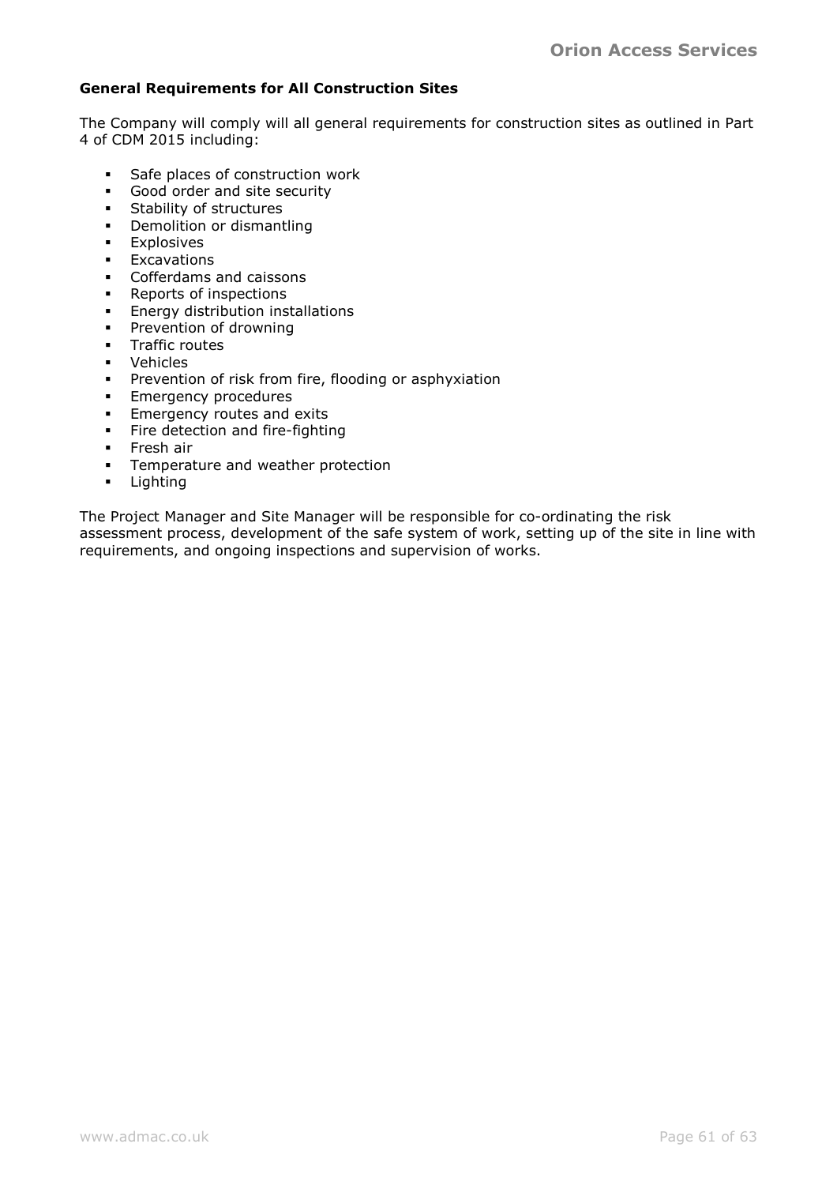**General Requirements for All Construction Sites**

The Company will comply will all general requirements for construction sites as outlined in Part 4 of CDM 2015 including:

- Safe places of construction work
- Good order and site security
- Stability of structures
- Demolition or dismantling
- Explosives
- Excavations
- Cofferdams and caissons
- Reports of inspections
- Energy distribution installations
- Prevention of drowning
- Traffic routes
- Vehicles
- Prevention of risk from fire, flooding or asphyxiation
- Emergency procedures
- Emergency routes and exits
- Fire detection and fire-fighting
- Fresh air
- Temperature and weather protection
- Lighting

The Project Manager and Site Manager will be responsible for co-ordinating the risk assessment process, development of the safe system of work, setting up of the site in line with requirements, and ongoing inspections and supervision of works.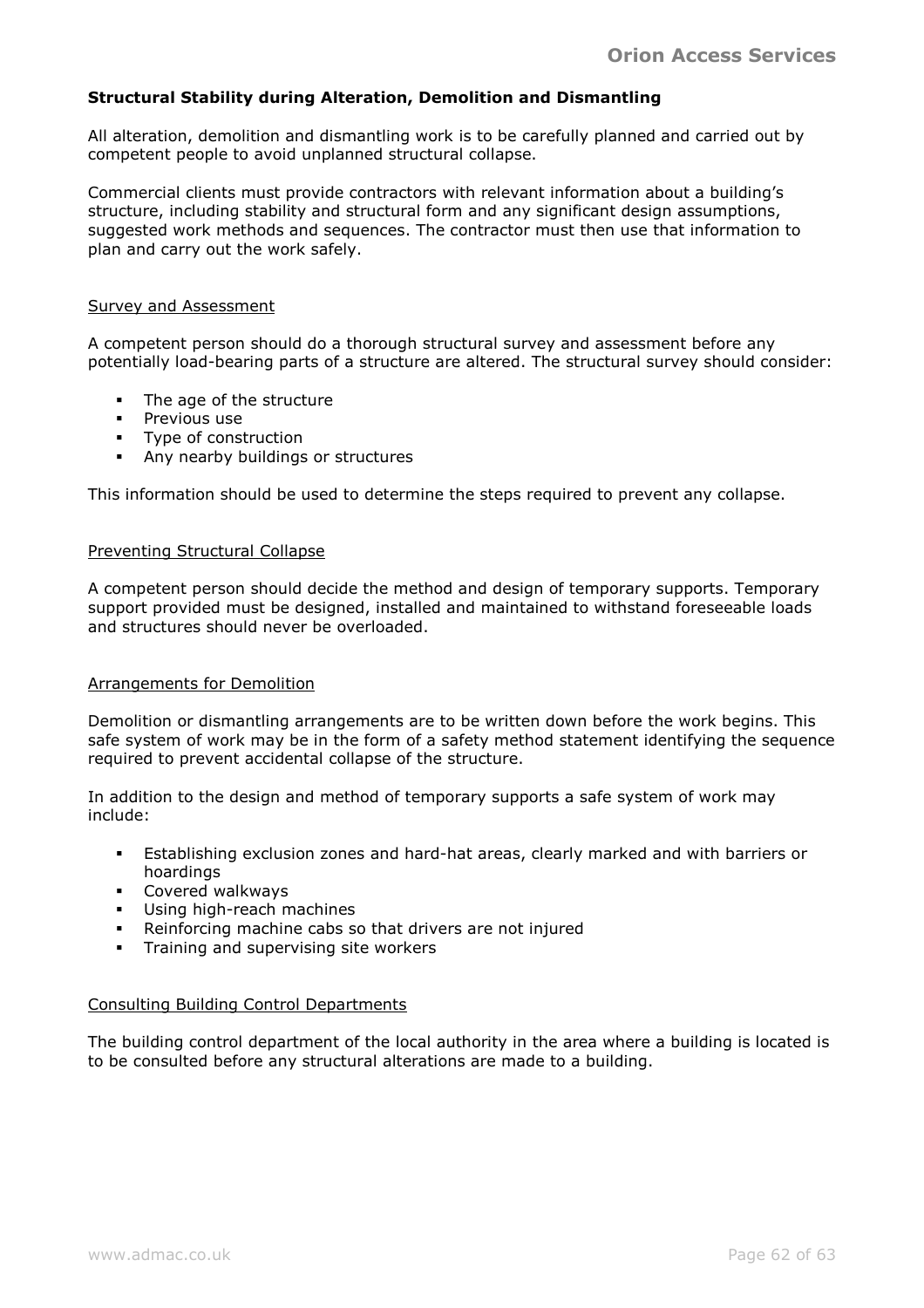**Structural Stability during Alteration, Demolition and Dismantling**

All alteration, demolition and dismantling work is to be carefully planned and carried out by competent people to avoid unplanned structural collapse.

Commercial clients must provide contractors with relevant information about a building's structure, including stability and structural form and any significant design assumptions, suggested work methods and sequences. The contractor must then use that information to plan and carry out the work safely.

<u>Survey and Assessment</u>

A competent person should do a thorough structural survey and assessment before any potentially load-bearing parts of a structure are altered. The structural survey should consider:

- The age of the structure
- Previous use
- Type of construction
- Any nearby buildings or structures

This information should be used to determine the steps required to prevent any collapse.

<u>Preventing Structural Collapse</u>

A competent person should decide the method and design of temporary supports. Temporary support provided must be designed, installed and maintained to withstand foreseeable loads and structures should never be overloaded.

<u>Arrangements for Demolition</u>

Demolition or dismantling arrangements are to be written down before the work begins. This safe system of work may be in the form of a safety method statement identifying the sequence required to prevent accidental collapse of the structure.

In addition to the design and method of temporary supports a safe system of work may include:

- Establishing exclusion zones and hard-hat areas, clearly marked and with barriers or hoardings
- Covered walkways
- Using high-reach machines
- Reinforcing machine cabs so that drivers are not injured
- Training and supervising site workers

<u>Consulting Building Control Departments</u>

The building control department of the local authority in the area where a building is located is to be consulted before any structural alterations are made to a building.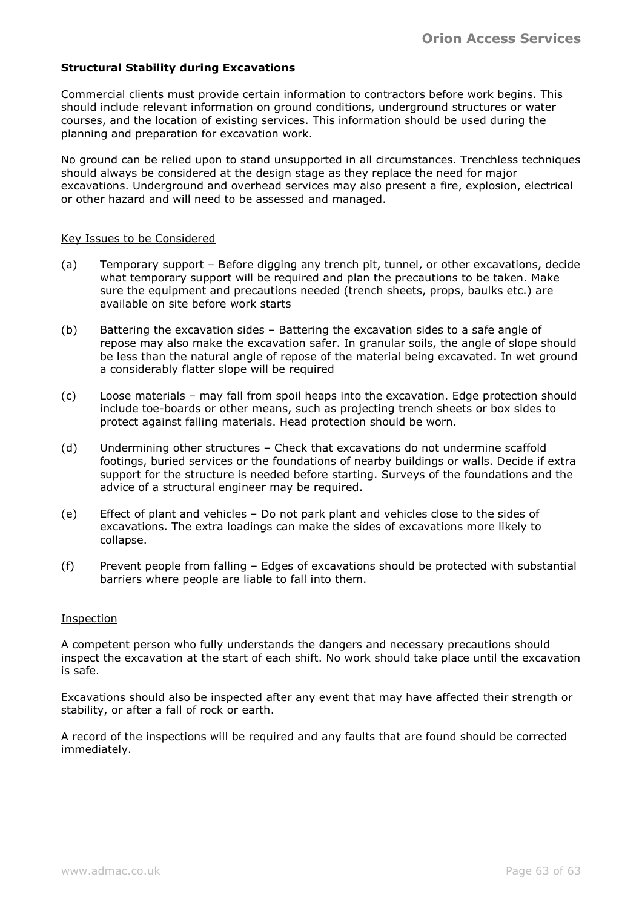**Structural Stability during Excavations**

Commercial clients must provide certain information to contractors before work begins. This should include relevant information on ground conditions, underground structures or water courses, and the location of existing services. This information should be used during the planning and preparation for excavation work.

No ground can be relied upon to stand unsupported in all circumstances. Trenchless techniques should always be considered at the design stage as they replace the need for major excavations. Underground and overhead services may also present a fire, explosion, electrical or other hazard and will need to be assessed and managed.

Key Issues to be Considered

(a) Temporary support – Before digging any trench pit, tunnel, or other excavations, decide what temporary support will be required and plan the precautions to be taken. Make sure the equipment and precautions needed (trench sheets, props, baulks etc.) are available on site before work starts

(b) Battering the excavation sides – Battering the excavation sides to a safe angle of repose may also make the excavation safer. In granular soils, the angle of slope should be less than the natural angle of repose of the material being excavated. In wet ground a considerably flatter slope will be required

(c) Loose materials – may fall from spoil heaps into the excavation. Edge protection should include toe-boards or other means, such as projecting trench sheets or box sides to protect against falling materials. Head protection should be worn.

(d) Undermining other structures – Check that excavations do not undermine scaffold footings, buried services or the foundations of nearby buildings or walls. Decide if extra support for the structure is needed before starting. Surveys of the foundations and the advice of a structural engineer may be required.

(e) Effect of plant and vehicles – Do not park plant and vehicles close to the sides of excavations. The extra loadings can make the sides of excavations more likely to collapse.

(f) Prevent people from falling – Edges of excavations should be protected with substantial barriers where people are liable to fall into them.

Inspection

A competent person who fully understands the dangers and necessary precautions should inspect the excavation at the start of each shift. No work should take place until the excavation is safe.

Excavations should also be inspected after any event that may have affected their strength or stability, or after a fall of rock or earth.

A record of the inspections will be required and any faults that are found should be corrected immediately.